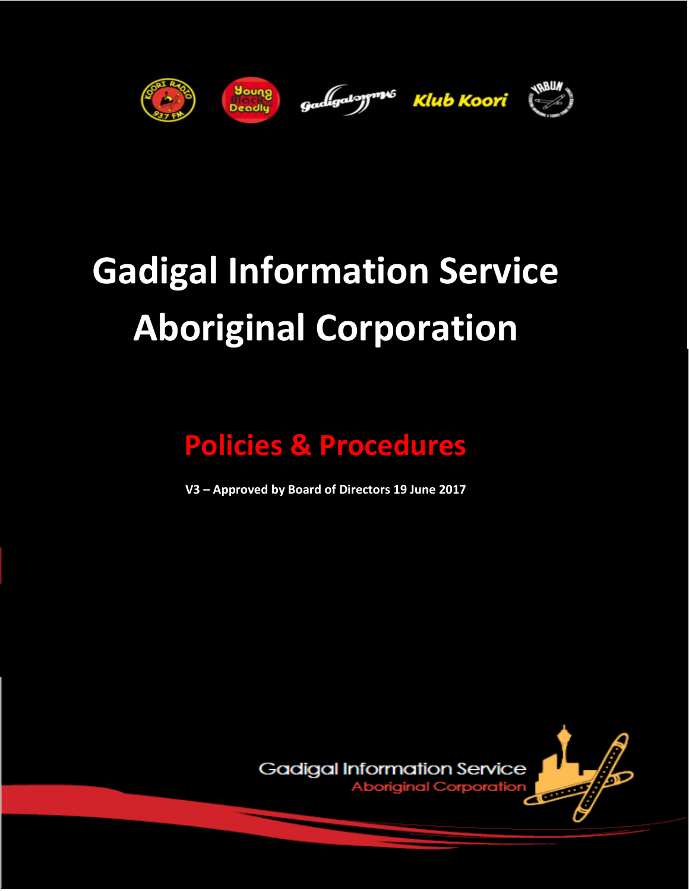# Gadigal Information Service Aboriginal Corporation

## Policies & Procedures

**V3 – Approved by Board of Directors 19 June 2017**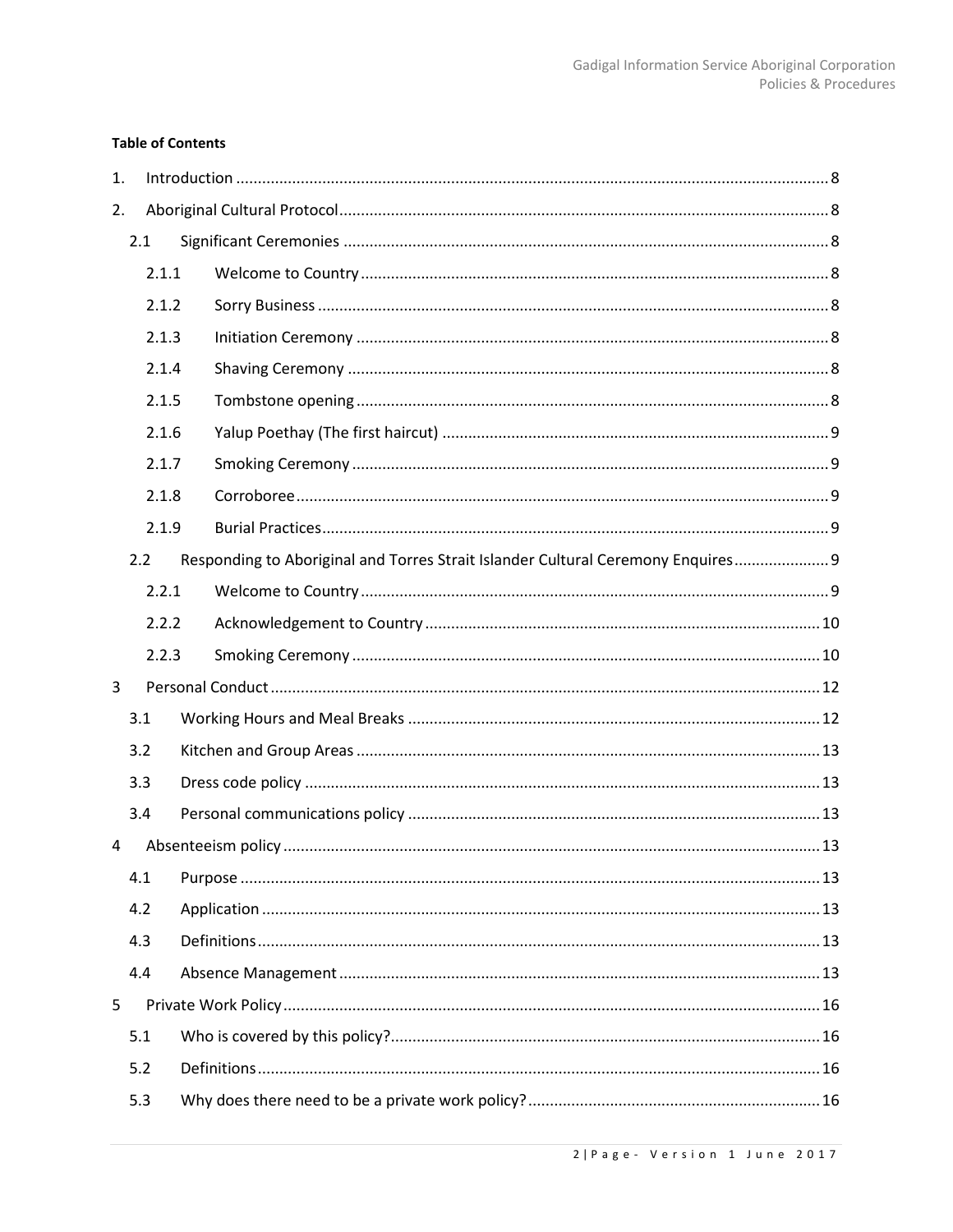**Table of Contents**

1. Introduction ........................................................................................................................................ 8
2. Aboriginal Cultural Protocol ................................................................................................................ 8
   - 2.1 Significant Ceremonies ............................................................................................................... 8
     - 2.1.1 Welcome to Country ........................................................................................................... 8
     - 2.1.2 Sorry Business ..................................................................................................................... 8
     - 2.1.3 Initiation Ceremony ............................................................................................................ 8
     - 2.1.4 Shaving Ceremony .............................................................................................................. 8
     - 2.1.5 Tombstone opening ............................................................................................................ 8
     - 2.1.6 Yalup Poethay (The first haircut) ........................................................................................ 9
     - 2.1.7 Smoking Ceremony ............................................................................................................. 9
     - 2.1.8 Corroboree .......................................................................................................................... 9
     - 2.1.9 Burial Practices .................................................................................................................... 9
   - 2.2 Responding to Aboriginal and Torres Strait Islander Cultural Ceremony Enquires ...................... 9
     - 2.2.1 Welcome to Country ........................................................................................................... 9
     - 2.2.2 Acknowledgement to Country .......................................................................................... 10
     - 2.2.3 Smoking Ceremony ........................................................................................................... 10
3. Personal Conduct .............................................................................................................................. 12
   - 3.1 Working Hours and Meal Breaks ............................................................................................... 12
   - 3.2 Kitchen and Group Areas ........................................................................................................... 13
   - 3.3 Dress code policy ....................................................................................................................... 13
   - 3.4 Personal communications policy ............................................................................................... 13
4. Absenteeism policy ........................................................................................................................... 13
   - 4.1 Purpose ..................................................................................................................................... 13
   - 4.2 Application ................................................................................................................................ 13
   - 4.3 Definitions ................................................................................................................................. 13
   - 4.4 Absence Management ............................................................................................................... 13
5. Private Work Policy ............................................................................................................................ 16
   - 5.1 Who is covered by this policy? .................................................................................................. 16
   - 5.2 Definitions ................................................................................................................................. 16
   - 5.3 Why does there need to be a private work policy? ................................................................... 16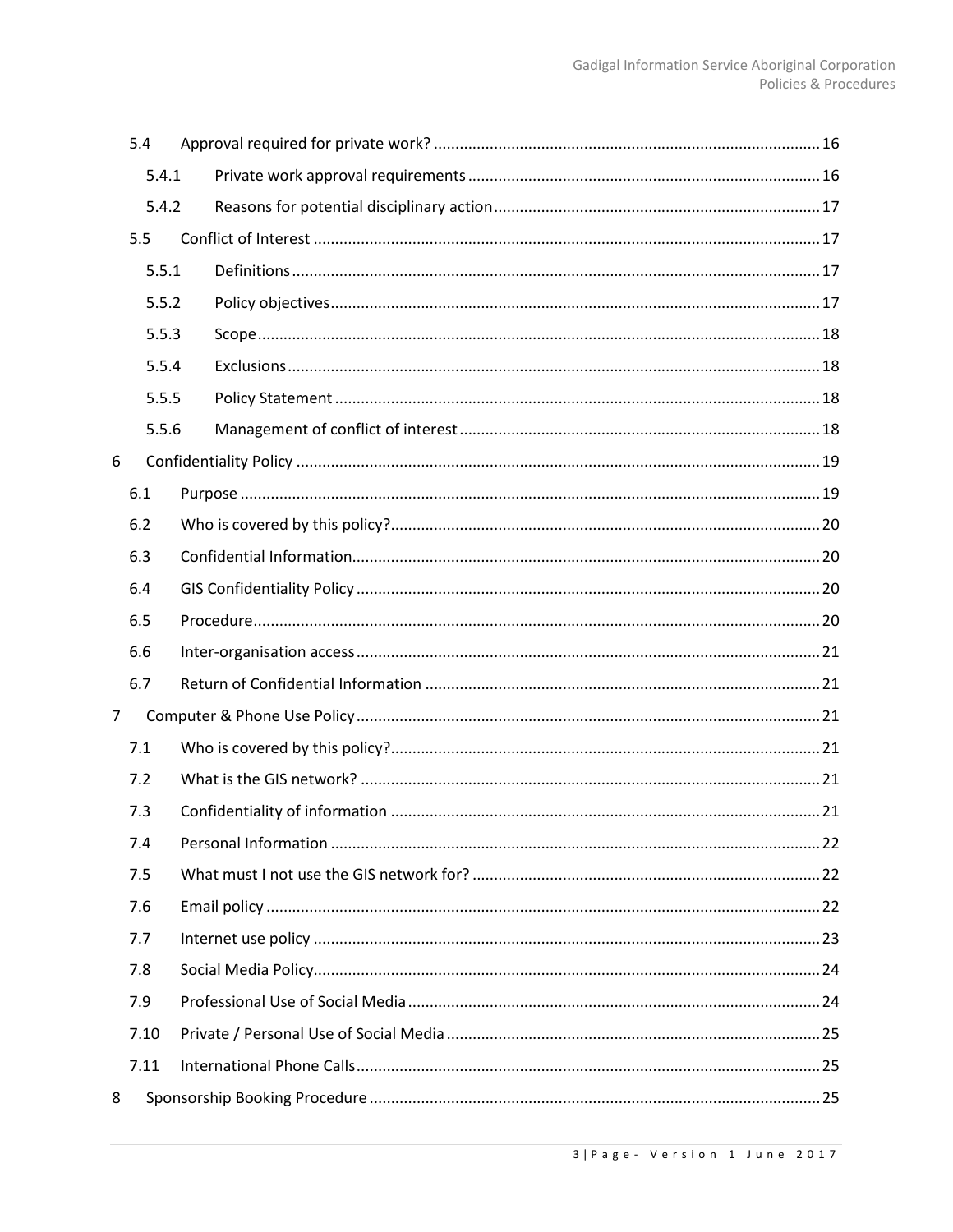| | | |
|---|---|---|
| 5.4 | Approval required for private work? | 16 |
| 5.4.1 | Private work approval requirements | 16 |
| 5.4.2 | Reasons for potential disciplinary action | 17 |
| 5.5 | Conflict of Interest | 17 |
| 5.5.1 | Definitions | 17 |
| 5.5.2 | Policy objectives | 17 |
| 5.5.3 | Scope | 18 |
| 5.5.4 | Exclusions | 18 |
| 5.5.5 | Policy Statement | 18 |
| 5.5.6 | Management of conflict of interest | 18 |
| 6 | Confidentiality Policy | 19 |
| 6.1 | Purpose | 19 |
| 6.2 | Who is covered by this policy? | 20 |
| 6.3 | Confidential Information | 20 |
| 6.4 | GIS Confidentiality Policy | 20 |
| 6.5 | Procedure | 20 |
| 6.6 | Inter-organisation access | 21 |
| 6.7 | Return of Confidential Information | 21 |
| 7 | Computer & Phone Use Policy | 21 |
| 7.1 | Who is covered by this policy? | 21 |
| 7.2 | What is the GIS network? | 21 |
| 7.3 | Confidentiality of information | 21 |
| 7.4 | Personal Information | 22 |
| 7.5 | What must I not use the GIS network for? | 22 |
| 7.6 | Email policy | 22 |
| 7.7 | Internet use policy | 23 |
| 7.8 | Social Media Policy | 24 |
| 7.9 | Professional Use of Social Media | 24 |
| 7.10 | Private / Personal Use of Social Media | 25 |
| 7.11 | International Phone Calls | 25 |
| 8 | Sponsorship Booking Procedure | 25 |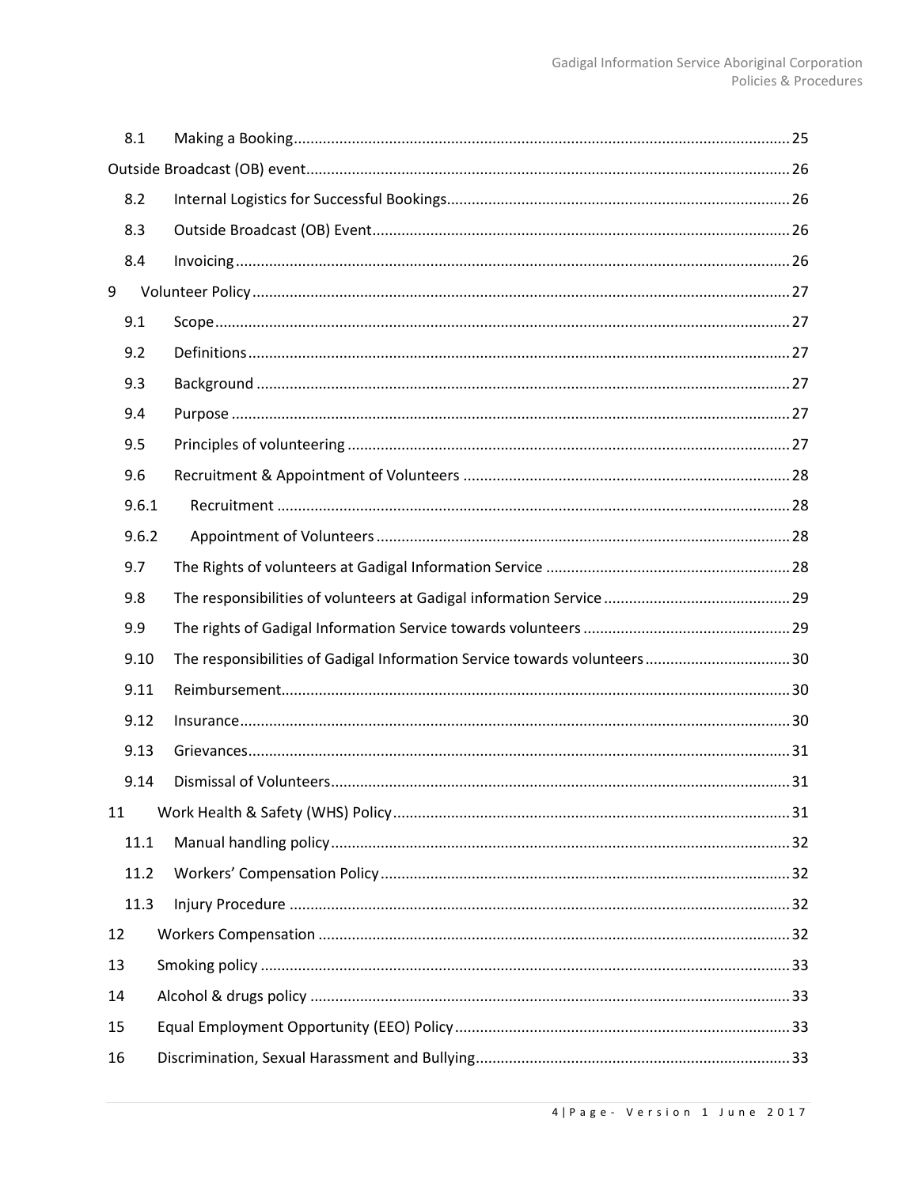8.1 Making a Booking ........................................................................................................ 25

Outside Broadcast (OB) event ..................................................................................................... 26

8.2 Internal Logistics for Successful Bookings ................................................................................. 26

8.3 Outside Broadcast (OB) Event .................................................................................................... 26

8.4 Invoicing ..................................................................................................................................... 26

9 Volunteer Policy ................................................................................................................................. 27

9.1 Scope .......................................................................................................................................... 27

9.2 Definitions .................................................................................................................................. 27

9.3 Background ................................................................................................................................ 27

9.4 Purpose ...................................................................................................................................... 27

9.5 Principles of volunteering .......................................................................................................... 27

9.6 Recruitment & Appointment of Volunteers .............................................................................. 28

9.6.1 Recruitment ........................................................................................................................... 28

9.6.2 Appointment of Volunteers ................................................................................................... 28

9.7 The Rights of volunteers at Gadigal Information Service ........................................................... 28

9.8 The responsibilities of volunteers at Gadigal information Service ............................................ 29

9.9 The rights of Gadigal Information Service towards volunteers ................................................. 29

9.10 The responsibilities of Gadigal Information Service towards volunteers ................................... 30

9.11 Reimbursement .......................................................................................................................... 30

9.12 Insurance .................................................................................................................................... 30

9.13 Grievances .................................................................................................................................. 31

9.14 Dismissal of Volunteers .............................................................................................................. 31

11 Work Health & Safety (WHS) Policy ............................................................................................... 31

11.1 Manual handling policy ............................................................................................................. 32

11.2 Workers' Compensation Policy .................................................................................................. 32

11.3 Injury Procedure ........................................................................................................................ 32

12 Workers Compensation ................................................................................................................. 32

13 Smoking policy ............................................................................................................................... 33

14 Alcohol & drugs policy ................................................................................................................... 33

15 Equal Employment Opportunity (EEO) Policy ................................................................................. 33

16 Discrimination, Sexual Harassment and Bullying ............................................................................ 33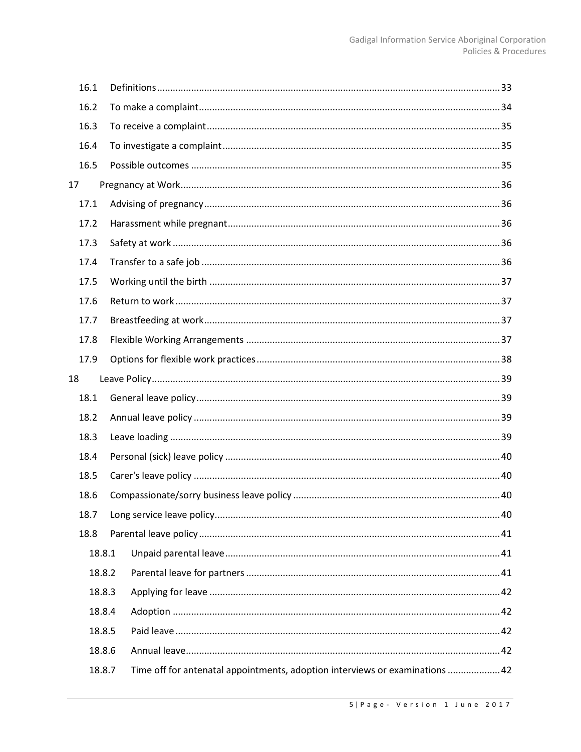| | | |
|---|---|---|
| 16.1 | Definitions | 33 |
| 16.2 | To make a complaint | 34 |
| 16.3 | To receive a complaint | 35 |
| 16.4 | To investigate a complaint | 35 |
| 16.5 | Possible outcomes | 35 |
| 17 | Pregnancy at Work | 36 |
| 17.1 | Advising of pregnancy | 36 |
| 17.2 | Harassment while pregnant | 36 |
| 17.3 | Safety at work | 36 |
| 17.4 | Transfer to a safe job | 36 |
| 17.5 | Working until the birth | 37 |
| 17.6 | Return to work | 37 |
| 17.7 | Breastfeeding at work | 37 |
| 17.8 | Flexible Working Arrangements | 37 |
| 17.9 | Options for flexible work practices | 38 |
| 18 | Leave Policy | 39 |
| 18.1 | General leave policy | 39 |
| 18.2 | Annual leave policy | 39 |
| 18.3 | Leave loading | 39 |
| 18.4 | Personal (sick) leave policy | 40 |
| 18.5 | Carer's leave policy | 40 |
| 18.6 | Compassionate/sorry business leave policy | 40 |
| 18.7 | Long service leave policy | 40 |
| 18.8 | Parental leave policy | 41 |
| 18.8.1 | Unpaid parental leave | 41 |
| 18.8.2 | Parental leave for partners | 41 |
| 18.8.3 | Applying for leave | 42 |
| 18.8.4 | Adoption | 42 |
| 18.8.5 | Paid leave | 42 |
| 18.8.6 | Annual leave | 42 |
| 18.8.7 | Time off for antenatal appointments, adoption interviews or examinations | 42 |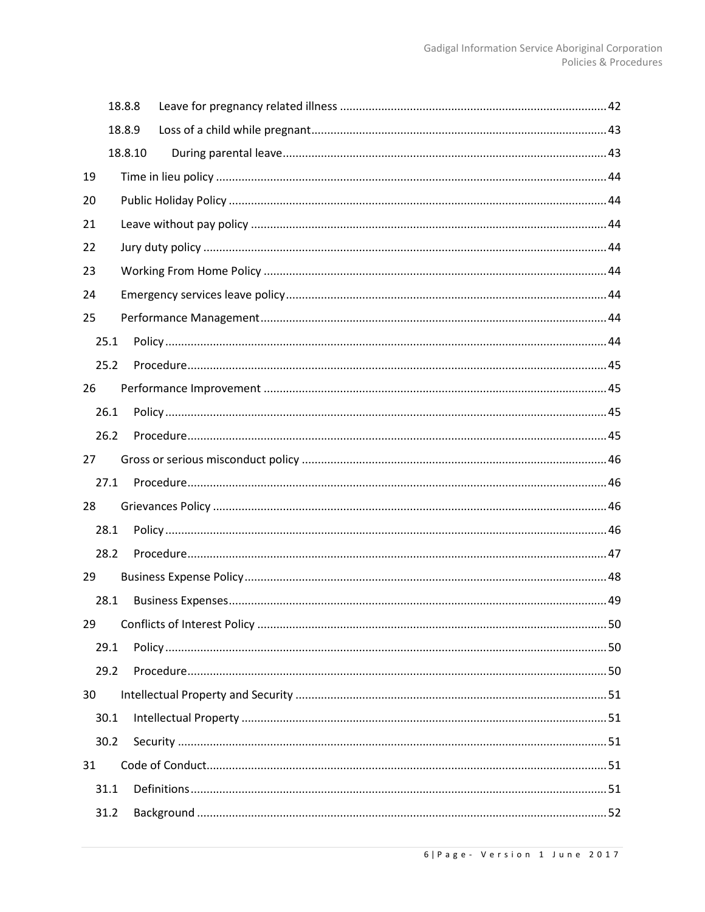| | | |
|---|---|---|
| 18.8.8 | Leave for pregnancy related illness | 42 |
| 18.8.9 | Loss of a child while pregnant | 43 |
| 18.8.10 | During parental leave | 43 |
| 19 | Time in lieu policy | 44 |
| 20 | Public Holiday Policy | 44 |
| 21 | Leave without pay policy | 44 |
| 22 | Jury duty policy | 44 |
| 23 | Working From Home Policy | 44 |
| 24 | Emergency services leave policy | 44 |
| 25 | Performance Management | 44 |
| 25.1 | Policy | 44 |
| 25.2 | Procedure | 45 |
| 26 | Performance Improvement | 45 |
| 26.1 | Policy | 45 |
| 26.2 | Procedure | 45 |
| 27 | Gross or serious misconduct policy | 46 |
| 27.1 | Procedure | 46 |
| 28 | Grievances Policy | 46 |
| 28.1 | Policy | 46 |
| 28.2 | Procedure | 47 |
| 29 | Business Expense Policy | 48 |
| 28.1 | Business Expenses | 49 |
| 29 | Conflicts of Interest Policy | 50 |
| 29.1 | Policy | 50 |
| 29.2 | Procedure | 50 |
| 30 | Intellectual Property and Security | 51 |
| 30.1 | Intellectual Property | 51 |
| 30.2 | Security | 51 |
| 31 | Code of Conduct | 51 |
| 31.1 | Definitions | 51 |
| 31.2 | Background | 52 |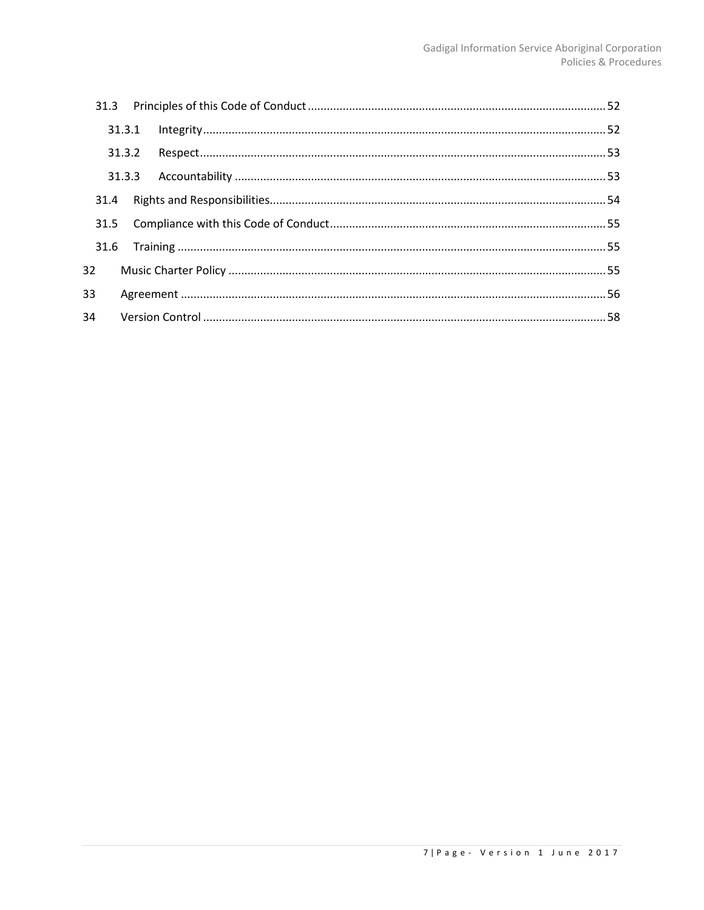- 31.3 Principles of this Code of Conduct ..... 52
  - 31.3.1 Integrity ..... 52
  - 31.3.2 Respect ..... 53
  - 31.3.3 Accountability ..... 53
- 31.4 Rights and Responsibilities ..... 54
- 31.5 Compliance with this Code of Conduct ..... 55
- 31.6 Training ..... 55

32 Music Charter Policy ..... 55

33 Agreement ..... 56

34 Version Control ..... 58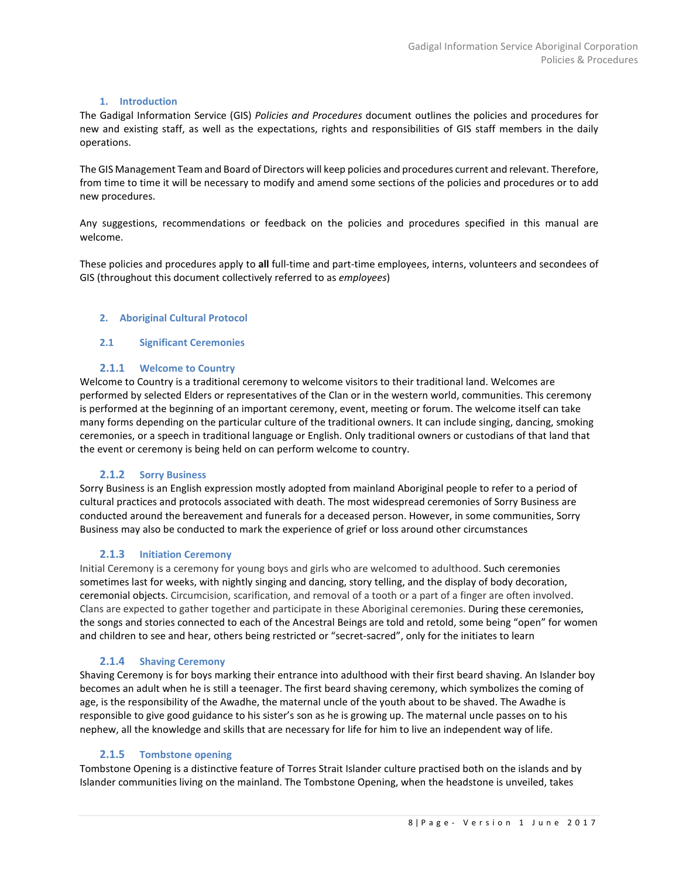## 1. Introduction

The Gadigal Information Service (GIS) *Policies and Procedures* document outlines the policies and procedures for new and existing staff, as well as the expectations, rights and responsibilities of GIS staff members in the daily operations.

The GIS Management Team and Board of Directors will keep policies and procedures current and relevant. Therefore, from time to time it will be necessary to modify and amend some sections of the policies and procedures or to add new procedures.

Any suggestions, recommendations or feedback on the policies and procedures specified in this manual are welcome.

These policies and procedures apply to **all** full-time and part-time employees, interns, volunteers and secondees of GIS (throughout this document collectively referred to as *employees*)

## 2. Aboriginal Cultural Protocol

### 2.1 Significant Ceremonies

#### 2.1.1 Welcome to Country

Welcome to Country is a traditional ceremony to welcome visitors to their traditional land. Welcomes are performed by selected Elders or representatives of the Clan or in the western world, communities. This ceremony is performed at the beginning of an important ceremony, event, meeting or forum. The welcome itself can take many forms depending on the particular culture of the traditional owners. It can include singing, dancing, smoking ceremonies, or a speech in traditional language or English. Only traditional owners or custodians of that land that the event or ceremony is being held on can perform welcome to country.

#### 2.1.2 Sorry Business

Sorry Business is an English expression mostly adopted from mainland Aboriginal people to refer to a period of cultural practices and protocols associated with death. The most widespread ceremonies of Sorry Business are conducted around the bereavement and funerals for a deceased person. However, in some communities, Sorry Business may also be conducted to mark the experience of grief or loss around other circumstances

#### 2.1.3 Initiation Ceremony

Initial Ceremony is a ceremony for young boys and girls who are welcomed to adulthood. Such ceremonies sometimes last for weeks, with nightly singing and dancing, story telling, and the display of body decoration, ceremonial objects. Circumcision, scarification, and removal of a tooth or a part of a finger are often involved. Clans are expected to gather together and participate in these Aboriginal ceremonies. During these ceremonies, the songs and stories connected to each of the Ancestral Beings are told and retold, some being "open" for women and children to see and hear, others being restricted or "secret-sacred", only for the initiates to learn

#### 2.1.4 Shaving Ceremony

Shaving Ceremony is for boys marking their entrance into adulthood with their first beard shaving. An Islander boy becomes an adult when he is still a teenager. The first beard shaving ceremony, which symbolizes the coming of age, is the responsibility of the Awadhe, the maternal uncle of the youth about to be shaved. The Awadhe is responsible to give good guidance to his sister's son as he is growing up. The maternal uncle passes on to his nephew, all the knowledge and skills that are necessary for life for him to live an independent way of life.

#### 2.1.5 Tombstone opening

Tombstone Opening is a distinctive feature of Torres Strait Islander culture practised both on the islands and by Islander communities living on the mainland. The Tombstone Opening, when the headstone is unveiled, takes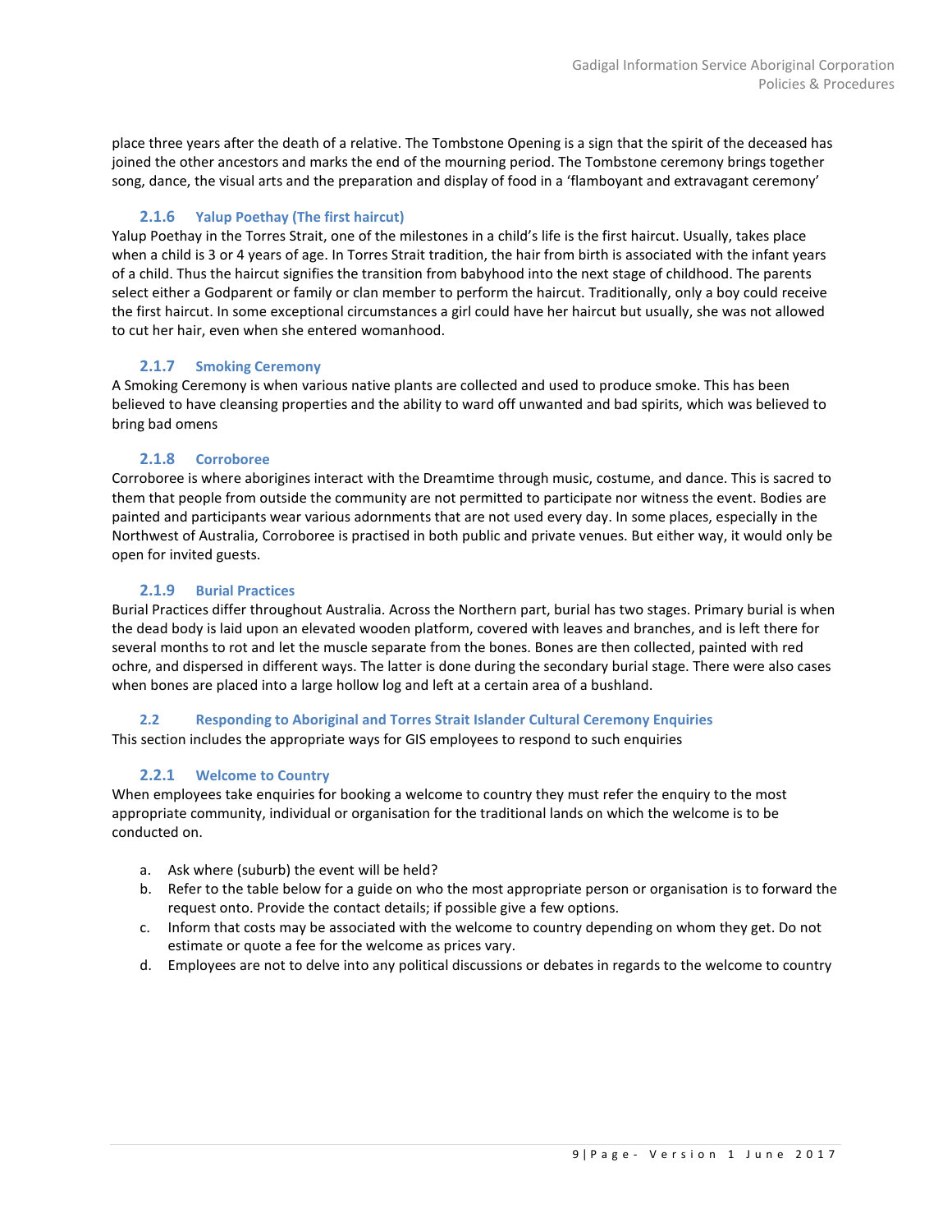place three years after the death of a relative. The Tombstone Opening is a sign that the spirit of the deceased has joined the other ancestors and marks the end of the mourning period. The Tombstone ceremony brings together song, dance, the visual arts and the preparation and display of food in a 'flamboyant and extravagant ceremony'

### 2.1.6 Yalup Poethay (The first haircut)

Yalup Poethay in the Torres Strait, one of the milestones in a child's life is the first haircut. Usually, takes place when a child is 3 or 4 years of age. In Torres Strait tradition, the hair from birth is associated with the infant years of a child. Thus the haircut signifies the transition from babyhood into the next stage of childhood. The parents select either a Godparent or family or clan member to perform the haircut. Traditionally, only a boy could receive the first haircut. In some exceptional circumstances a girl could have her haircut but usually, she was not allowed to cut her hair, even when she entered womanhood.

### 2.1.7 Smoking Ceremony

A Smoking Ceremony is when various native plants are collected and used to produce smoke. This has been believed to have cleansing properties and the ability to ward off unwanted and bad spirits, which was believed to bring bad omens

### 2.1.8 Corroboree

Corroboree is where aborigines interact with the Dreamtime through music, costume, and dance. This is sacred to them that people from outside the community are not permitted to participate nor witness the event. Bodies are painted and participants wear various adornments that are not used every day. In some places, especially in the Northwest of Australia, Corroboree is practised in both public and private venues. But either way, it would only be open for invited guests.

### 2.1.9 Burial Practices

Burial Practices differ throughout Australia. Across the Northern part, burial has two stages. Primary burial is when the dead body is laid upon an elevated wooden platform, covered with leaves and branches, and is left there for several months to rot and let the muscle separate from the bones. Bones are then collected, painted with red ochre, and dispersed in different ways. The latter is done during the secondary burial stage. There were also cases when bones are placed into a large hollow log and left at a certain area of a bushland.

## 2.2 Responding to Aboriginal and Torres Strait Islander Cultural Ceremony Enquiries

This section includes the appropriate ways for GIS employees to respond to such enquiries

### 2.2.1 Welcome to Country

When employees take enquiries for booking a welcome to country they must refer the enquiry to the most appropriate community, individual or organisation for the traditional lands on which the welcome is to be conducted on.

a. Ask where (suburb) the event will be held?
b. Refer to the table below for a guide on who the most appropriate person or organisation is to forward the request onto. Provide the contact details; if possible give a few options.
c. Inform that costs may be associated with the welcome to country depending on whom they get. Do not estimate or quote a fee for the welcome as prices vary.
d. Employees are not to delve into any political discussions or debates in regards to the welcome to country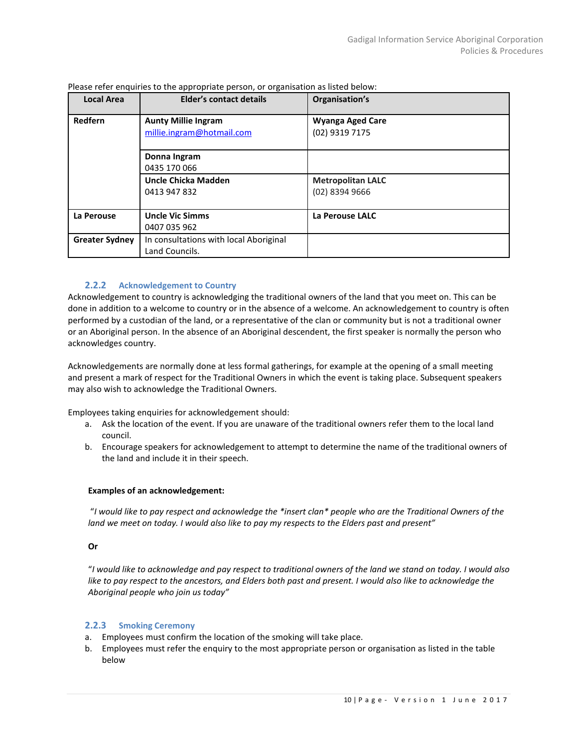Please refer enquiries to the appropriate person, or organisation as listed below:

| Local Area | Elder's contact details | Organisation's |
| --- | --- | --- |
| **Redfern** | **Aunty Millie Ingram**<br>millie.ingram@hotmail.com | **Wyanga Aged Care**<br>(02) 9319 7175 |
| | **Donna Ingram**<br>0435 170 066 | |
| | **Uncle Chicka Madden**<br>0413 947 832 | **Metropolitan LALC**<br>(02) 8394 9666 |
| **La Perouse** | **Uncle Vic Simms**<br>0407 035 962 | **La Perouse LALC** |
| **Greater Sydney** | In consultations with local Aboriginal Land Councils. | |

### 2.2.2 Acknowledgement to Country

Acknowledgement to country is acknowledging the traditional owners of the land that you meet on. This can be done in addition to a welcome to country or in the absence of a welcome. An acknowledgement to country is often performed by a custodian of the land, or a representative of the clan or community but is not a traditional owner or an Aboriginal person. In the absence of an Aboriginal descendent, the first speaker is normally the person who acknowledges country.

Acknowledgements are normally done at less formal gatherings, for example at the opening of a small meeting and present a mark of respect for the Traditional Owners in which the event is taking place. Subsequent speakers may also wish to acknowledge the Traditional Owners.

Employees taking enquiries for acknowledgement should:

a. Ask the location of the event. If you are unaware of the traditional owners refer them to the local land council.
b. Encourage speakers for acknowledgement to attempt to determine the name of the traditional owners of the land and include it in their speech.

**Examples of an acknowledgement:**

*"I would like to pay respect and acknowledge the *insert clan* people who are the Traditional Owners of the land we meet on today. I would also like to pay my respects to the Elders past and present"*

**Or**

*"I would like to acknowledge and pay respect to traditional owners of the land we stand on today. I would also like to pay respect to the ancestors, and Elders both past and present. I would also like to acknowledge the Aboriginal people who join us today"*

### 2.2.3 Smoking Ceremony

a. Employees must confirm the location of the smoking will take place.
b. Employees must refer the enquiry to the most appropriate person or organisation as listed in the table below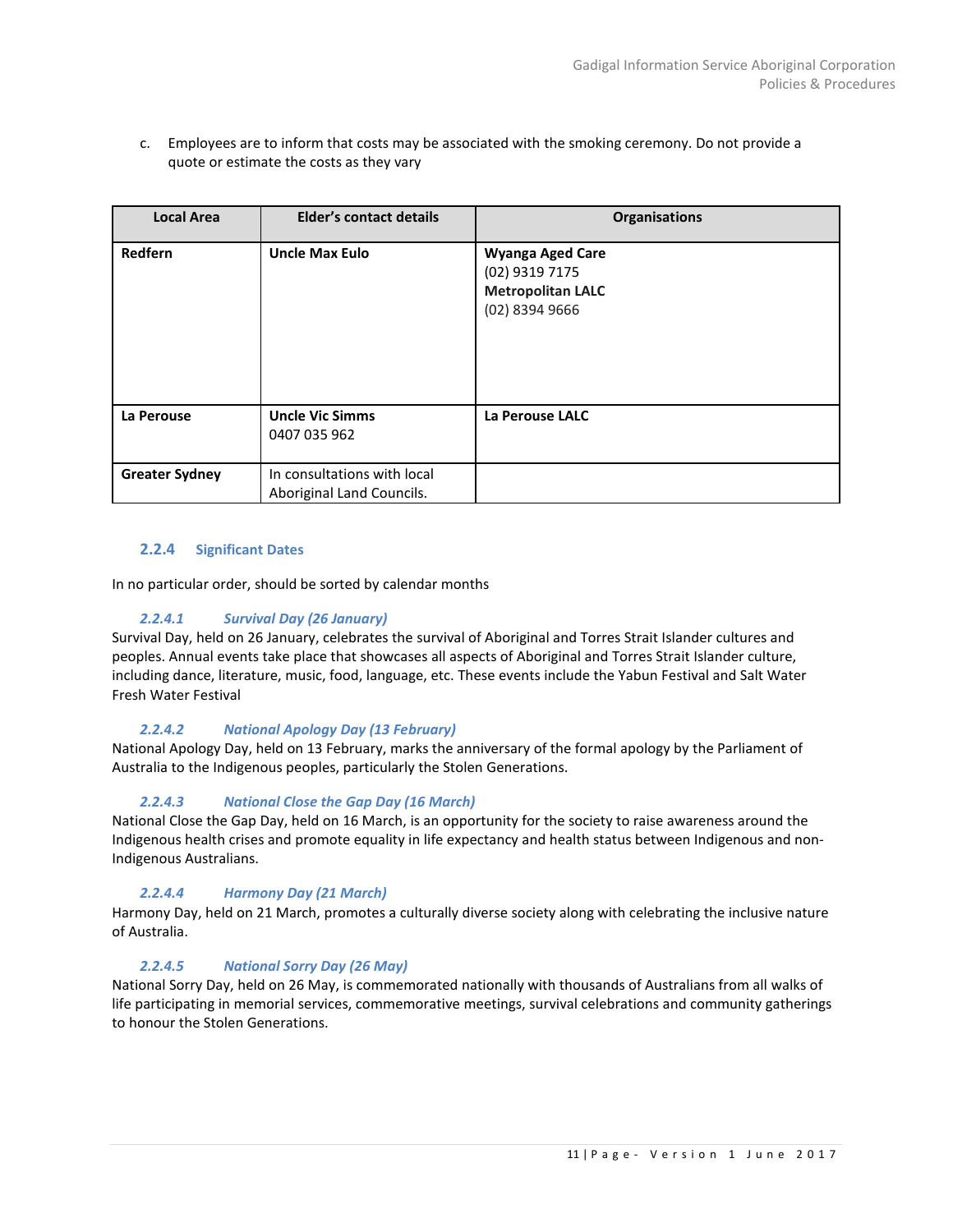c. Employees are to inform that costs may be associated with the smoking ceremony. Do not provide a quote or estimate the costs as they vary

| Local Area | Elder's contact details | Organisations |
|---|---|---|
| **Redfern** | **Uncle Max Eulo** | **Wyanga Aged Care**<br>(02) 9319 7175<br>**Metropolitan LALC**<br>(02) 8394 9666 |
| **La Perouse** | **Uncle Vic Simms**<br>0407 035 962 | **La Perouse LALC** |
| **Greater Sydney** | In consultations with local Aboriginal Land Councils. | |

### 2.2.4 Significant Dates

In no particular order, should be sorted by calendar months

#### *2.2.4.1 Survival Day (26 January)*

Survival Day, held on 26 January, celebrates the survival of Aboriginal and Torres Strait Islander cultures and peoples. Annual events take place that showcases all aspects of Aboriginal and Torres Strait Islander culture, including dance, literature, music, food, language, etc. These events include the Yabun Festival and Salt Water Fresh Water Festival

#### *2.2.4.2 National Apology Day (13 February)*

National Apology Day, held on 13 February, marks the anniversary of the formal apology by the Parliament of Australia to the Indigenous peoples, particularly the Stolen Generations.

#### *2.2.4.3 National Close the Gap Day (16 March)*

National Close the Gap Day, held on 16 March, is an opportunity for the society to raise awareness around the Indigenous health crises and promote equality in life expectancy and health status between Indigenous and non-Indigenous Australians.

#### *2.2.4.4 Harmony Day (21 March)*

Harmony Day, held on 21 March, promotes a culturally diverse society along with celebrating the inclusive nature of Australia.

#### *2.2.4.5 National Sorry Day (26 May)*

National Sorry Day, held on 26 May, is commemorated nationally with thousands of Australians from all walks of life participating in memorial services, commemorative meetings, survival celebrations and community gatherings to honour the Stolen Generations.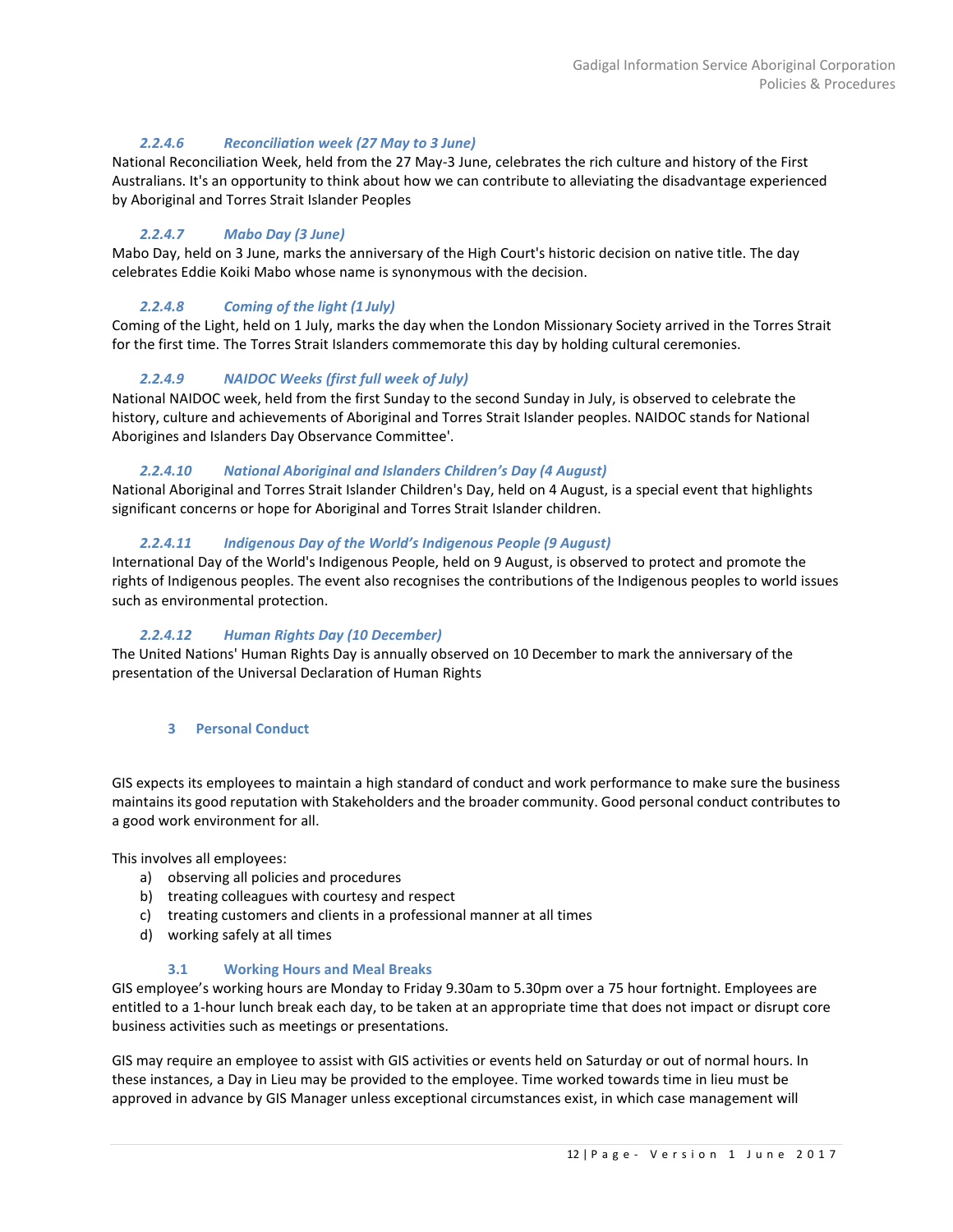#### *2.2.4.6 Reconciliation week (27 May to 3 June)*

National Reconciliation Week, held from the 27 May-3 June, celebrates the rich culture and history of the First Australians. It's an opportunity to think about how we can contribute to alleviating the disadvantage experienced by Aboriginal and Torres Strait Islander Peoples

#### *2.2.4.7 Mabo Day (3 June)*

Mabo Day, held on 3 June, marks the anniversary of the High Court's historic decision on native title. The day celebrates Eddie Koiki Mabo whose name is synonymous with the decision.

#### *2.2.4.8 Coming of the light (1 July)*

Coming of the Light, held on 1 July, marks the day when the London Missionary Society arrived in the Torres Strait for the first time. The Torres Strait Islanders commemorate this day by holding cultural ceremonies.

#### *2.2.4.9 NAIDOC Weeks (first full week of July)*

National NAIDOC week, held from the first Sunday to the second Sunday in July, is observed to celebrate the history, culture and achievements of Aboriginal and Torres Strait Islander peoples. NAIDOC stands for National Aborigines and Islanders Day Observance Committee'.

#### *2.2.4.10 National Aboriginal and Islanders Children's Day (4 August)*

National Aboriginal and Torres Strait Islander Children's Day, held on 4 August, is a special event that highlights significant concerns or hope for Aboriginal and Torres Strait Islander children.

#### *2.2.4.11 Indigenous Day of the World's Indigenous People (9 August)*

International Day of the World's Indigenous People, held on 9 August, is observed to protect and promote the rights of Indigenous peoples. The event also recognises the contributions of the Indigenous peoples to world issues such as environmental protection.

#### *2.2.4.12 Human Rights Day (10 December)*

The United Nations' Human Rights Day is annually observed on 10 December to mark the anniversary of the presentation of the Universal Declaration of Human Rights

## 3 Personal Conduct

GIS expects its employees to maintain a high standard of conduct and work performance to make sure the business maintains its good reputation with Stakeholders and the broader community. Good personal conduct contributes to a good work environment for all.

This involves all employees:

a) observing all policies and procedures
b) treating colleagues with courtesy and respect
c) treating customers and clients in a professional manner at all times
d) working safely at all times

### 3.1 Working Hours and Meal Breaks

GIS employee's working hours are Monday to Friday 9.30am to 5.30pm over a 75 hour fortnight. Employees are entitled to a 1-hour lunch break each day, to be taken at an appropriate time that does not impact or disrupt core business activities such as meetings or presentations.

GIS may require an employee to assist with GIS activities or events held on Saturday or out of normal hours. In these instances, a Day in Lieu may be provided to the employee. Time worked towards time in lieu must be approved in advance by GIS Manager unless exceptional circumstances exist, in which case management will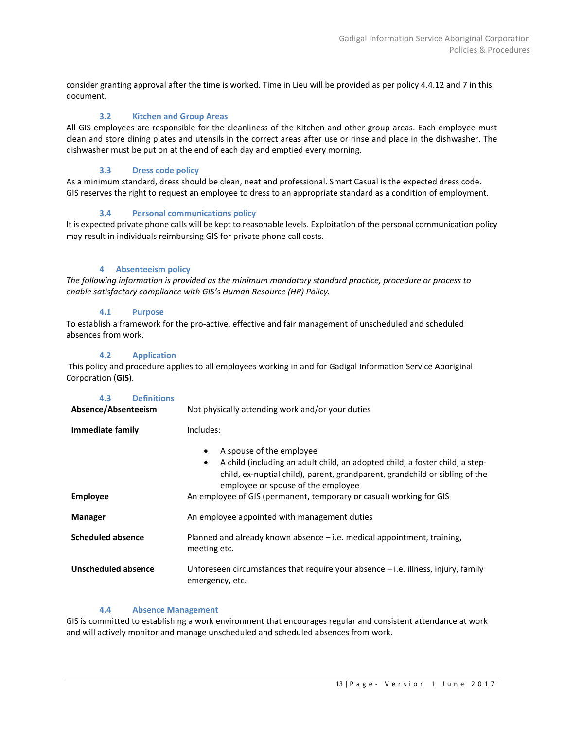consider granting approval after the time is worked. Time in Lieu will be provided as per policy 4.4.12 and 7 in this document.

### 3.2 Kitchen and Group Areas

All GIS employees are responsible for the cleanliness of the Kitchen and other group areas. Each employee must clean and store dining plates and utensils in the correct areas after use or rinse and place in the dishwasher. The dishwasher must be put on at the end of each day and emptied every morning.

### 3.3 Dress code policy

As a minimum standard, dress should be clean, neat and professional. Smart Casual is the expected dress code. GIS reserves the right to request an employee to dress to an appropriate standard as a condition of employment.

### 3.4 Personal communications policy

It is expected private phone calls will be kept to reasonable levels. Exploitation of the personal communication policy may result in individuals reimbursing GIS for private phone call costs.

## 4 Absenteeism policy

*The following information is provided as the minimum mandatory standard practice, procedure or process to enable satisfactory compliance with GIS's Human Resource (HR) Policy.*

### 4.1 Purpose

To establish a framework for the pro-active, effective and fair management of unscheduled and scheduled absences from work.

### 4.2 Application

This policy and procedure applies to all employees working in and for Gadigal Information Service Aboriginal Corporation (**GIS**).

### 4.3 Definitions

| | |
|---|---|
| **Absence/Absenteeism** | Not physically attending work and/or your duties |
| **Immediate family** | Includes:<br>• A spouse of the employee<br>• A child (including an adult child, an adopted child, a foster child, a step-child, ex-nuptial child), parent, grandparent, grandchild or sibling of the employee or spouse of the employee |
| **Employee** | An employee of GIS (permanent, temporary or casual) working for GIS |
| **Manager** | An employee appointed with management duties |
| **Scheduled absence** | Planned and already known absence – i.e. medical appointment, training, meeting etc. |
| **Unscheduled absence** | Unforeseen circumstances that require your absence – i.e. illness, injury, family emergency, etc. |

### 4.4 Absence Management

GIS is committed to establishing a work environment that encourages regular and consistent attendance at work and will actively monitor and manage unscheduled and scheduled absences from work.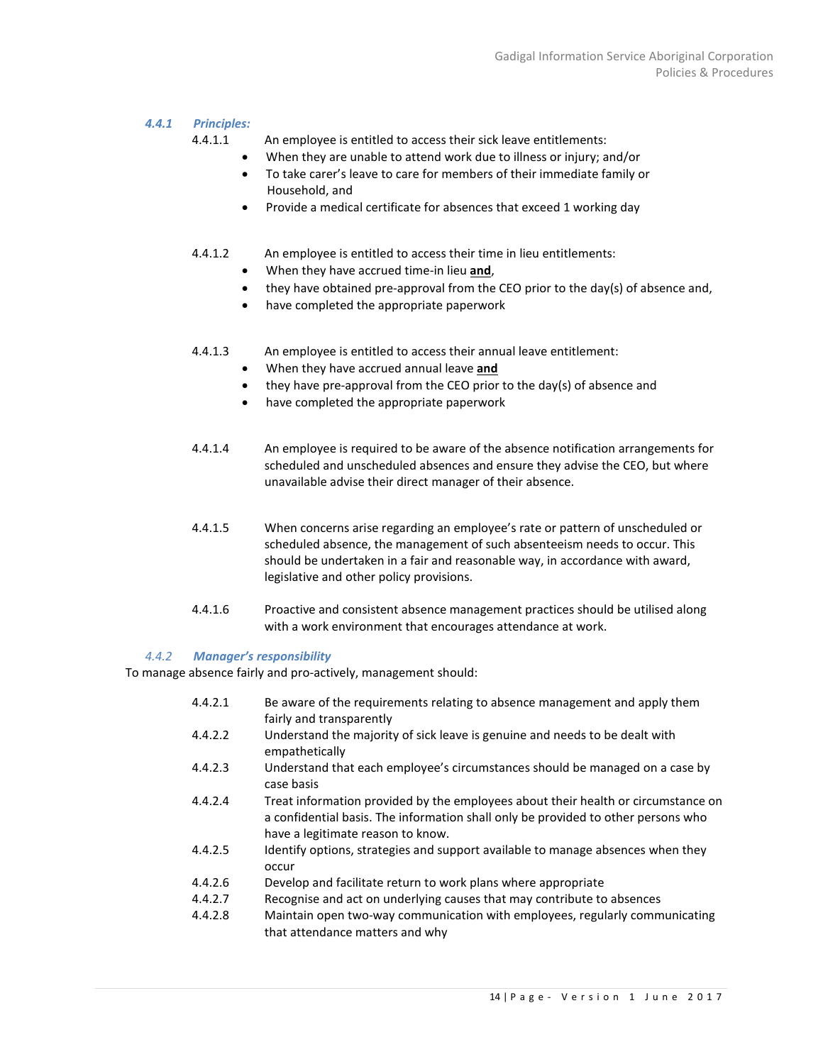### *4.4.1 Principles:*

4.4.1.1 An employee is entitled to access their sick leave entitlements:

- When they are unable to attend work due to illness or injury; and/or
- To take carer's leave to care for members of their immediate family or Household, and
- Provide a medical certificate for absences that exceed 1 working day

4.4.1.2 An employee is entitled to access their time in lieu entitlements:

- When they have accrued time-in lieu **and**,
- they have obtained pre-approval from the CEO prior to the day(s) of absence and,
- have completed the appropriate paperwork

4.4.1.3 An employee is entitled to access their annual leave entitlement:

- When they have accrued annual leave **and**
- they have pre-approval from the CEO prior to the day(s) of absence and
- have completed the appropriate paperwork

4.4.1.4 An employee is required to be aware of the absence notification arrangements for scheduled and unscheduled absences and ensure they advise the CEO, but where unavailable advise their direct manager of their absence.

4.4.1.5 When concerns arise regarding an employee's rate or pattern of unscheduled or scheduled absence, the management of such absenteeism needs to occur. This should be undertaken in a fair and reasonable way, in accordance with award, legislative and other policy provisions.

4.4.1.6 Proactive and consistent absence management practices should be utilised along with a work environment that encourages attendance at work.

### *4.4.2 Manager's responsibility*

To manage absence fairly and pro-actively, management should:

4.4.2.1 Be aware of the requirements relating to absence management and apply them fairly and transparently

4.4.2.2 Understand the majority of sick leave is genuine and needs to be dealt with empathetically

4.4.2.3 Understand that each employee's circumstances should be managed on a case by case basis

4.4.2.4 Treat information provided by the employees about their health or circumstance on a confidential basis. The information shall only be provided to other persons who have a legitimate reason to know.

4.4.2.5 Identify options, strategies and support available to manage absences when they occur

4.4.2.6 Develop and facilitate return to work plans where appropriate

4.4.2.7 Recognise and act on underlying causes that may contribute to absences

4.4.2.8 Maintain open two-way communication with employees, regularly communicating that attendance matters and why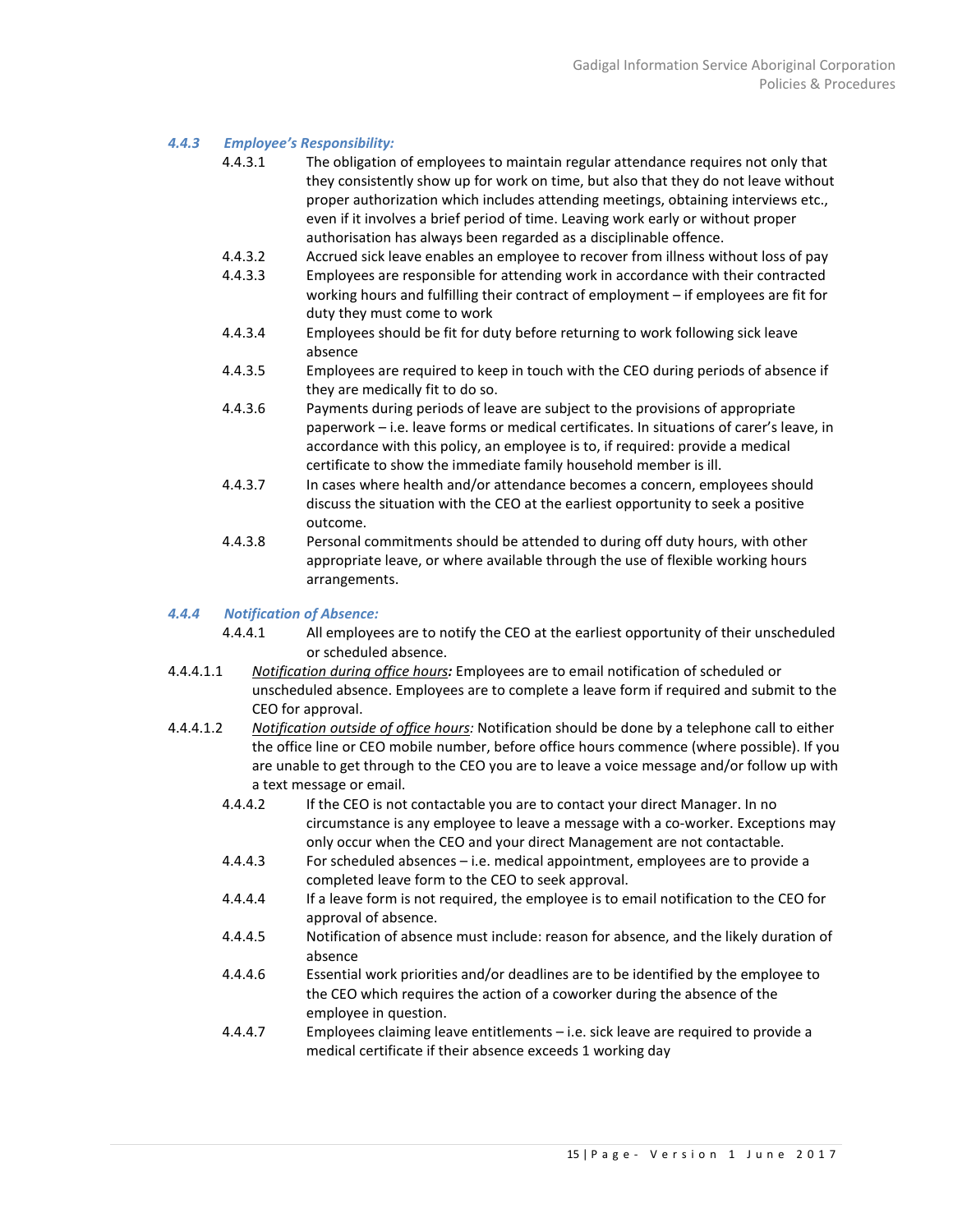#### *4.4.3 Employee's Responsibility:*

4.4.3.1 The obligation of employees to maintain regular attendance requires not only that they consistently show up for work on time, but also that they do not leave without proper authorization which includes attending meetings, obtaining interviews etc., even if it involves a brief period of time. Leaving work early or without proper authorisation has always been regarded as a disciplinable offence.

4.4.3.2 Accrued sick leave enables an employee to recover from illness without loss of pay

4.4.3.3 Employees are responsible for attending work in accordance with their contracted working hours and fulfilling their contract of employment – if employees are fit for duty they must come to work

4.4.3.4 Employees should be fit for duty before returning to work following sick leave absence

4.4.3.5 Employees are required to keep in touch with the CEO during periods of absence if they are medically fit to do so.

4.4.3.6 Payments during periods of leave are subject to the provisions of appropriate paperwork – i.e. leave forms or medical certificates. In situations of carer's leave, in accordance with this policy, an employee is to, if required: provide a medical certificate to show the immediate family household member is ill.

4.4.3.7 In cases where health and/or attendance becomes a concern, employees should discuss the situation with the CEO at the earliest opportunity to seek a positive outcome.

4.4.3.8 Personal commitments should be attended to during off duty hours, with other appropriate leave, or where available through the use of flexible working hours arrangements.

#### *4.4.4 Notification of Absence:*

4.4.4.1 All employees are to notify the CEO at the earliest opportunity of their unscheduled or scheduled absence.

4.4.4.1.1 *Notification during office hours:* Employees are to email notification of scheduled or unscheduled absence. Employees are to complete a leave form if required and submit to the CEO for approval.

4.4.4.1.2 *Notification outside of office hours:* Notification should be done by a telephone call to either the office line or CEO mobile number, before office hours commence (where possible). If you are unable to get through to the CEO you are to leave a voice message and/or follow up with a text message or email.

4.4.4.2 If the CEO is not contactable you are to contact your direct Manager. In no circumstance is any employee to leave a message with a co-worker. Exceptions may only occur when the CEO and your direct Management are not contactable.

4.4.4.3 For scheduled absences – i.e. medical appointment, employees are to provide a completed leave form to the CEO to seek approval.

4.4.4.4 If a leave form is not required, the employee is to email notification to the CEO for approval of absence.

4.4.4.5 Notification of absence must include: reason for absence, and the likely duration of absence

4.4.4.6 Essential work priorities and/or deadlines are to be identified by the employee to the CEO which requires the action of a coworker during the absence of the employee in question.

4.4.4.7 Employees claiming leave entitlements – i.e. sick leave are required to provide a medical certificate if their absence exceeds 1 working day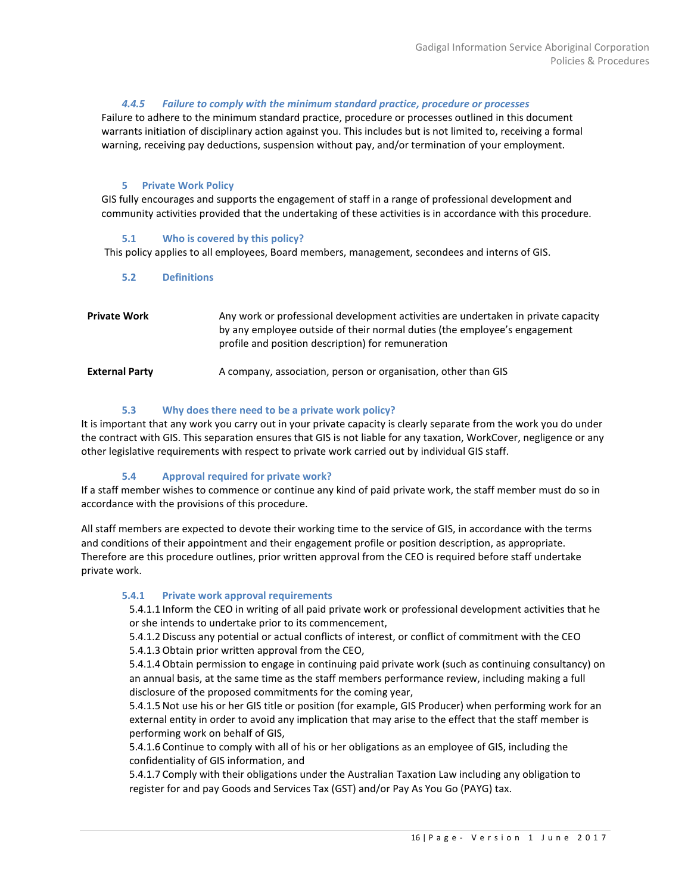#### *4.4.5 Failure to comply with the minimum standard practice, procedure or processes*

Failure to adhere to the minimum standard practice, procedure or processes outlined in this document warrants initiation of disciplinary action against you. This includes but is not limited to, receiving a formal warning, receiving pay deductions, suspension without pay, and/or termination of your employment.

## 5 Private Work Policy

GIS fully encourages and supports the engagement of staff in a range of professional development and community activities provided that the undertaking of these activities is in accordance with this procedure.

### 5.1 Who is covered by this policy?

This policy applies to all employees, Board members, management, secondees and interns of GIS.

### 5.2 Definitions

| | |
|---|---|
| **Private Work** | Any work or professional development activities are undertaken in private capacity by any employee outside of their normal duties (the employee's engagement profile and position description) for remuneration |
| **External Party** | A company, association, person or organisation, other than GIS |

### 5.3 Why does there need to be a private work policy?

It is important that any work you carry out in your private capacity is clearly separate from the work you do under the contract with GIS. This separation ensures that GIS is not liable for any taxation, WorkCover, negligence or any other legislative requirements with respect to private work carried out by individual GIS staff.

### 5.4 Approval required for private work?

If a staff member wishes to commence or continue any kind of paid private work, the staff member must do so in accordance with the provisions of this procedure.

All staff members are expected to devote their working time to the service of GIS, in accordance with the terms and conditions of their appointment and their engagement profile or position description, as appropriate. Therefore are this procedure outlines, prior written approval from the CEO is required before staff undertake private work.

#### 5.4.1 Private work approval requirements

5.4.1.1 Inform the CEO in writing of all paid private work or professional development activities that he or she intends to undertake prior to its commencement,

5.4.1.2 Discuss any potential or actual conflicts of interest, or conflict of commitment with the CEO

5.4.1.3 Obtain prior written approval from the CEO,

5.4.1.4 Obtain permission to engage in continuing paid private work (such as continuing consultancy) on an annual basis, at the same time as the staff members performance review, including making a full disclosure of the proposed commitments for the coming year,

5.4.1.5 Not use his or her GIS title or position (for example, GIS Producer) when performing work for an external entity in order to avoid any implication that may arise to the effect that the staff member is performing work on behalf of GIS,

5.4.1.6 Continue to comply with all of his or her obligations as an employee of GIS, including the confidentiality of GIS information, and

5.4.1.7 Comply with their obligations under the Australian Taxation Law including any obligation to register for and pay Goods and Services Tax (GST) and/or Pay As You Go (PAYG) tax.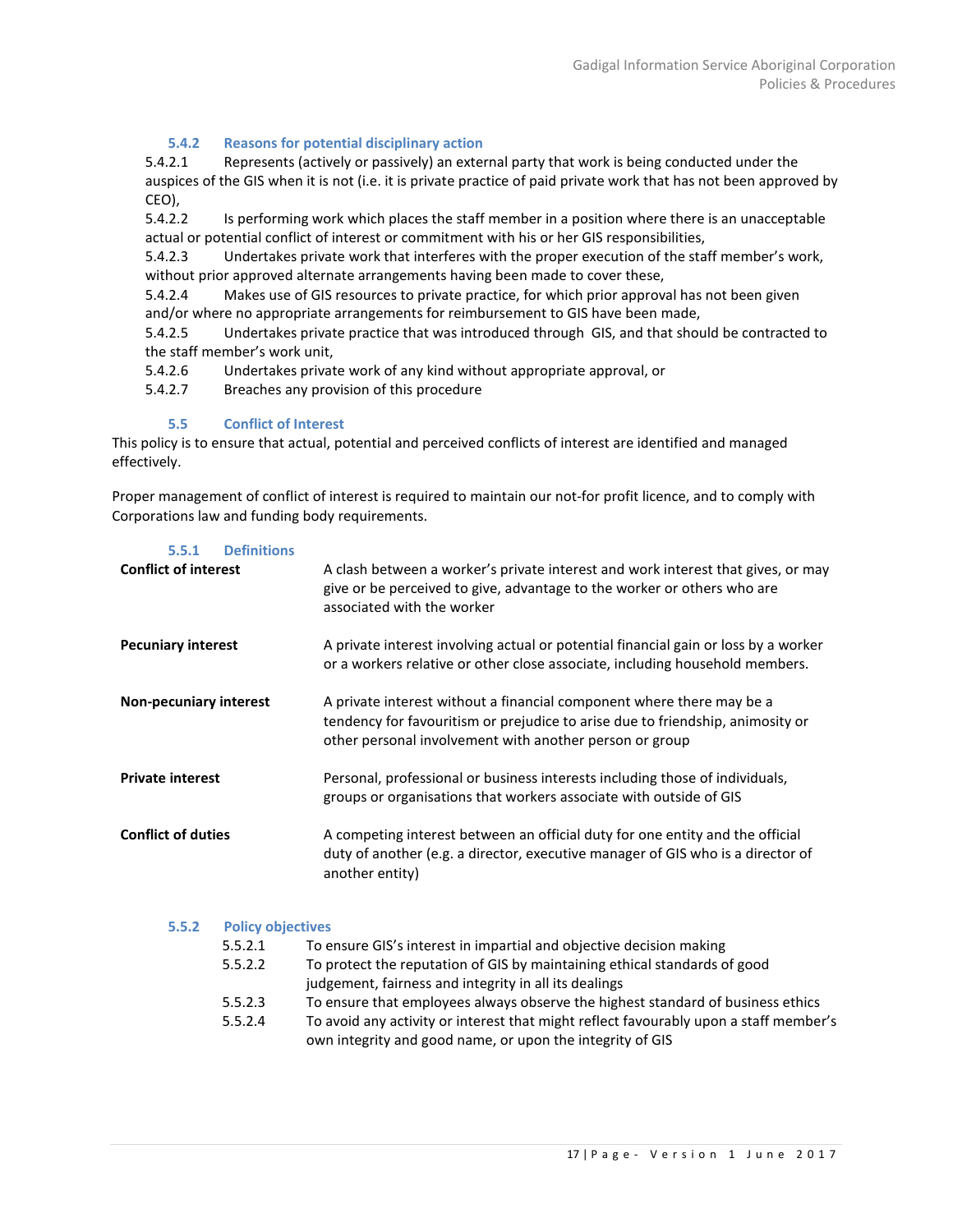#### 5.4.2 Reasons for potential disciplinary action

5.4.2.1 Represents (actively or passively) an external party that work is being conducted under the auspices of the GIS when it is not (i.e. it is private practice of paid private work that has not been approved by CEO),

5.4.2.2 Is performing work which places the staff member in a position where there is an unacceptable actual or potential conflict of interest or commitment with his or her GIS responsibilities,

5.4.2.3 Undertakes private work that interferes with the proper execution of the staff member's work, without prior approved alternate arrangements having been made to cover these,

5.4.2.4 Makes use of GIS resources to private practice, for which prior approval has not been given and/or where no appropriate arrangements for reimbursement to GIS have been made,

5.4.2.5 Undertakes private practice that was introduced through GIS, and that should be contracted to the staff member's work unit,

5.4.2.6 Undertakes private work of any kind without appropriate approval, or

5.4.2.7 Breaches any provision of this procedure

### 5.5 Conflict of Interest

This policy is to ensure that actual, potential and perceived conflicts of interest are identified and managed effectively.

Proper management of conflict of interest is required to maintain our not-for profit licence, and to comply with Corporations law and funding body requirements.

#### 5.5.1 Definitions

| | |
|---|---|
| **Conflict of interest** | A clash between a worker's private interest and work interest that gives, or may give or be perceived to give, advantage to the worker or others who are associated with the worker |
| **Pecuniary interest** | A private interest involving actual or potential financial gain or loss by a worker or a workers relative or other close associate, including household members. |
| **Non-pecuniary interest** | A private interest without a financial component where there may be a tendency for favouritism or prejudice to arise due to friendship, animosity or other personal involvement with another person or group |
| **Private interest** | Personal, professional or business interests including those of individuals, groups or organisations that workers associate with outside of GIS |
| **Conflict of duties** | A competing interest between an official duty for one entity and the official duty of another (e.g. a director, executive manager of GIS who is a director of another entity) |

#### 5.5.2 Policy objectives

5.5.2.1 To ensure GIS's interest in impartial and objective decision making

5.5.2.2 To protect the reputation of GIS by maintaining ethical standards of good judgement, fairness and integrity in all its dealings

5.5.2.3 To ensure that employees always observe the highest standard of business ethics

5.5.2.4 To avoid any activity or interest that might reflect favourably upon a staff member's own integrity and good name, or upon the integrity of GIS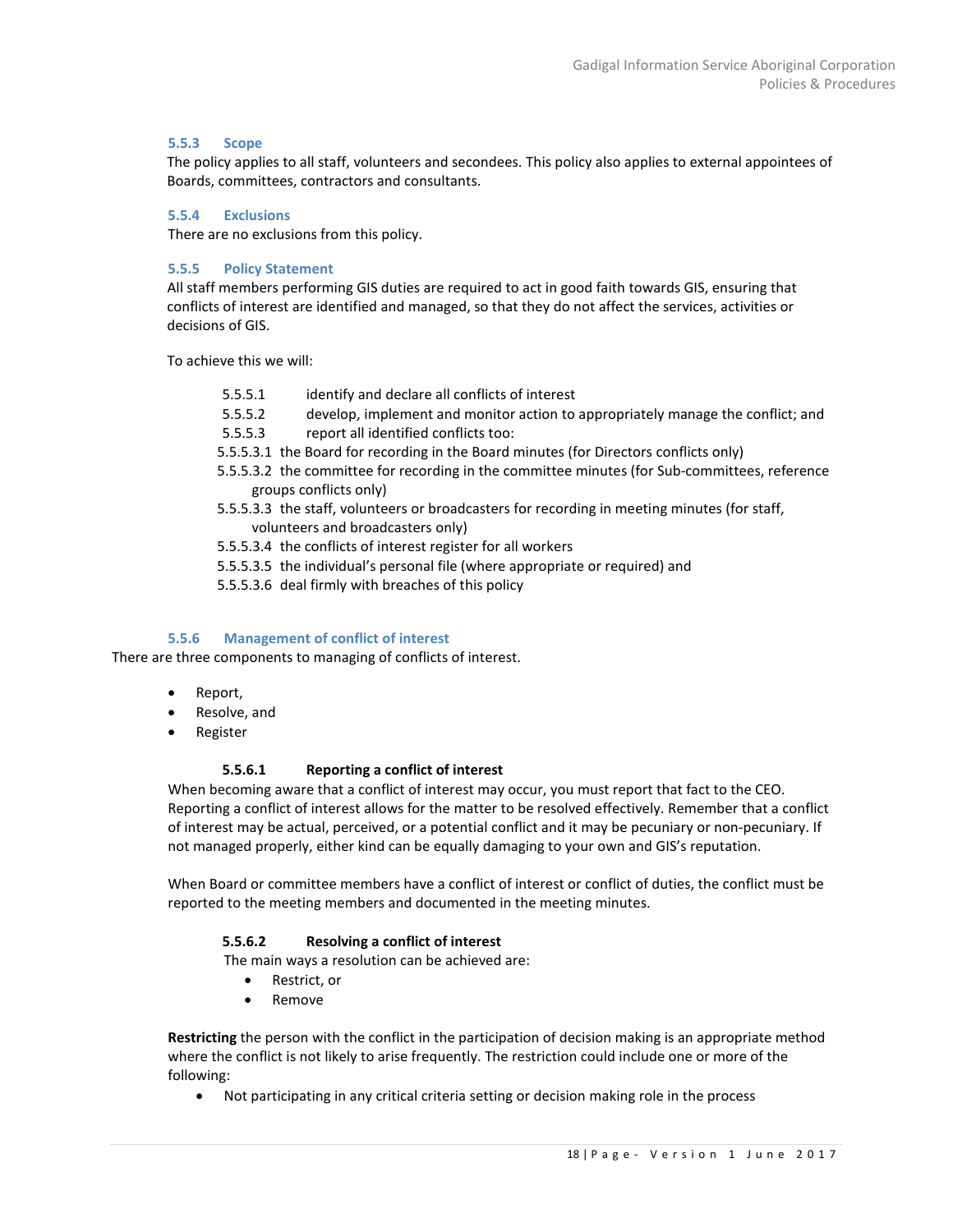### 5.5.3 Scope

The policy applies to all staff, volunteers and secondees. This policy also applies to external appointees of Boards, committees, contractors and consultants.

### 5.5.4 Exclusions

There are no exclusions from this policy.

### 5.5.5 Policy Statement

All staff members performing GIS duties are required to act in good faith towards GIS, ensuring that conflicts of interest are identified and managed, so that they do not affect the services, activities or decisions of GIS.

To achieve this we will:

5.5.5.1 identify and declare all conflicts of interest

5.5.5.2 develop, implement and monitor action to appropriately manage the conflict; and

5.5.5.3 report all identified conflicts too:

5.5.5.3.1 the Board for recording in the Board minutes (for Directors conflicts only)

5.5.5.3.2 the committee for recording in the committee minutes (for Sub-committees, reference groups conflicts only)

5.5.5.3.3 the staff, volunteers or broadcasters for recording in meeting minutes (for staff, volunteers and broadcasters only)

5.5.5.3.4 the conflicts of interest register for all workers

5.5.5.3.5 the individual's personal file (where appropriate or required) and

5.5.5.3.6 deal firmly with breaches of this policy

### 5.5.6 Management of conflict of interest

There are three components to managing of conflicts of interest.

- Report,
- Resolve, and
- Register

#### 5.5.6.1 Reporting a conflict of interest

When becoming aware that a conflict of interest may occur, you must report that fact to the CEO. Reporting a conflict of interest allows for the matter to be resolved effectively. Remember that a conflict of interest may be actual, perceived, or a potential conflict and it may be pecuniary or non-pecuniary. If not managed properly, either kind can be equally damaging to your own and GIS's reputation.

When Board or committee members have a conflict of interest or conflict of duties, the conflict must be reported to the meeting members and documented in the meeting minutes.

#### 5.5.6.2 Resolving a conflict of interest

The main ways a resolution can be achieved are:

- Restrict, or
- Remove

**Restricting** the person with the conflict in the participation of decision making is an appropriate method where the conflict is not likely to arise frequently. The restriction could include one or more of the following:

- Not participating in any critical criteria setting or decision making role in the process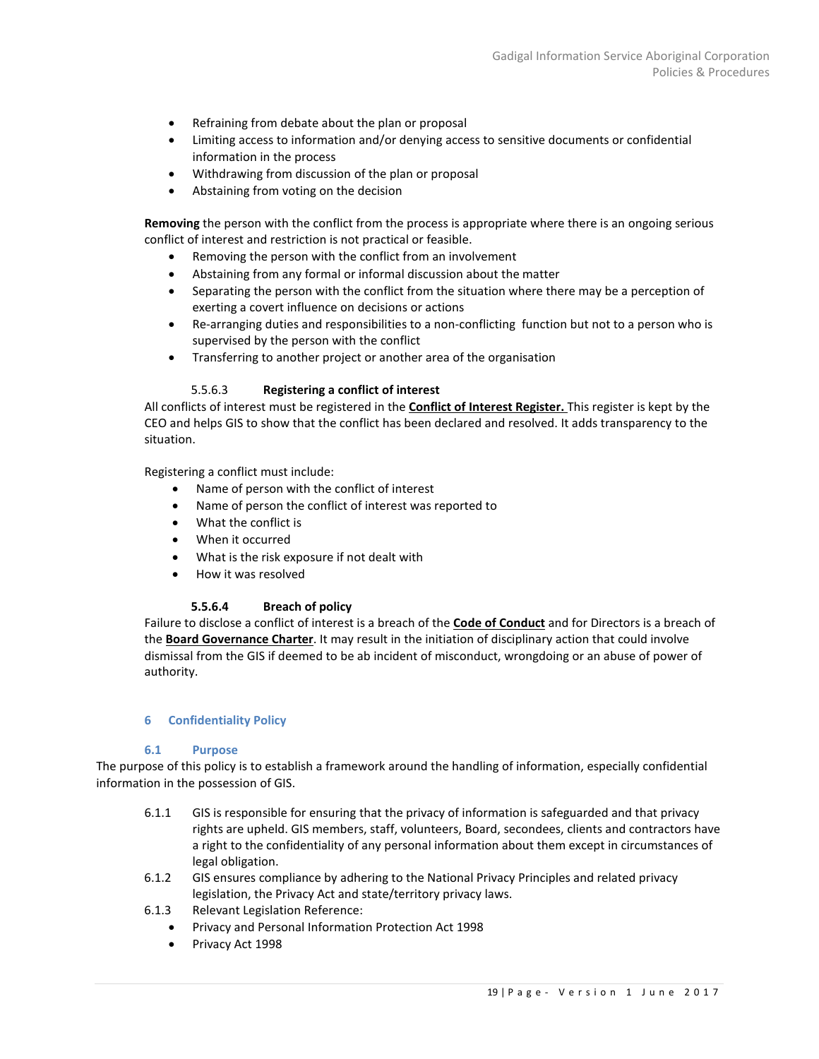- Refraining from debate about the plan or proposal
- Limiting access to information and/or denying access to sensitive documents or confidential information in the process
- Withdrawing from discussion of the plan or proposal
- Abstaining from voting on the decision

**Removing** the person with the conflict from the process is appropriate where there is an ongoing serious conflict of interest and restriction is not practical or feasible.

- Removing the person with the conflict from an involvement
- Abstaining from any formal or informal discussion about the matter
- Separating the person with the conflict from the situation where there may be a perception of exerting a covert influence on decisions or actions
- Re-arranging duties and responsibilities to a non-conflicting function but not to a person who is supervised by the person with the conflict
- Transferring to another project or another area of the organisation

#### 5.5.6.3 **Registering a conflict of interest**

All conflicts of interest must be registered in the **Conflict of Interest Register.** This register is kept by the CEO and helps GIS to show that the conflict has been declared and resolved. It adds transparency to the situation.

Registering a conflict must include:

- Name of person with the conflict of interest
- Name of person the conflict of interest was reported to
- What the conflict is
- When it occurred
- What is the risk exposure if not dealt with
- How it was resolved

#### **5.5.6.4 Breach of policy**

Failure to disclose a conflict of interest is a breach of the **Code of Conduct** and for Directors is a breach of the **Board Governance Charter**. It may result in the initiation of disciplinary action that could involve dismissal from the GIS if deemed to be ab incident of misconduct, wrongdoing or an abuse of power of authority.

## 6 Confidentiality Policy

### 6.1 Purpose

The purpose of this policy is to establish a framework around the handling of information, especially confidential information in the possession of GIS.

6.1.1 GIS is responsible for ensuring that the privacy of information is safeguarded and that privacy rights are upheld. GIS members, staff, volunteers, Board, secondees, clients and contractors have a right to the confidentiality of any personal information about them except in circumstances of legal obligation.

6.1.2 GIS ensures compliance by adhering to the National Privacy Principles and related privacy legislation, the Privacy Act and state/territory privacy laws.

6.1.3 Relevant Legislation Reference:

- Privacy and Personal Information Protection Act 1998
- Privacy Act 1998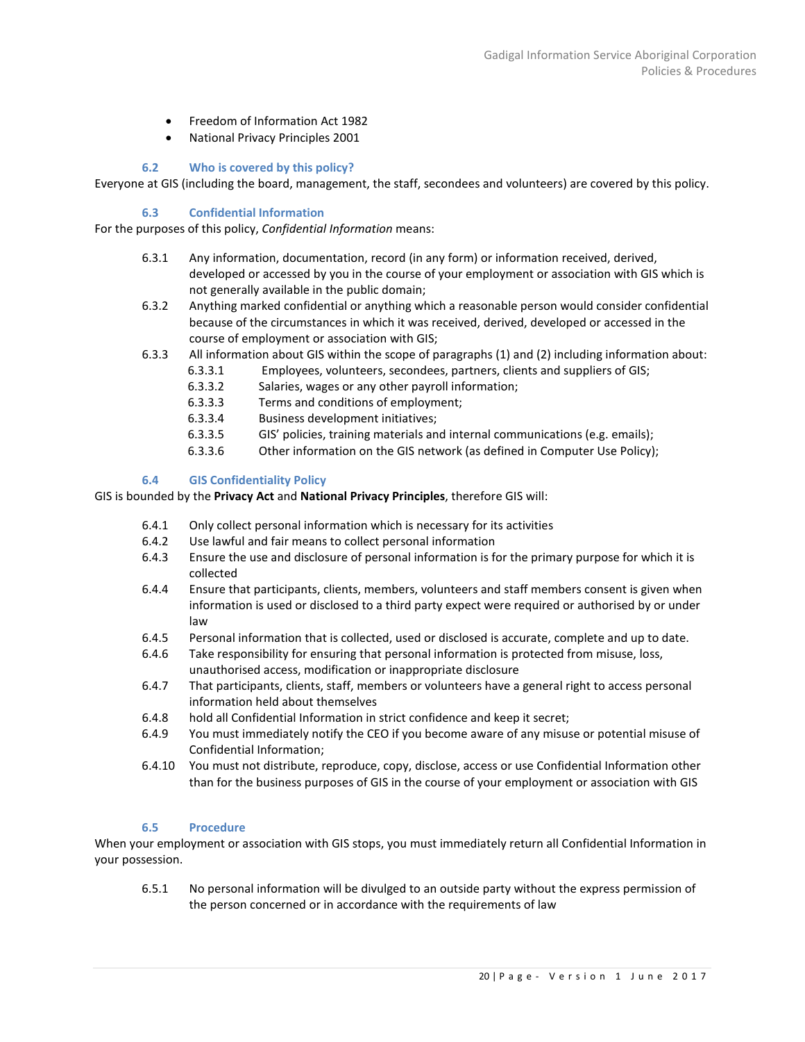- Freedom of Information Act 1982
- National Privacy Principles 2001

### 6.2 Who is covered by this policy?

Everyone at GIS (including the board, management, the staff, secondees and volunteers) are covered by this policy.

### 6.3 Confidential Information

For the purposes of this policy, *Confidential Information* means:

6.3.1 Any information, documentation, record (in any form) or information received, derived, developed or accessed by you in the course of your employment or association with GIS which is not generally available in the public domain;

6.3.2 Anything marked confidential or anything which a reasonable person would consider confidential because of the circumstances in which it was received, derived, developed or accessed in the course of employment or association with GIS;

6.3.3 All information about GIS within the scope of paragraphs (1) and (2) including information about:

- 6.3.3.1 Employees, volunteers, secondees, partners, clients and suppliers of GIS;
- 6.3.3.2 Salaries, wages or any other payroll information;
- 6.3.3.3 Terms and conditions of employment;
- 6.3.3.4 Business development initiatives;
- 6.3.3.5 GIS' policies, training materials and internal communications (e.g. emails);
- 6.3.3.6 Other information on the GIS network (as defined in Computer Use Policy);

### 6.4 GIS Confidentiality Policy

GIS is bounded by the **Privacy Act** and **National Privacy Principles**, therefore GIS will:

6.4.1 Only collect personal information which is necessary for its activities

6.4.2 Use lawful and fair means to collect personal information

6.4.3 Ensure the use and disclosure of personal information is for the primary purpose for which it is collected

6.4.4 Ensure that participants, clients, members, volunteers and staff members consent is given when information is used or disclosed to a third party expect were required or authorised by or under law

6.4.5 Personal information that is collected, used or disclosed is accurate, complete and up to date.

6.4.6 Take responsibility for ensuring that personal information is protected from misuse, loss, unauthorised access, modification or inappropriate disclosure

6.4.7 That participants, clients, members or volunteers have a general right to access personal information held about themselves

6.4.8 hold all Confidential Information in strict confidence and keep it secret;

6.4.9 You must immediately notify the CEO if you become aware of any misuse or potential misuse of Confidential Information;

6.4.10 You must not distribute, reproduce, copy, disclose, access or use Confidential Information other than for the business purposes of GIS in the course of your employment or association with GIS

### 6.5 Procedure

When your employment or association with GIS stops, you must immediately return all Confidential Information in your possession.

6.5.1 No personal information will be divulged to an outside party without the express permission of the person concerned or in accordance with the requirements of law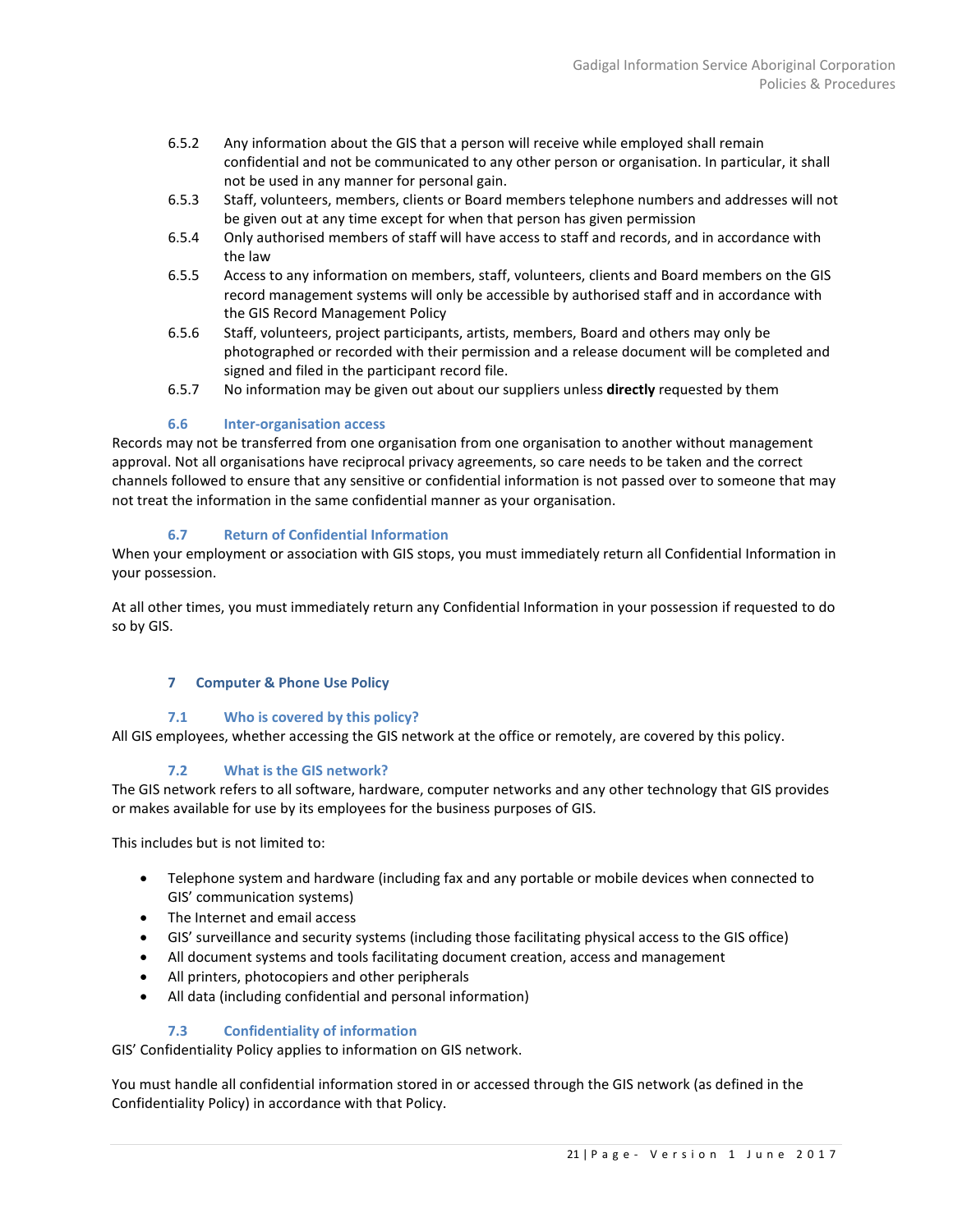6.5.2 Any information about the GIS that a person will receive while employed shall remain confidential and not be communicated to any other person or organisation. In particular, it shall not be used in any manner for personal gain.

6.5.3 Staff, volunteers, members, clients or Board members telephone numbers and addresses will not be given out at any time except for when that person has given permission

6.5.4 Only authorised members of staff will have access to staff and records, and in accordance with the law

6.5.5 Access to any information on members, staff, volunteers, clients and Board members on the GIS record management systems will only be accessible by authorised staff and in accordance with the GIS Record Management Policy

6.5.6 Staff, volunteers, project participants, artists, members, Board and others may only be photographed or recorded with their permission and a release document will be completed and signed and filed in the participant record file.

6.5.7 No information may be given out about our suppliers unless **directly** requested by them

### 6.6 Inter-organisation access

Records may not be transferred from one organisation from one organisation to another without management approval. Not all organisations have reciprocal privacy agreements, so care needs to be taken and the correct channels followed to ensure that any sensitive or confidential information is not passed over to someone that may not treat the information in the same confidential manner as your organisation.

### 6.7 Return of Confidential Information

When your employment or association with GIS stops, you must immediately return all Confidential Information in your possession.

At all other times, you must immediately return any Confidential Information in your possession if requested to do so by GIS.

## 7 Computer & Phone Use Policy

### 7.1 Who is covered by this policy?

All GIS employees, whether accessing the GIS network at the office or remotely, are covered by this policy.

### 7.2 What is the GIS network?

The GIS network refers to all software, hardware, computer networks and any other technology that GIS provides or makes available for use by its employees for the business purposes of GIS.

This includes but is not limited to:

- Telephone system and hardware (including fax and any portable or mobile devices when connected to GIS' communication systems)
- The Internet and email access
- GIS' surveillance and security systems (including those facilitating physical access to the GIS office)
- All document systems and tools facilitating document creation, access and management
- All printers, photocopiers and other peripherals
- All data (including confidential and personal information)

### 7.3 Confidentiality of information

GIS' Confidentiality Policy applies to information on GIS network.

You must handle all confidential information stored in or accessed through the GIS network (as defined in the Confidentiality Policy) in accordance with that Policy.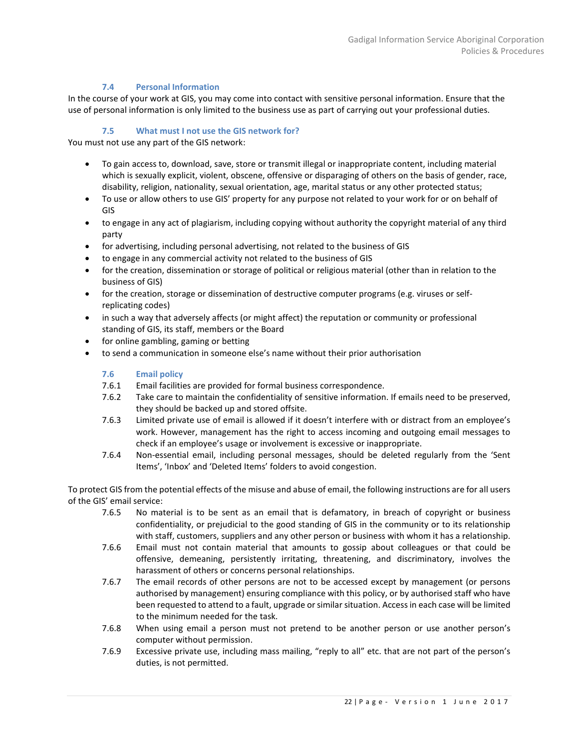### 7.4 Personal Information

In the course of your work at GIS, you may come into contact with sensitive personal information. Ensure that the use of personal information is only limited to the business use as part of carrying out your professional duties.

### 7.5 What must I not use the GIS network for?

You must not use any part of the GIS network:

- To gain access to, download, save, store or transmit illegal or inappropriate content, including material which is sexually explicit, violent, obscene, offensive or disparaging of others on the basis of gender, race, disability, religion, nationality, sexual orientation, age, marital status or any other protected status;
- To use or allow others to use GIS' property for any purpose not related to your work for or on behalf of GIS
- to engage in any act of plagiarism, including copying without authority the copyright material of any third party
- for advertising, including personal advertising, not related to the business of GIS
- to engage in any commercial activity not related to the business of GIS
- for the creation, dissemination or storage of political or religious material (other than in relation to the business of GIS)
- for the creation, storage or dissemination of destructive computer programs (e.g. viruses or self-replicating codes)
- in such a way that adversely affects (or might affect) the reputation or community or professional standing of GIS, its staff, members or the Board
- for online gambling, gaming or betting
- to send a communication in someone else's name without their prior authorisation

### 7.6 Email policy

7.6.1 Email facilities are provided for formal business correspondence.

7.6.2 Take care to maintain the confidentiality of sensitive information. If emails need to be preserved, they should be backed up and stored offsite.

7.6.3 Limited private use of email is allowed if it doesn't interfere with or distract from an employee's work. However, management has the right to access incoming and outgoing email messages to check if an employee's usage or involvement is excessive or inappropriate.

7.6.4 Non-essential email, including personal messages, should be deleted regularly from the 'Sent Items', 'Inbox' and 'Deleted Items' folders to avoid congestion.

To protect GIS from the potential effects of the misuse and abuse of email, the following instructions are for all users of the GIS' email service:

7.6.5 No material is to be sent as an email that is defamatory, in breach of copyright or business confidentiality, or prejudicial to the good standing of GIS in the community or to its relationship with staff, customers, suppliers and any other person or business with whom it has a relationship.

7.6.6 Email must not contain material that amounts to gossip about colleagues or that could be offensive, demeaning, persistently irritating, threatening, and discriminatory, involves the harassment of others or concerns personal relationships.

7.6.7 The email records of other persons are not to be accessed except by management (or persons authorised by management) ensuring compliance with this policy, or by authorised staff who have been requested to attend to a fault, upgrade or similar situation. Access in each case will be limited to the minimum needed for the task.

7.6.8 When using email a person must not pretend to be another person or use another person's computer without permission.

7.6.9 Excessive private use, including mass mailing, "reply to all" etc. that are not part of the person's duties, is not permitted.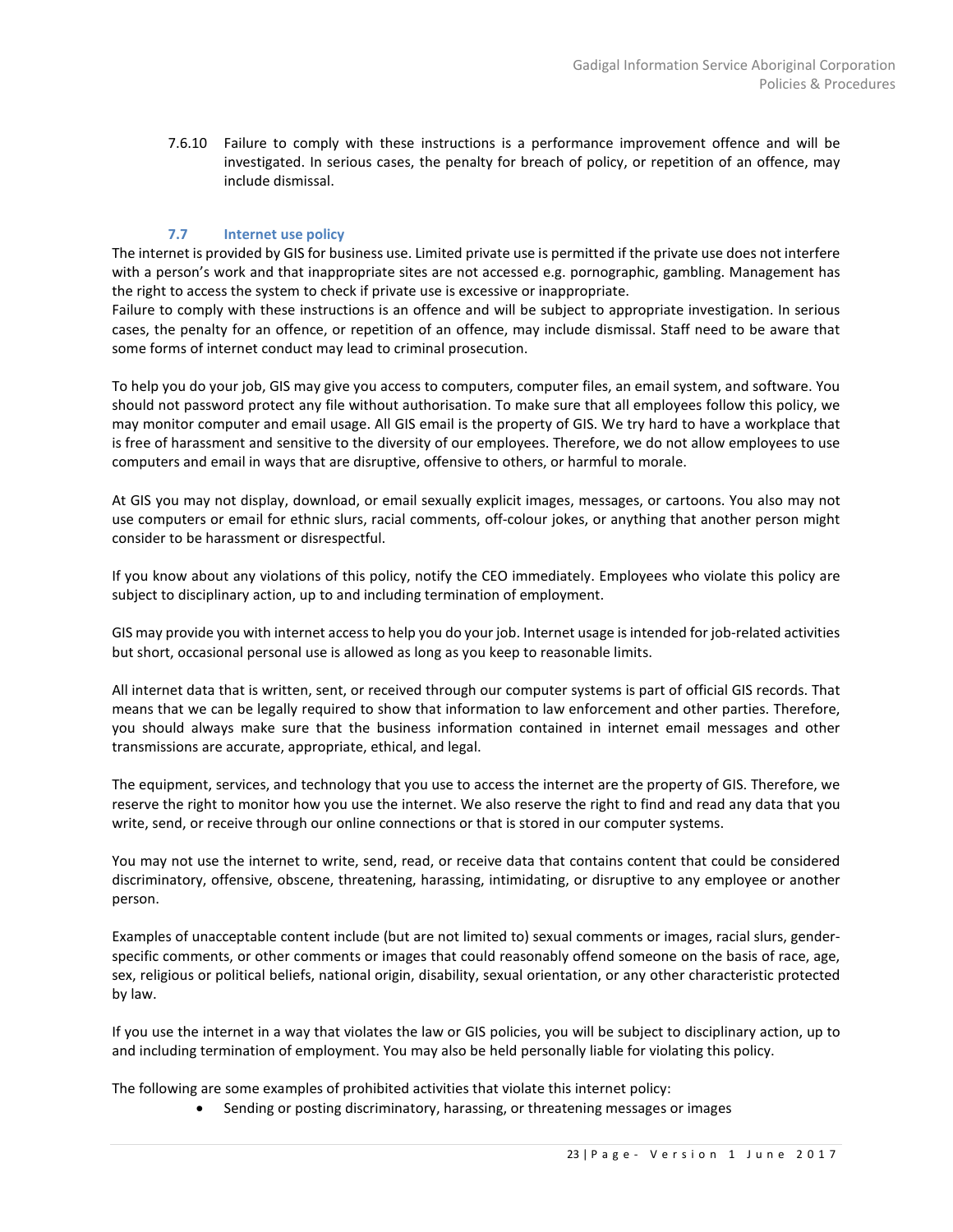7.6.10 Failure to comply with these instructions is a performance improvement offence and will be investigated. In serious cases, the penalty for breach of policy, or repetition of an offence, may include dismissal.

### 7.7 Internet use policy

The internet is provided by GIS for business use. Limited private use is permitted if the private use does not interfere with a person's work and that inappropriate sites are not accessed e.g. pornographic, gambling. Management has the right to access the system to check if private use is excessive or inappropriate.
Failure to comply with these instructions is an offence and will be subject to appropriate investigation. In serious cases, the penalty for an offence, or repetition of an offence, may include dismissal. Staff need to be aware that some forms of internet conduct may lead to criminal prosecution.

To help you do your job, GIS may give you access to computers, computer files, an email system, and software. You should not password protect any file without authorisation. To make sure that all employees follow this policy, we may monitor computer and email usage. All GIS email is the property of GIS. We try hard to have a workplace that is free of harassment and sensitive to the diversity of our employees. Therefore, we do not allow employees to use computers and email in ways that are disruptive, offensive to others, or harmful to morale.

At GIS you may not display, download, or email sexually explicit images, messages, or cartoons. You also may not use computers or email for ethnic slurs, racial comments, off-colour jokes, or anything that another person might consider to be harassment or disrespectful.

If you know about any violations of this policy, notify the CEO immediately. Employees who violate this policy are subject to disciplinary action, up to and including termination of employment.

GIS may provide you with internet access to help you do your job. Internet usage is intended for job-related activities but short, occasional personal use is allowed as long as you keep to reasonable limits.

All internet data that is written, sent, or received through our computer systems is part of official GIS records. That means that we can be legally required to show that information to law enforcement and other parties. Therefore, you should always make sure that the business information contained in internet email messages and other transmissions are accurate, appropriate, ethical, and legal.

The equipment, services, and technology that you use to access the internet are the property of GIS. Therefore, we reserve the right to monitor how you use the internet. We also reserve the right to find and read any data that you write, send, or receive through our online connections or that is stored in our computer systems.

You may not use the internet to write, send, read, or receive data that contains content that could be considered discriminatory, offensive, obscene, threatening, harassing, intimidating, or disruptive to any employee or another person.

Examples of unacceptable content include (but are not limited to) sexual comments or images, racial slurs, gender-specific comments, or other comments or images that could reasonably offend someone on the basis of race, age, sex, religious or political beliefs, national origin, disability, sexual orientation, or any other characteristic protected by law.

If you use the internet in a way that violates the law or GIS policies, you will be subject to disciplinary action, up to and including termination of employment. You may also be held personally liable for violating this policy.

The following are some examples of prohibited activities that violate this internet policy:

- Sending or posting discriminatory, harassing, or threatening messages or images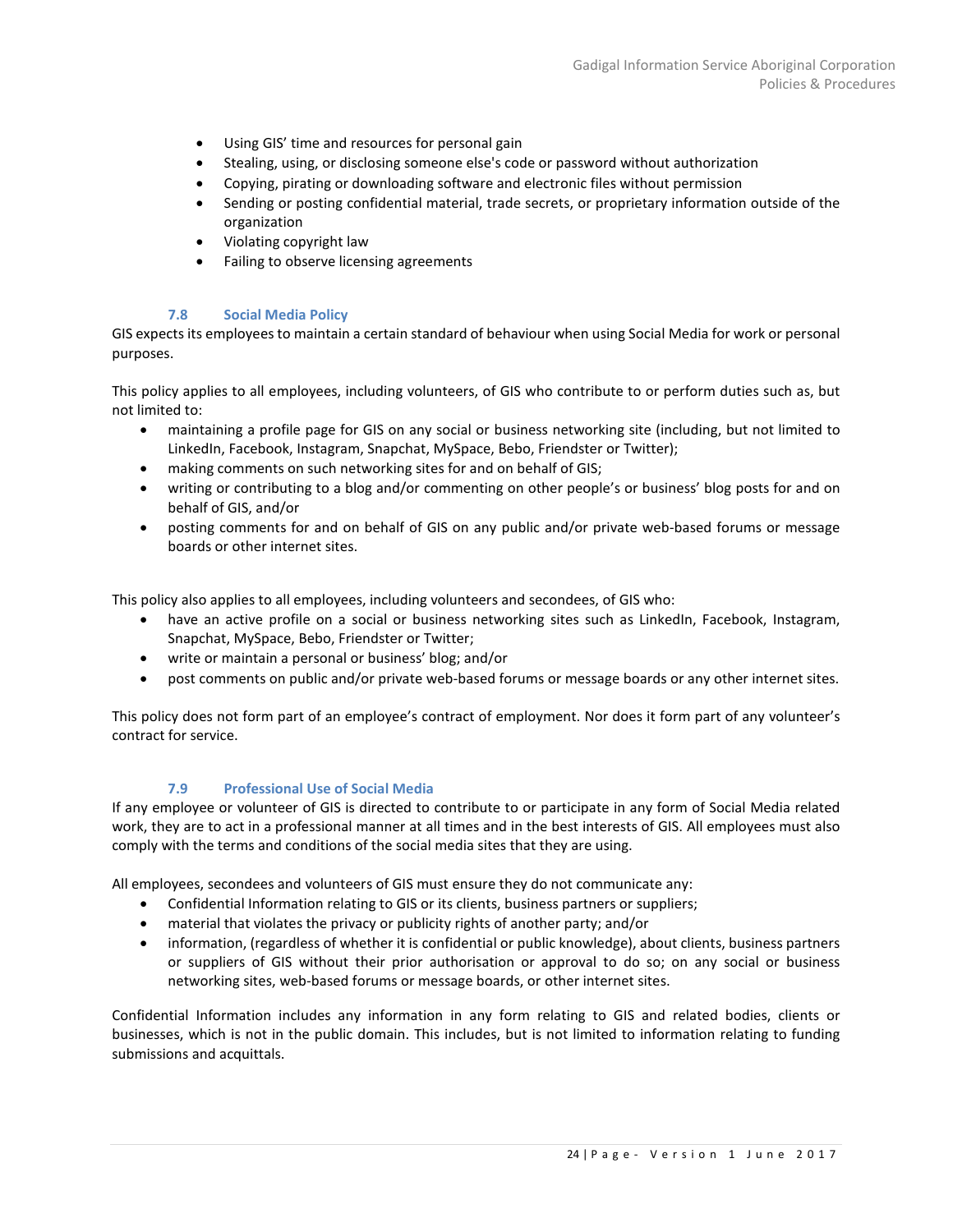- Using GIS' time and resources for personal gain
- Stealing, using, or disclosing someone else's code or password without authorization
- Copying, pirating or downloading software and electronic files without permission
- Sending or posting confidential material, trade secrets, or proprietary information outside of the organization
- Violating copyright law
- Failing to observe licensing agreements

### 7.8 Social Media Policy

GIS expects its employees to maintain a certain standard of behaviour when using Social Media for work or personal purposes.

This policy applies to all employees, including volunteers, of GIS who contribute to or perform duties such as, but not limited to:

- maintaining a profile page for GIS on any social or business networking site (including, but not limited to LinkedIn, Facebook, Instagram, Snapchat, MySpace, Bebo, Friendster or Twitter);
- making comments on such networking sites for and on behalf of GIS;
- writing or contributing to a blog and/or commenting on other people's or business' blog posts for and on behalf of GIS, and/or
- posting comments for and on behalf of GIS on any public and/or private web-based forums or message boards or other internet sites.

This policy also applies to all employees, including volunteers and secondees, of GIS who:

- have an active profile on a social or business networking sites such as LinkedIn, Facebook, Instagram, Snapchat, MySpace, Bebo, Friendster or Twitter;
- write or maintain a personal or business' blog; and/or
- post comments on public and/or private web-based forums or message boards or any other internet sites.

This policy does not form part of an employee's contract of employment. Nor does it form part of any volunteer's contract for service.

### 7.9 Professional Use of Social Media

If any employee or volunteer of GIS is directed to contribute to or participate in any form of Social Media related work, they are to act in a professional manner at all times and in the best interests of GIS. All employees must also comply with the terms and conditions of the social media sites that they are using.

All employees, secondees and volunteers of GIS must ensure they do not communicate any:

- Confidential Information relating to GIS or its clients, business partners or suppliers;
- material that violates the privacy or publicity rights of another party; and/or
- information, (regardless of whether it is confidential or public knowledge), about clients, business partners or suppliers of GIS without their prior authorisation or approval to do so; on any social or business networking sites, web-based forums or message boards, or other internet sites.

Confidential Information includes any information in any form relating to GIS and related bodies, clients or businesses, which is not in the public domain. This includes, but is not limited to information relating to funding submissions and acquittals.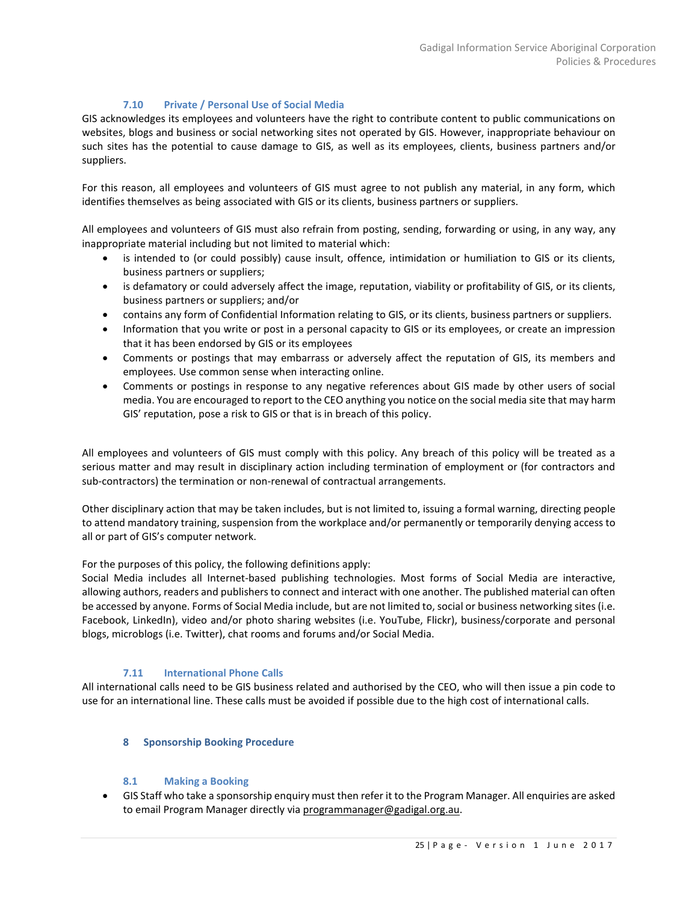### 7.10 Private / Personal Use of Social Media

GIS acknowledges its employees and volunteers have the right to contribute content to public communications on websites, blogs and business or social networking sites not operated by GIS. However, inappropriate behaviour on such sites has the potential to cause damage to GIS, as well as its employees, clients, business partners and/or suppliers.

For this reason, all employees and volunteers of GIS must agree to not publish any material, in any form, which identifies themselves as being associated with GIS or its clients, business partners or suppliers.

All employees and volunteers of GIS must also refrain from posting, sending, forwarding or using, in any way, any inappropriate material including but not limited to material which:

- is intended to (or could possibly) cause insult, offence, intimidation or humiliation to GIS or its clients, business partners or suppliers;
- is defamatory or could adversely affect the image, reputation, viability or profitability of GIS, or its clients, business partners or suppliers; and/or
- contains any form of Confidential Information relating to GIS, or its clients, business partners or suppliers.
- Information that you write or post in a personal capacity to GIS or its employees, or create an impression that it has been endorsed by GIS or its employees
- Comments or postings that may embarrass or adversely affect the reputation of GIS, its members and employees. Use common sense when interacting online.
- Comments or postings in response to any negative references about GIS made by other users of social media. You are encouraged to report to the CEO anything you notice on the social media site that may harm GIS' reputation, pose a risk to GIS or that is in breach of this policy.

All employees and volunteers of GIS must comply with this policy. Any breach of this policy will be treated as a serious matter and may result in disciplinary action including termination of employment or (for contractors and sub-contractors) the termination or non-renewal of contractual arrangements.

Other disciplinary action that may be taken includes, but is not limited to, issuing a formal warning, directing people to attend mandatory training, suspension from the workplace and/or permanently or temporarily denying access to all or part of GIS's computer network.

For the purposes of this policy, the following definitions apply:
Social Media includes all Internet-based publishing technologies. Most forms of Social Media are interactive, allowing authors, readers and publishers to connect and interact with one another. The published material can often be accessed by anyone. Forms of Social Media include, but are not limited to, social or business networking sites (i.e. Facebook, LinkedIn), video and/or photo sharing websites (i.e. YouTube, Flickr), business/corporate and personal blogs, microblogs (i.e. Twitter), chat rooms and forums and/or Social Media.

### 7.11 International Phone Calls

All international calls need to be GIS business related and authorised by the CEO, who will then issue a pin code to use for an international line. These calls must be avoided if possible due to the high cost of international calls.

## 8 Sponsorship Booking Procedure

### 8.1 Making a Booking

- GIS Staff who take a sponsorship enquiry must then refer it to the Program Manager. All enquiries are asked to email Program Manager directly via programmanager@gadigal.org.au.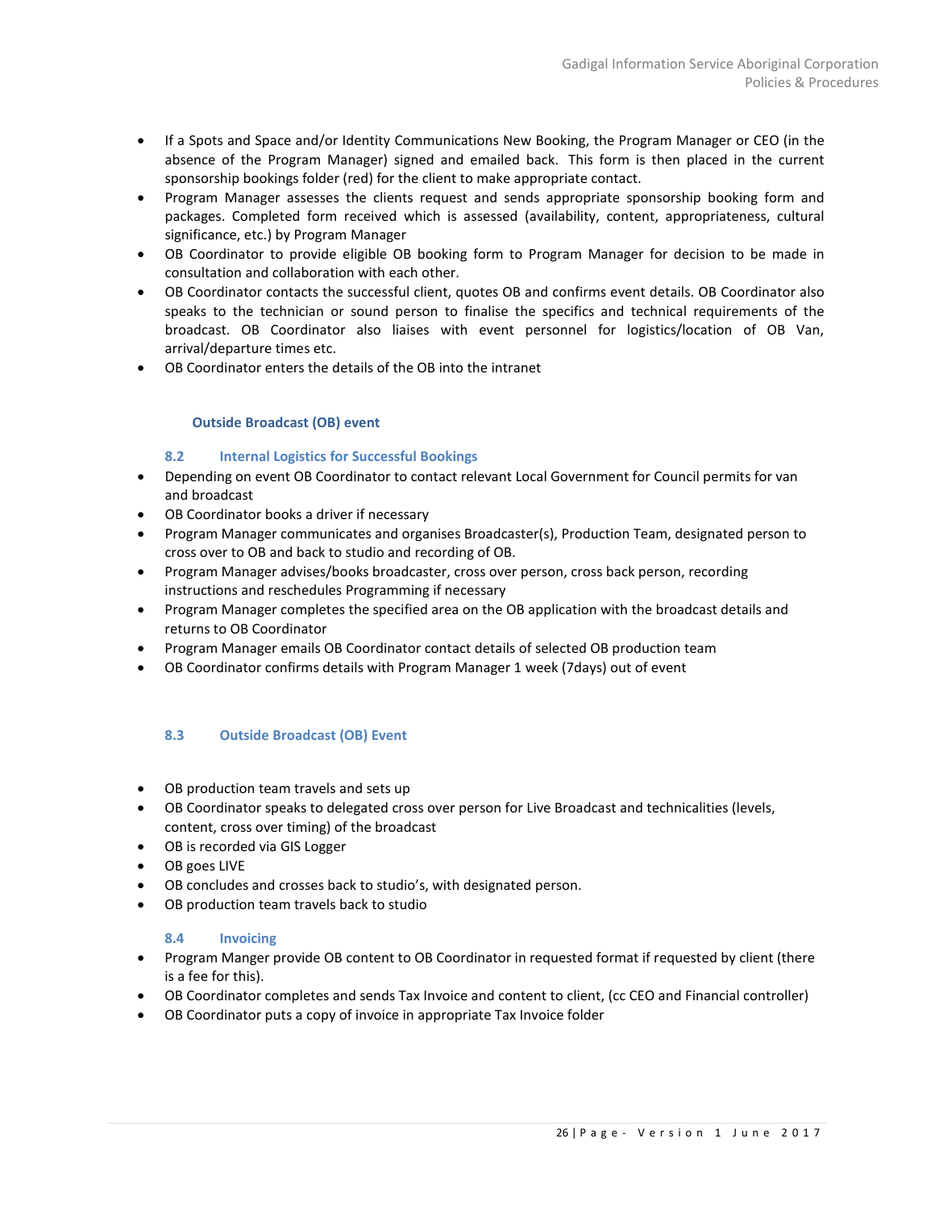- If a Spots and Space and/or Identity Communications New Booking, the Program Manager or CEO (in the absence of the Program Manager) signed and emailed back. This form is then placed in the current sponsorship bookings folder (red) for the client to make appropriate contact.
- Program Manager assesses the clients request and sends appropriate sponsorship booking form and packages. Completed form received which is assessed (availability, content, appropriateness, cultural significance, etc.) by Program Manager
- OB Coordinator to provide eligible OB booking form to Program Manager for decision to be made in consultation and collaboration with each other.
- OB Coordinator contacts the successful client, quotes OB and confirms event details. OB Coordinator also speaks to the technician or sound person to finalise the specifics and technical requirements of the broadcast. OB Coordinator also liaises with event personnel for logistics/location of OB Van, arrival/departure times etc.
- OB Coordinator enters the details of the OB into the intranet

**Outside Broadcast (OB) event**

### 8.2 Internal Logistics for Successful Bookings

- Depending on event OB Coordinator to contact relevant Local Government for Council permits for van and broadcast
- OB Coordinator books a driver if necessary
- Program Manager communicates and organises Broadcaster(s), Production Team, designated person to cross over to OB and back to studio and recording of OB.
- Program Manager advises/books broadcaster, cross over person, cross back person, recording instructions and reschedules Programming if necessary
- Program Manager completes the specified area on the OB application with the broadcast details and returns to OB Coordinator
- Program Manager emails OB Coordinator contact details of selected OB production team
- OB Coordinator confirms details with Program Manager 1 week (7days) out of event

### 8.3 Outside Broadcast (OB) Event

- OB production team travels and sets up
- OB Coordinator speaks to delegated cross over person for Live Broadcast and technicalities (levels, content, cross over timing) of the broadcast
- OB is recorded via GIS Logger
- OB goes LIVE
- OB concludes and crosses back to studio's, with designated person.
- OB production team travels back to studio

### 8.4 Invoicing

- Program Manger provide OB content to OB Coordinator in requested format if requested by client (there is a fee for this).
- OB Coordinator completes and sends Tax Invoice and content to client, (cc CEO and Financial controller)
- OB Coordinator puts a copy of invoice in appropriate Tax Invoice folder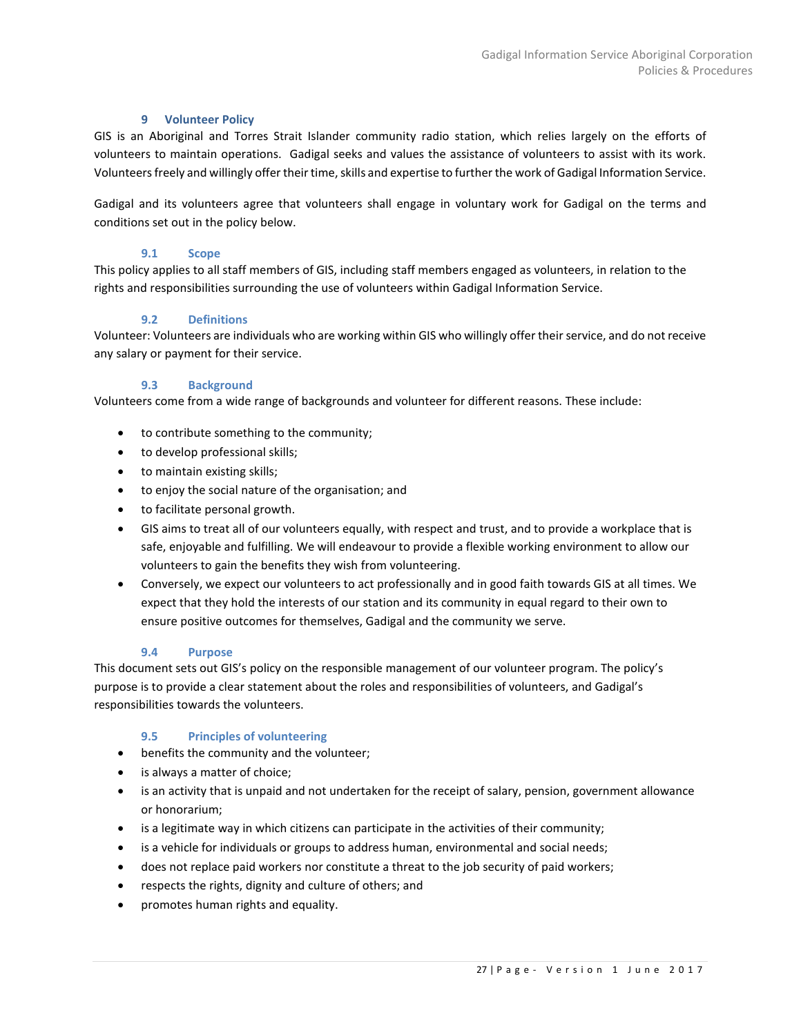## 9 Volunteer Policy

GIS is an Aboriginal and Torres Strait Islander community radio station, which relies largely on the efforts of volunteers to maintain operations. Gadigal seeks and values the assistance of volunteers to assist with its work. Volunteers freely and willingly offer their time, skills and expertise to further the work of Gadigal Information Service.

Gadigal and its volunteers agree that volunteers shall engage in voluntary work for Gadigal on the terms and conditions set out in the policy below.

### 9.1 Scope

This policy applies to all staff members of GIS, including staff members engaged as volunteers, in relation to the rights and responsibilities surrounding the use of volunteers within Gadigal Information Service.

### 9.2 Definitions

Volunteer: Volunteers are individuals who are working within GIS who willingly offer their service, and do not receive any salary or payment for their service.

### 9.3 Background

Volunteers come from a wide range of backgrounds and volunteer for different reasons. These include:

- to contribute something to the community;
- to develop professional skills;
- to maintain existing skills;
- to enjoy the social nature of the organisation; and
- to facilitate personal growth.
- GIS aims to treat all of our volunteers equally, with respect and trust, and to provide a workplace that is safe, enjoyable and fulfilling. We will endeavour to provide a flexible working environment to allow our volunteers to gain the benefits they wish from volunteering.
- Conversely, we expect our volunteers to act professionally and in good faith towards GIS at all times. We expect that they hold the interests of our station and its community in equal regard to their own to ensure positive outcomes for themselves, Gadigal and the community we serve.

### 9.4 Purpose

This document sets out GIS's policy on the responsible management of our volunteer program. The policy's purpose is to provide a clear statement about the roles and responsibilities of volunteers, and Gadigal's responsibilities towards the volunteers.

### 9.5 Principles of volunteering

- benefits the community and the volunteer;
- is always a matter of choice;
- is an activity that is unpaid and not undertaken for the receipt of salary, pension, government allowance or honorarium;
- is a legitimate way in which citizens can participate in the activities of their community;
- is a vehicle for individuals or groups to address human, environmental and social needs;
- does not replace paid workers nor constitute a threat to the job security of paid workers;
- respects the rights, dignity and culture of others; and
- promotes human rights and equality.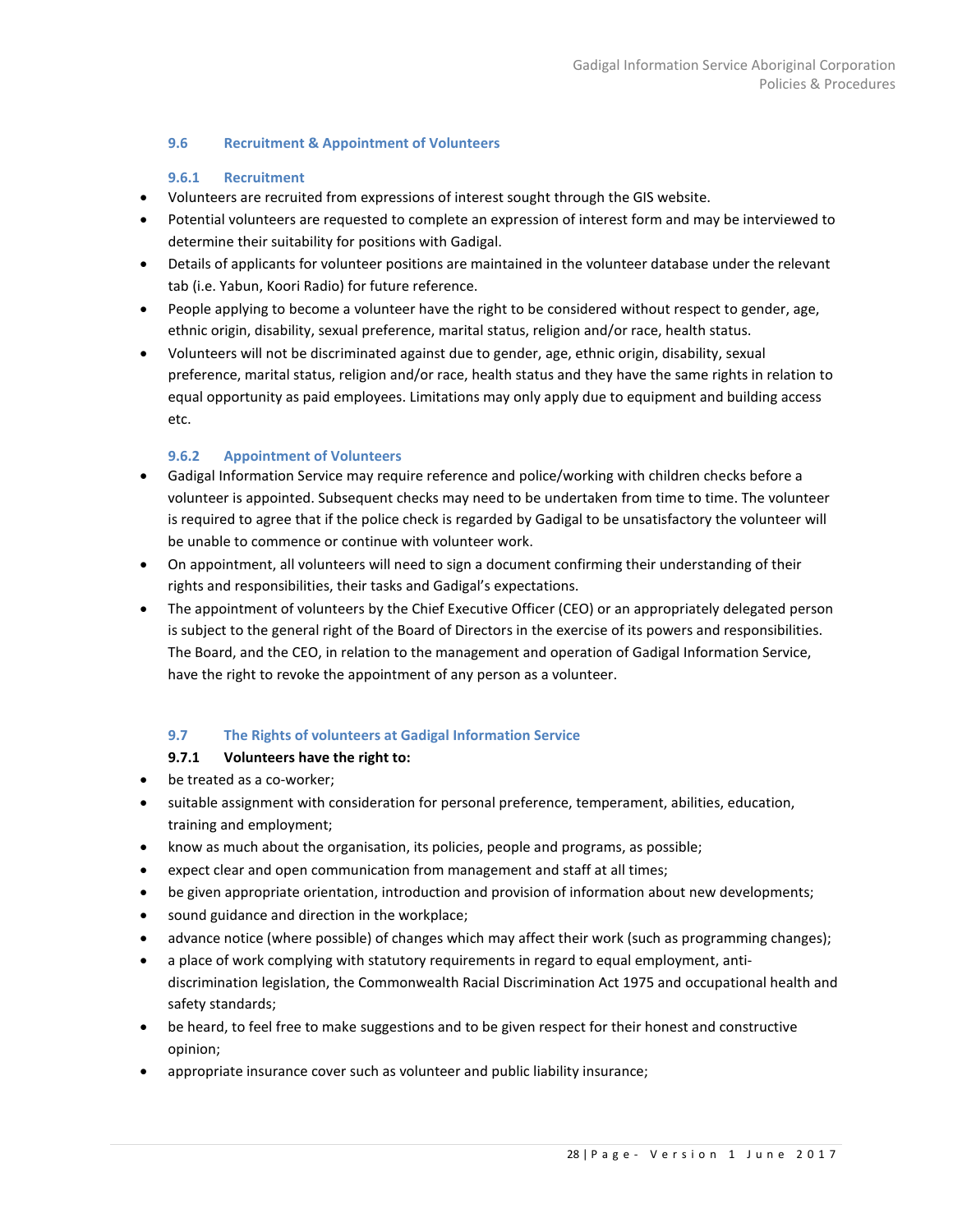### 9.6 Recruitment & Appointment of Volunteers

#### 9.6.1 Recruitment

- Volunteers are recruited from expressions of interest sought through the GIS website.
- Potential volunteers are requested to complete an expression of interest form and may be interviewed to determine their suitability for positions with Gadigal.
- Details of applicants for volunteer positions are maintained in the volunteer database under the relevant tab (i.e. Yabun, Koori Radio) for future reference.
- People applying to become a volunteer have the right to be considered without respect to gender, age, ethnic origin, disability, sexual preference, marital status, religion and/or race, health status.
- Volunteers will not be discriminated against due to gender, age, ethnic origin, disability, sexual preference, marital status, religion and/or race, health status and they have the same rights in relation to equal opportunity as paid employees. Limitations may only apply due to equipment and building access etc.

#### 9.6.2 Appointment of Volunteers

- Gadigal Information Service may require reference and police/working with children checks before a volunteer is appointed. Subsequent checks may need to be undertaken from time to time. The volunteer is required to agree that if the police check is regarded by Gadigal to be unsatisfactory the volunteer will be unable to commence or continue with volunteer work.
- On appointment, all volunteers will need to sign a document confirming their understanding of their rights and responsibilities, their tasks and Gadigal's expectations.
- The appointment of volunteers by the Chief Executive Officer (CEO) or an appropriately delegated person is subject to the general right of the Board of Directors in the exercise of its powers and responsibilities. The Board, and the CEO, in relation to the management and operation of Gadigal Information Service, have the right to revoke the appointment of any person as a volunteer.

### 9.7 The Rights of volunteers at Gadigal Information Service

**9.7.1 Volunteers have the right to:**

- be treated as a co-worker;
- suitable assignment with consideration for personal preference, temperament, abilities, education, training and employment;
- know as much about the organisation, its policies, people and programs, as possible;
- expect clear and open communication from management and staff at all times;
- be given appropriate orientation, introduction and provision of information about new developments;
- sound guidance and direction in the workplace;
- advance notice (where possible) of changes which may affect their work (such as programming changes);
- a place of work complying with statutory requirements in regard to equal employment, anti-discrimination legislation, the Commonwealth Racial Discrimination Act 1975 and occupational health and safety standards;
- be heard, to feel free to make suggestions and to be given respect for their honest and constructive opinion;
- appropriate insurance cover such as volunteer and public liability insurance;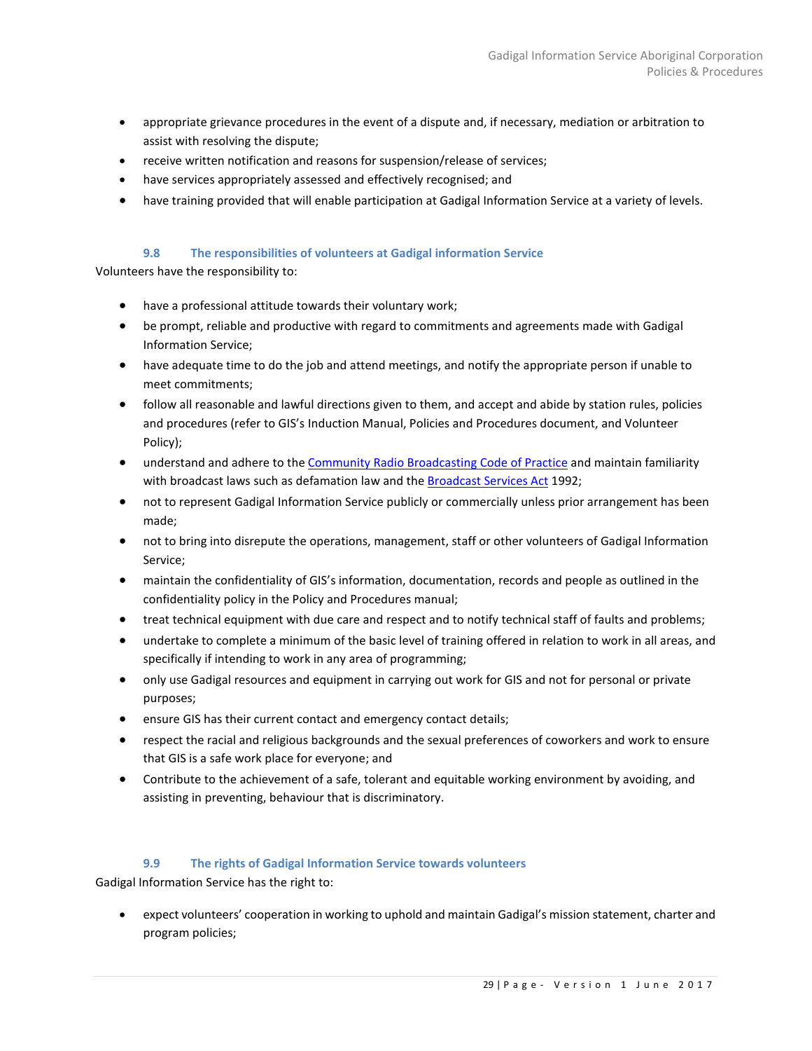- appropriate grievance procedures in the event of a dispute and, if necessary, mediation or arbitration to assist with resolving the dispute;
- receive written notification and reasons for suspension/release of services;
- have services appropriately assessed and effectively recognised; and
- have training provided that will enable participation at Gadigal Information Service at a variety of levels.

### 9.8 The responsibilities of volunteers at Gadigal information Service

Volunteers have the responsibility to:

- have a professional attitude towards their voluntary work;
- be prompt, reliable and productive with regard to commitments and agreements made with Gadigal Information Service;
- have adequate time to do the job and attend meetings, and notify the appropriate person if unable to meet commitments;
- follow all reasonable and lawful directions given to them, and accept and abide by station rules, policies and procedures (refer to GIS's Induction Manual, Policies and Procedures document, and Volunteer Policy);
- understand and adhere to the Community Radio Broadcasting Code of Practice and maintain familiarity with broadcast laws such as defamation law and the Broadcast Services Act 1992;
- not to represent Gadigal Information Service publicly or commercially unless prior arrangement has been made;
- not to bring into disrepute the operations, management, staff or other volunteers of Gadigal Information Service;
- maintain the confidentiality of GIS's information, documentation, records and people as outlined in the confidentiality policy in the Policy and Procedures manual;
- treat technical equipment with due care and respect and to notify technical staff of faults and problems;
- undertake to complete a minimum of the basic level of training offered in relation to work in all areas, and specifically if intending to work in any area of programming;
- only use Gadigal resources and equipment in carrying out work for GIS and not for personal or private purposes;
- ensure GIS has their current contact and emergency contact details;
- respect the racial and religious backgrounds and the sexual preferences of coworkers and work to ensure that GIS is a safe work place for everyone; and
- Contribute to the achievement of a safe, tolerant and equitable working environment by avoiding, and assisting in preventing, behaviour that is discriminatory.

### 9.9 The rights of Gadigal Information Service towards volunteers

Gadigal Information Service has the right to:

- expect volunteers' cooperation in working to uphold and maintain Gadigal's mission statement, charter and program policies;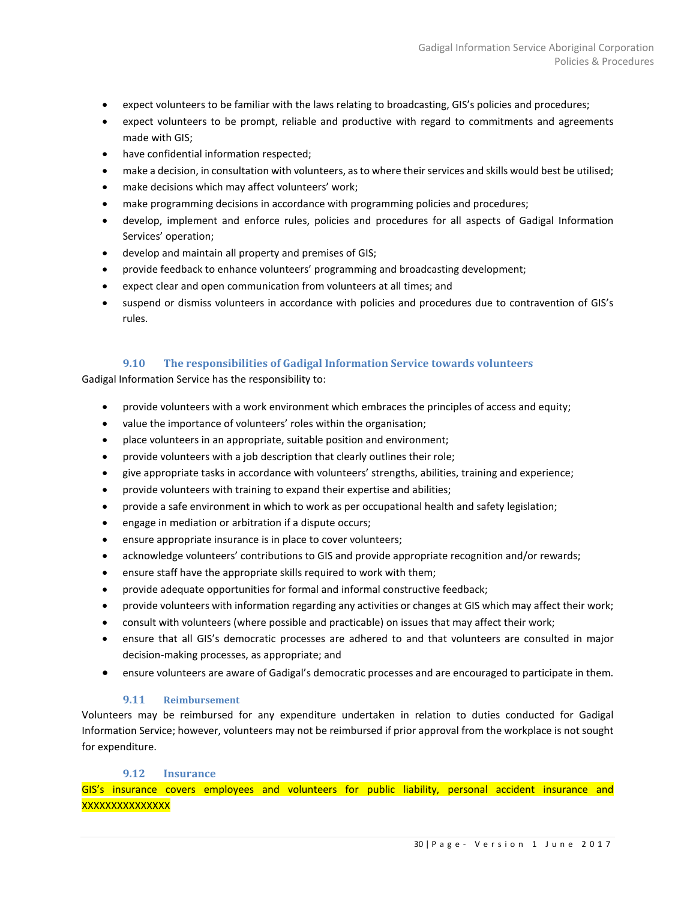- expect volunteers to be familiar with the laws relating to broadcasting, GIS's policies and procedures;
- expect volunteers to be prompt, reliable and productive with regard to commitments and agreements made with GIS;
- have confidential information respected;
- make a decision, in consultation with volunteers, as to where their services and skills would best be utilised;
- make decisions which may affect volunteers' work;
- make programming decisions in accordance with programming policies and procedures;
- develop, implement and enforce rules, policies and procedures for all aspects of Gadigal Information Services' operation;
- develop and maintain all property and premises of GIS;
- provide feedback to enhance volunteers' programming and broadcasting development;
- expect clear and open communication from volunteers at all times; and
- suspend or dismiss volunteers in accordance with policies and procedures due to contravention of GIS's rules.

### 9.10 The responsibilities of Gadigal Information Service towards volunteers

Gadigal Information Service has the responsibility to:

- provide volunteers with a work environment which embraces the principles of access and equity;
- value the importance of volunteers' roles within the organisation;
- place volunteers in an appropriate, suitable position and environment;
- provide volunteers with a job description that clearly outlines their role;
- give appropriate tasks in accordance with volunteers' strengths, abilities, training and experience;
- provide volunteers with training to expand their expertise and abilities;
- provide a safe environment in which to work as per occupational health and safety legislation;
- engage in mediation or arbitration if a dispute occurs;
- ensure appropriate insurance is in place to cover volunteers;
- acknowledge volunteers' contributions to GIS and provide appropriate recognition and/or rewards;
- ensure staff have the appropriate skills required to work with them;
- provide adequate opportunities for formal and informal constructive feedback;
- provide volunteers with information regarding any activities or changes at GIS which may affect their work;
- consult with volunteers (where possible and practicable) on issues that may affect their work;
- ensure that all GIS's democratic processes are adhered to and that volunteers are consulted in major decision-making processes, as appropriate; and
- ensure volunteers are aware of Gadigal's democratic processes and are encouraged to participate in them.

### 9.11 Reimbursement

Volunteers may be reimbursed for any expenditure undertaken in relation to duties conducted for Gadigal Information Service; however, volunteers may not be reimbursed if prior approval from the workplace is not sought for expenditure.

### 9.12 Insurance

GIS's insurance covers employees and volunteers for public liability, personal accident insurance and XXXXXXXXXXXXXXX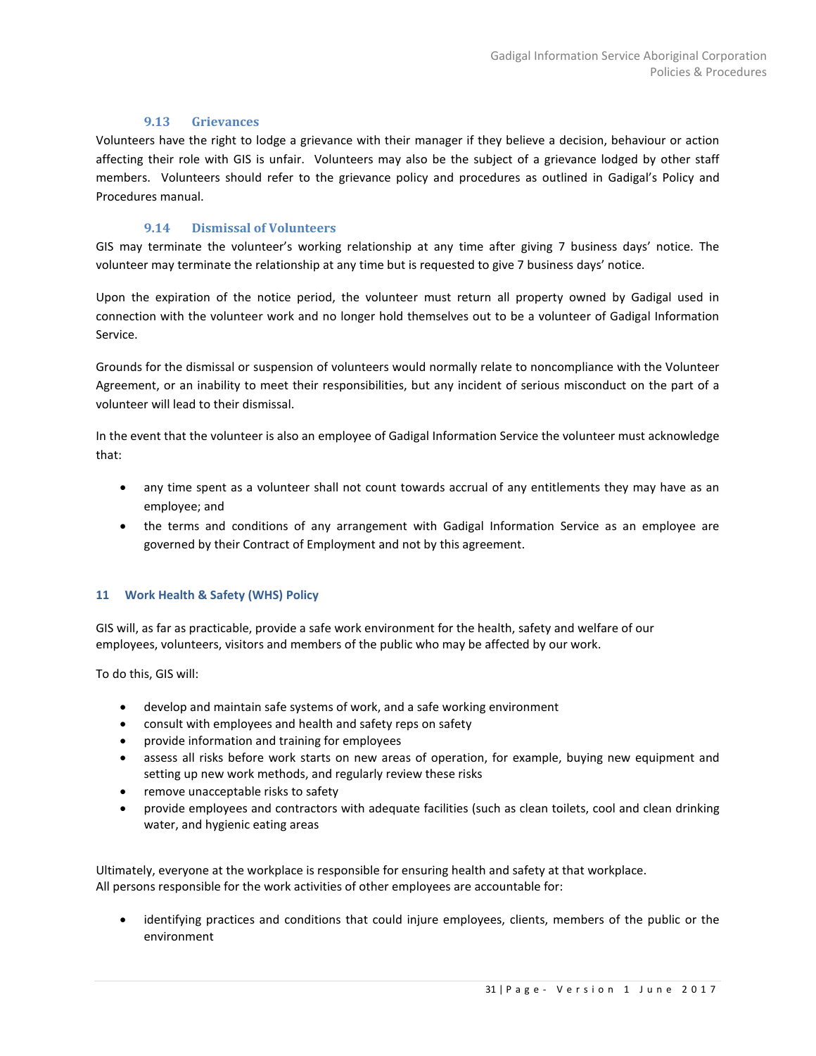### 9.13 Grievances

Volunteers have the right to lodge a grievance with their manager if they believe a decision, behaviour or action affecting their role with GIS is unfair. Volunteers may also be the subject of a grievance lodged by other staff members. Volunteers should refer to the grievance policy and procedures as outlined in Gadigal's Policy and Procedures manual.

### 9.14 Dismissal of Volunteers

GIS may terminate the volunteer's working relationship at any time after giving 7 business days' notice. The volunteer may terminate the relationship at any time but is requested to give 7 business days' notice.

Upon the expiration of the notice period, the volunteer must return all property owned by Gadigal used in connection with the volunteer work and no longer hold themselves out to be a volunteer of Gadigal Information Service.

Grounds for the dismissal or suspension of volunteers would normally relate to noncompliance with the Volunteer Agreement, or an inability to meet their responsibilities, but any incident of serious misconduct on the part of a volunteer will lead to their dismissal.

In the event that the volunteer is also an employee of Gadigal Information Service the volunteer must acknowledge that:

- any time spent as a volunteer shall not count towards accrual of any entitlements they may have as an employee; and
- the terms and conditions of any arrangement with Gadigal Information Service as an employee are governed by their Contract of Employment and not by this agreement.

## 11 Work Health & Safety (WHS) Policy

GIS will, as far as practicable, provide a safe work environment for the health, safety and welfare of our employees, volunteers, visitors and members of the public who may be affected by our work.

To do this, GIS will:

- develop and maintain safe systems of work, and a safe working environment
- consult with employees and health and safety reps on safety
- provide information and training for employees
- assess all risks before work starts on new areas of operation, for example, buying new equipment and setting up new work methods, and regularly review these risks
- remove unacceptable risks to safety
- provide employees and contractors with adequate facilities (such as clean toilets, cool and clean drinking water, and hygienic eating areas

Ultimately, everyone at the workplace is responsible for ensuring health and safety at that workplace. All persons responsible for the work activities of other employees are accountable for:

- identifying practices and conditions that could injure employees, clients, members of the public or the environment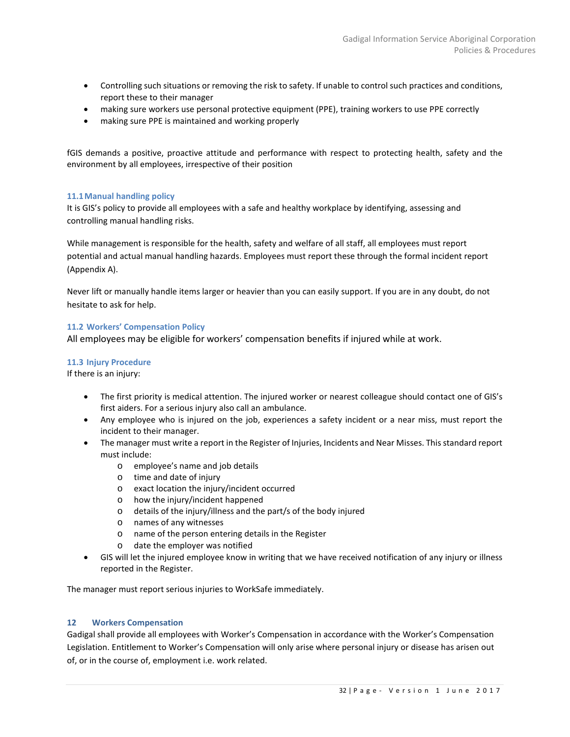- Controlling such situations or removing the risk to safety. If unable to control such practices and conditions, report these to their manager
- making sure workers use personal protective equipment (PPE), training workers to use PPE correctly
- making sure PPE is maintained and working properly

fGIS demands a positive, proactive attitude and performance with respect to protecting health, safety and the environment by all employees, irrespective of their position

### 11.1 Manual handling policy

It is GIS's policy to provide all employees with a safe and healthy workplace by identifying, assessing and controlling manual handling risks.

While management is responsible for the health, safety and welfare of all staff, all employees must report potential and actual manual handling hazards. Employees must report these through the formal incident report (Appendix A).

Never lift or manually handle items larger or heavier than you can easily support. If you are in any doubt, do not hesitate to ask for help.

### 11.2 Workers' Compensation Policy

All employees may be eligible for workers' compensation benefits if injured while at work.

### 11.3 Injury Procedure

If there is an injury:

- The first priority is medical attention. The injured worker or nearest colleague should contact one of GIS's first aiders. For a serious injury also call an ambulance.
- Any employee who is injured on the job, experiences a safety incident or a near miss, must report the incident to their manager.
- The manager must write a report in the Register of Injuries, Incidents and Near Misses. This standard report must include:
  - employee's name and job details
  - time and date of injury
  - exact location the injury/incident occurred
  - how the injury/incident happened
  - details of the injury/illness and the part/s of the body injured
  - names of any witnesses
  - name of the person entering details in the Register
  - date the employer was notified
- GIS will let the injured employee know in writing that we have received notification of any injury or illness reported in the Register.

The manager must report serious injuries to WorkSafe immediately.

## 12 Workers Compensation

Gadigal shall provide all employees with Worker's Compensation in accordance with the Worker's Compensation Legislation. Entitlement to Worker's Compensation will only arise where personal injury or disease has arisen out of, or in the course of, employment i.e. work related.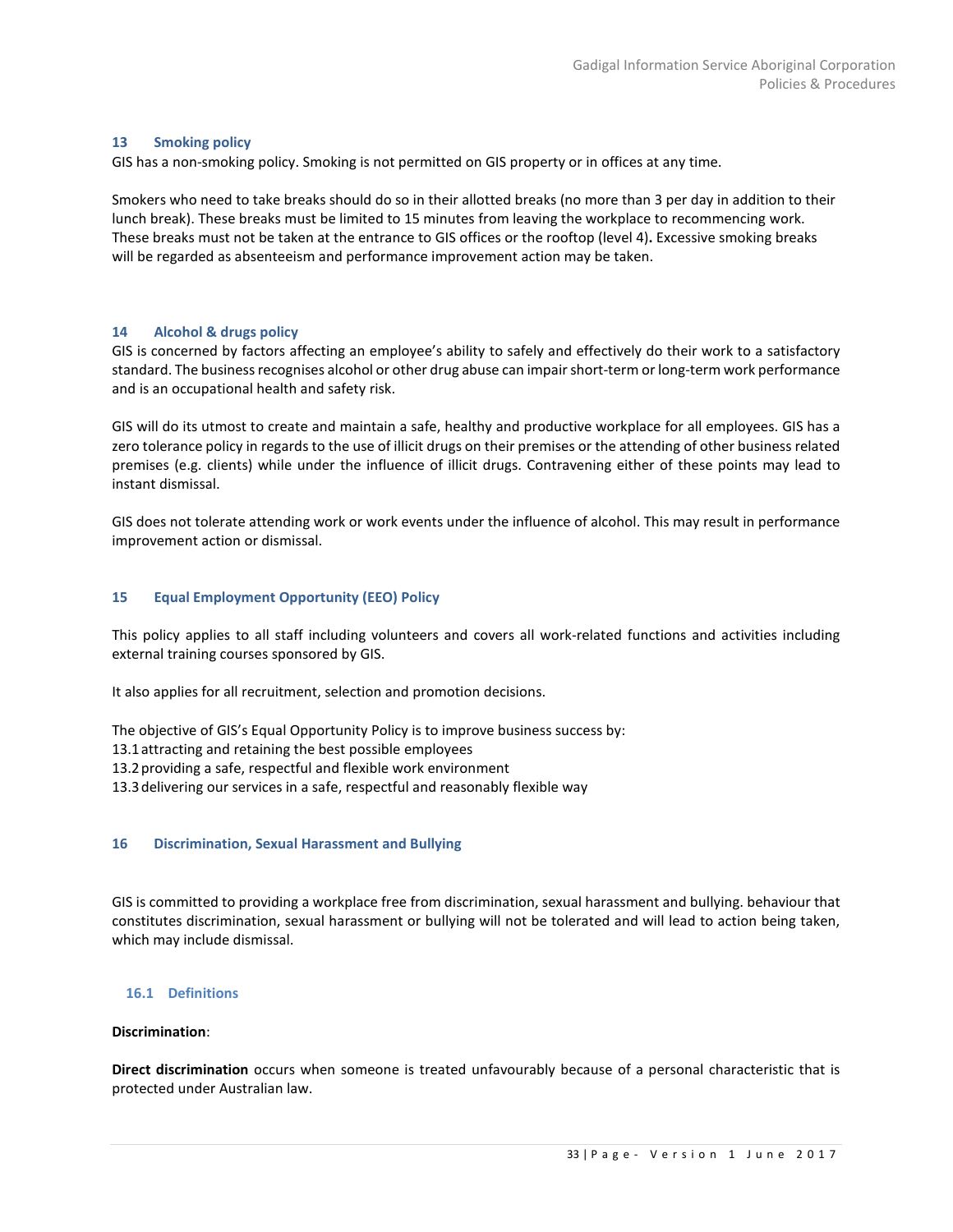## 13 Smoking policy

GIS has a non-smoking policy. Smoking is not permitted on GIS property or in offices at any time.

Smokers who need to take breaks should do so in their allotted breaks (no more than 3 per day in addition to their lunch break). These breaks must be limited to 15 minutes from leaving the workplace to recommencing work. These breaks must not be taken at the entrance to GIS offices or the rooftop (level 4**).** Excessive smoking breaks will be regarded as absenteeism and performance improvement action may be taken.

## 14 Alcohol & drugs policy

GIS is concerned by factors affecting an employee's ability to safely and effectively do their work to a satisfactory standard. The business recognises alcohol or other drug abuse can impair short-term or long-term work performance and is an occupational health and safety risk.

GIS will do its utmost to create and maintain a safe, healthy and productive workplace for all employees. GIS has a zero tolerance policy in regards to the use of illicit drugs on their premises or the attending of other business related premises (e.g. clients) while under the influence of illicit drugs. Contravening either of these points may lead to instant dismissal.

GIS does not tolerate attending work or work events under the influence of alcohol. This may result in performance improvement action or dismissal.

## 15 Equal Employment Opportunity (EEO) Policy

This policy applies to all staff including volunteers and covers all work-related functions and activities including external training courses sponsored by GIS.

It also applies for all recruitment, selection and promotion decisions.

The objective of GIS's Equal Opportunity Policy is to improve business success by:

13.1 attracting and retaining the best possible employees
13.2 providing a safe, respectful and flexible work environment
13.3 delivering our services in a safe, respectful and reasonably flexible way

## 16 Discrimination, Sexual Harassment and Bullying

GIS is committed to providing a workplace free from discrimination, sexual harassment and bullying. behaviour that constitutes discrimination, sexual harassment or bullying will not be tolerated and will lead to action being taken, which may include dismissal.

### 16.1 Definitions

**Discrimination**:

**Direct discrimination** occurs when someone is treated unfavourably because of a personal characteristic that is protected under Australian law.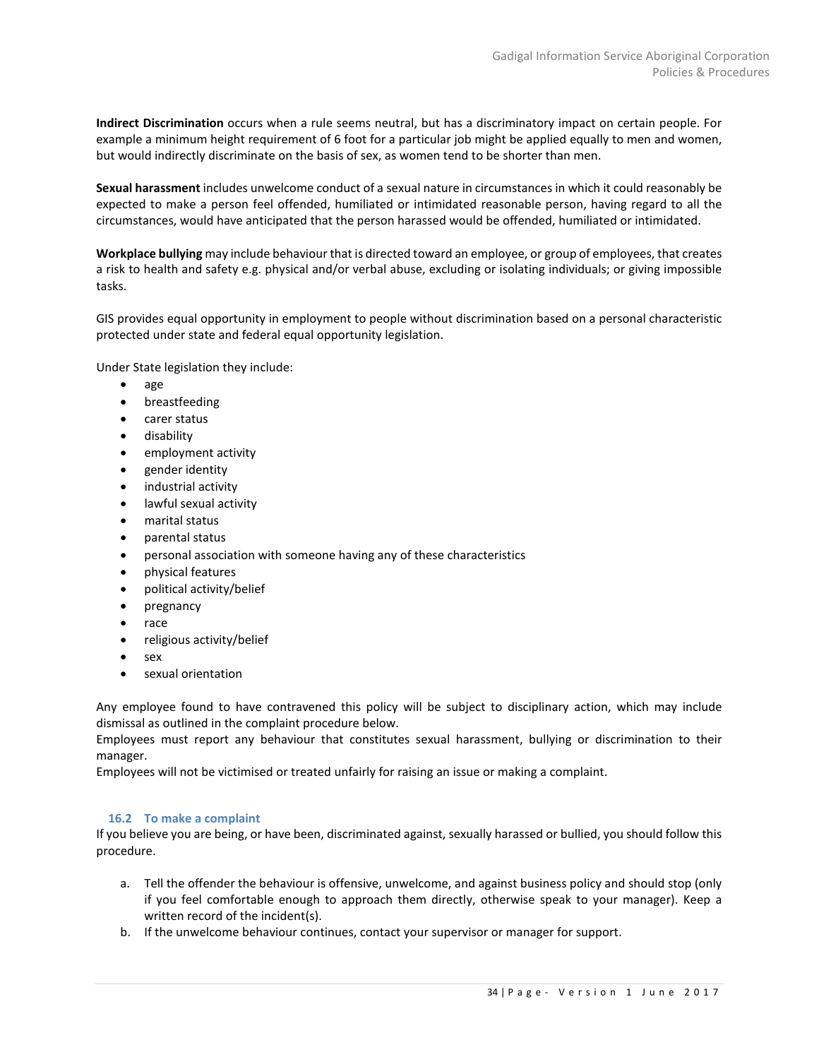**Indirect Discrimination** occurs when a rule seems neutral, but has a discriminatory impact on certain people. For example a minimum height requirement of 6 foot for a particular job might be applied equally to men and women, but would indirectly discriminate on the basis of sex, as women tend to be shorter than men.

**Sexual harassment** includes unwelcome conduct of a sexual nature in circumstances in which it could reasonably be expected to make a person feel offended, humiliated or intimidated reasonable person, having regard to all the circumstances, would have anticipated that the person harassed would be offended, humiliated or intimidated.

**Workplace bullying** may include behaviour that is directed toward an employee, or group of employees, that creates a risk to health and safety e.g. physical and/or verbal abuse, excluding or isolating individuals; or giving impossible tasks.

GIS provides equal opportunity in employment to people without discrimination based on a personal characteristic protected under state and federal equal opportunity legislation.

Under State legislation they include:

- age
- breastfeeding
- carer status
- disability
- employment activity
- gender identity
- industrial activity
- lawful sexual activity
- marital status
- parental status
- personal association with someone having any of these characteristics
- physical features
- political activity/belief
- pregnancy
- race
- religious activity/belief
- sex
- sexual orientation

Any employee found to have contravened this policy will be subject to disciplinary action, which may include dismissal as outlined in the complaint procedure below.
Employees must report any behaviour that constitutes sexual harassment, bullying or discrimination to their manager.
Employees will not be victimised or treated unfairly for raising an issue or making a complaint.

### 16.2 To make a complaint

If you believe you are being, or have been, discriminated against, sexually harassed or bullied, you should follow this procedure.

a. Tell the offender the behaviour is offensive, unwelcome, and against business policy and should stop (only if you feel comfortable enough to approach them directly, otherwise speak to your manager). Keep a written record of the incident(s).
b. If the unwelcome behaviour continues, contact your supervisor or manager for support.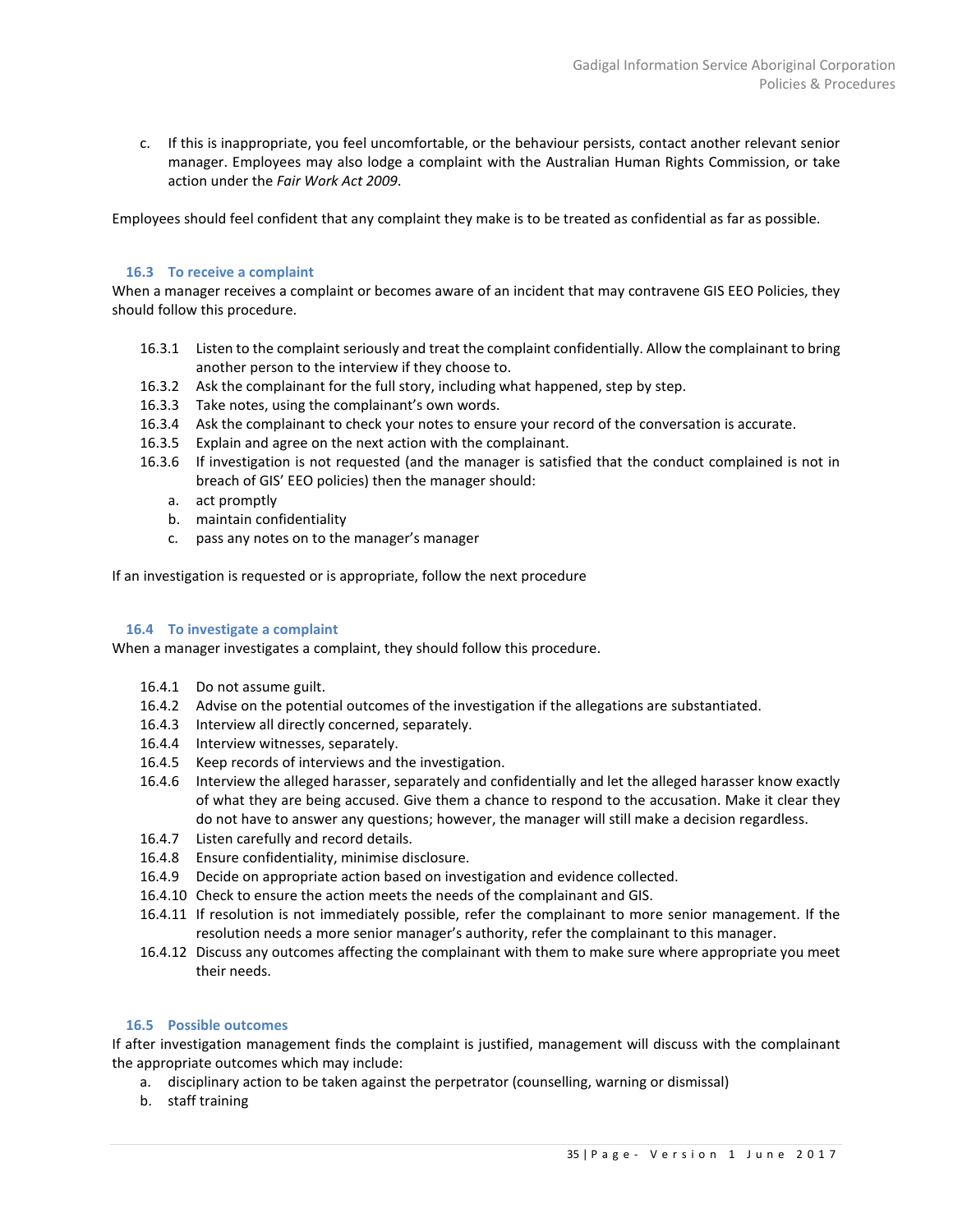c. If this is inappropriate, you feel uncomfortable, or the behaviour persists, contact another relevant senior manager. Employees may also lodge a complaint with the Australian Human Rights Commission, or take action under the *Fair Work Act 2009*.

Employees should feel confident that any complaint they make is to be treated as confidential as far as possible.

### 16.3 To receive a complaint

When a manager receives a complaint or becomes aware of an incident that may contravene GIS EEO Policies, they should follow this procedure.

- 16.3.1 Listen to the complaint seriously and treat the complaint confidentially. Allow the complainant to bring another person to the interview if they choose to.
- 16.3.2 Ask the complainant for the full story, including what happened, step by step.
- 16.3.3 Take notes, using the complainant's own words.
- 16.3.4 Ask the complainant to check your notes to ensure your record of the conversation is accurate.
- 16.3.5 Explain and agree on the next action with the complainant.
- 16.3.6 If investigation is not requested (and the manager is satisfied that the conduct complained is not in breach of GIS' EEO policies) then the manager should:
  - a. act promptly
  - b. maintain confidentiality
  - c. pass any notes on to the manager's manager

If an investigation is requested or is appropriate, follow the next procedure

### 16.4 To investigate a complaint

When a manager investigates a complaint, they should follow this procedure.

- 16.4.1 Do not assume guilt.
- 16.4.2 Advise on the potential outcomes of the investigation if the allegations are substantiated.
- 16.4.3 Interview all directly concerned, separately.
- 16.4.4 Interview witnesses, separately.
- 16.4.5 Keep records of interviews and the investigation.
- 16.4.6 Interview the alleged harasser, separately and confidentially and let the alleged harasser know exactly of what they are being accused. Give them a chance to respond to the accusation. Make it clear they do not have to answer any questions; however, the manager will still make a decision regardless.
- 16.4.7 Listen carefully and record details.
- 16.4.8 Ensure confidentiality, minimise disclosure.
- 16.4.9 Decide on appropriate action based on investigation and evidence collected.
- 16.4.10 Check to ensure the action meets the needs of the complainant and GIS.
- 16.4.11 If resolution is not immediately possible, refer the complainant to more senior management. If the resolution needs a more senior manager's authority, refer the complainant to this manager.
- 16.4.12 Discuss any outcomes affecting the complainant with them to make sure where appropriate you meet their needs.

### 16.5 Possible outcomes

If after investigation management finds the complaint is justified, management will discuss with the complainant the appropriate outcomes which may include:

- a. disciplinary action to be taken against the perpetrator (counselling, warning or dismissal)
- b. staff training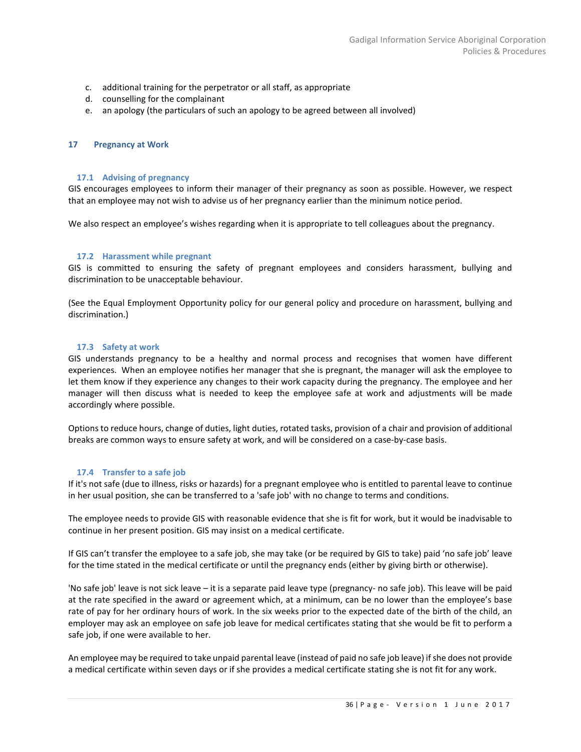c. additional training for the perpetrator or all staff, as appropriate
d. counselling for the complainant
e. an apology (the particulars of such an apology to be agreed between all involved)

## 17 Pregnancy at Work

### 17.1 Advising of pregnancy

GIS encourages employees to inform their manager of their pregnancy as soon as possible. However, we respect that an employee may not wish to advise us of her pregnancy earlier than the minimum notice period.

We also respect an employee's wishes regarding when it is appropriate to tell colleagues about the pregnancy.

### 17.2 Harassment while pregnant

GIS is committed to ensuring the safety of pregnant employees and considers harassment, bullying and discrimination to be unacceptable behaviour.

(See the Equal Employment Opportunity policy for our general policy and procedure on harassment, bullying and discrimination.)

### 17.3 Safety at work

GIS understands pregnancy to be a healthy and normal process and recognises that women have different experiences. When an employee notifies her manager that she is pregnant, the manager will ask the employee to let them know if they experience any changes to their work capacity during the pregnancy. The employee and her manager will then discuss what is needed to keep the employee safe at work and adjustments will be made accordingly where possible.

Options to reduce hours, change of duties, light duties, rotated tasks, provision of a chair and provision of additional breaks are common ways to ensure safety at work, and will be considered on a case-by-case basis.

### 17.4 Transfer to a safe job

If it's not safe (due to illness, risks or hazards) for a pregnant employee who is entitled to parental leave to continue in her usual position, she can be transferred to a 'safe job' with no change to terms and conditions.

The employee needs to provide GIS with reasonable evidence that she is fit for work, but it would be inadvisable to continue in her present position. GIS may insist on a medical certificate.

If GIS can't transfer the employee to a safe job, she may take (or be required by GIS to take) paid 'no safe job' leave for the time stated in the medical certificate or until the pregnancy ends (either by giving birth or otherwise).

'No safe job' leave is not sick leave – it is a separate paid leave type (pregnancy- no safe job). This leave will be paid at the rate specified in the award or agreement which, at a minimum, can be no lower than the employee's base rate of pay for her ordinary hours of work. In the six weeks prior to the expected date of the birth of the child, an employer may ask an employee on safe job leave for medical certificates stating that she would be fit to perform a safe job, if one were available to her.

An employee may be required to take unpaid parental leave (instead of paid no safe job leave) if she does not provide a medical certificate within seven days or if she provides a medical certificate stating she is not fit for any work.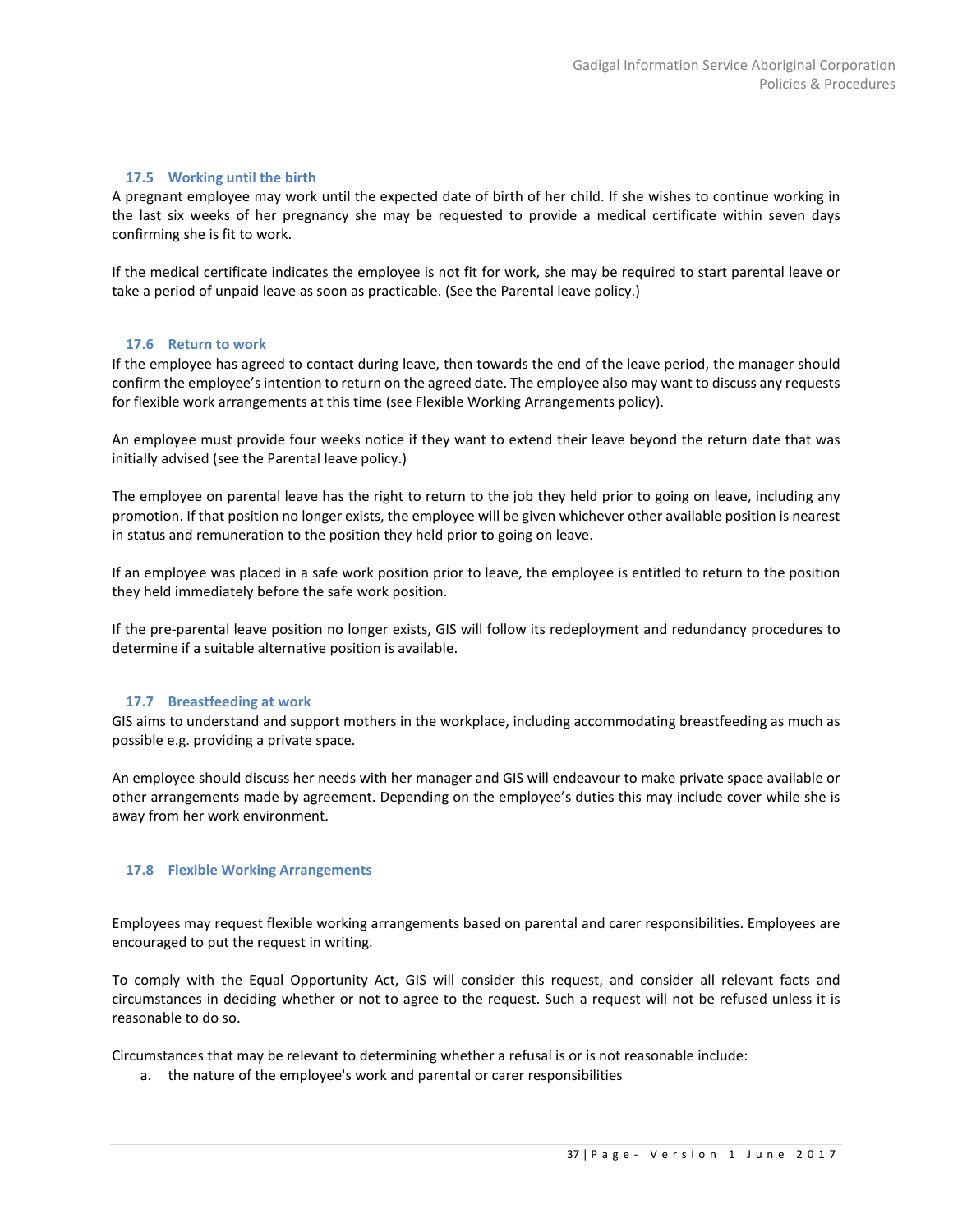### 17.5 Working until the birth

A pregnant employee may work until the expected date of birth of her child. If she wishes to continue working in the last six weeks of her pregnancy she may be requested to provide a medical certificate within seven days confirming she is fit to work.

If the medical certificate indicates the employee is not fit for work, she may be required to start parental leave or take a period of unpaid leave as soon as practicable. (See the Parental leave policy.)

### 17.6 Return to work

If the employee has agreed to contact during leave, then towards the end of the leave period, the manager should confirm the employee's intention to return on the agreed date. The employee also may want to discuss any requests for flexible work arrangements at this time (see Flexible Working Arrangements policy).

An employee must provide four weeks notice if they want to extend their leave beyond the return date that was initially advised (see the Parental leave policy.)

The employee on parental leave has the right to return to the job they held prior to going on leave, including any promotion. If that position no longer exists, the employee will be given whichever other available position is nearest in status and remuneration to the position they held prior to going on leave.

If an employee was placed in a safe work position prior to leave, the employee is entitled to return to the position they held immediately before the safe work position.

If the pre-parental leave position no longer exists, GIS will follow its redeployment and redundancy procedures to determine if a suitable alternative position is available.

### 17.7 Breastfeeding at work

GIS aims to understand and support mothers in the workplace, including accommodating breastfeeding as much as possible e.g. providing a private space.

An employee should discuss her needs with her manager and GIS will endeavour to make private space available or other arrangements made by agreement. Depending on the employee's duties this may include cover while she is away from her work environment.

### 17.8 Flexible Working Arrangements

Employees may request flexible working arrangements based on parental and carer responsibilities. Employees are encouraged to put the request in writing.

To comply with the Equal Opportunity Act, GIS will consider this request, and consider all relevant facts and circumstances in deciding whether or not to agree to the request. Such a request will not be refused unless it is reasonable to do so.

Circumstances that may be relevant to determining whether a refusal is or is not reasonable include:

a. the nature of the employee's work and parental or carer responsibilities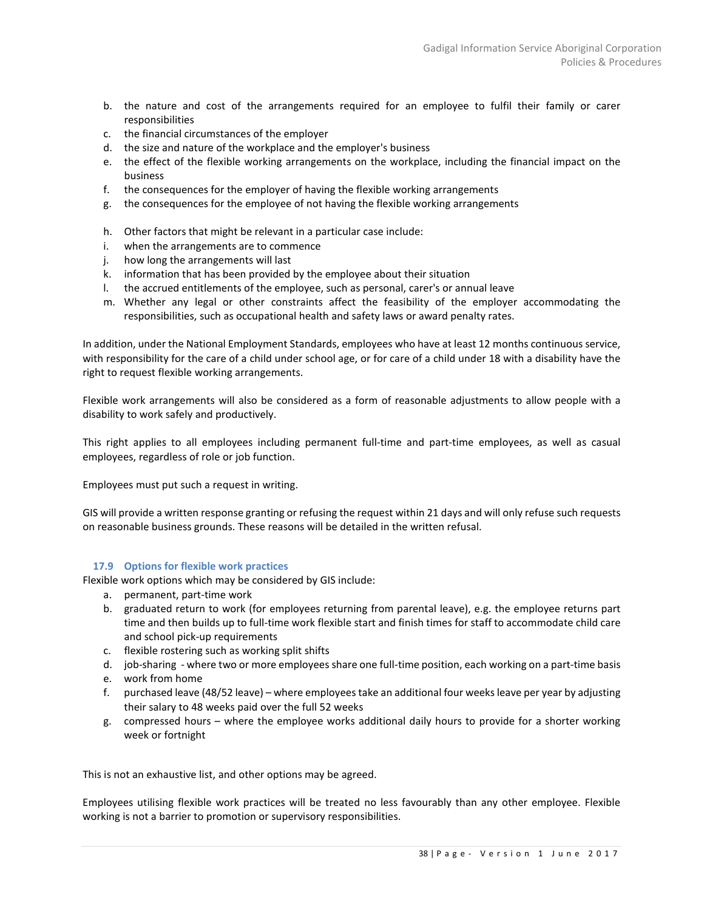b. the nature and cost of the arrangements required for an employee to fulfil their family or carer responsibilities
c. the financial circumstances of the employer
d. the size and nature of the workplace and the employer's business
e. the effect of the flexible working arrangements on the workplace, including the financial impact on the business
f. the consequences for the employer of having the flexible working arrangements
g. the consequences for the employee of not having the flexible working arrangements

h. Other factors that might be relevant in a particular case include:
i. when the arrangements are to commence
j. how long the arrangements will last
k. information that has been provided by the employee about their situation
l. the accrued entitlements of the employee, such as personal, carer's or annual leave
m. Whether any legal or other constraints affect the feasibility of the employer accommodating the responsibilities, such as occupational health and safety laws or award penalty rates.

In addition, under the National Employment Standards, employees who have at least 12 months continuous service, with responsibility for the care of a child under school age, or for care of a child under 18 with a disability have the right to request flexible working arrangements.

Flexible work arrangements will also be considered as a form of reasonable adjustments to allow people with a disability to work safely and productively.

This right applies to all employees including permanent full-time and part-time employees, as well as casual employees, regardless of role or job function.

Employees must put such a request in writing.

GIS will provide a written response granting or refusing the request within 21 days and will only refuse such requests on reasonable business grounds. These reasons will be detailed in the written refusal.

### 17.9 Options for flexible work practices

Flexible work options which may be considered by GIS include:

a. permanent, part-time work
b. graduated return to work (for employees returning from parental leave), e.g. the employee returns part time and then builds up to full-time work flexible start and finish times for staff to accommodate child care and school pick-up requirements
c. flexible rostering such as working split shifts
d. job-sharing - where two or more employees share one full-time position, each working on a part-time basis
e. work from home
f. purchased leave (48/52 leave) – where employees take an additional four weeks leave per year by adjusting their salary to 48 weeks paid over the full 52 weeks
g. compressed hours – where the employee works additional daily hours to provide for a shorter working week or fortnight

This is not an exhaustive list, and other options may be agreed.

Employees utilising flexible work practices will be treated no less favourably than any other employee. Flexible working is not a barrier to promotion or supervisory responsibilities.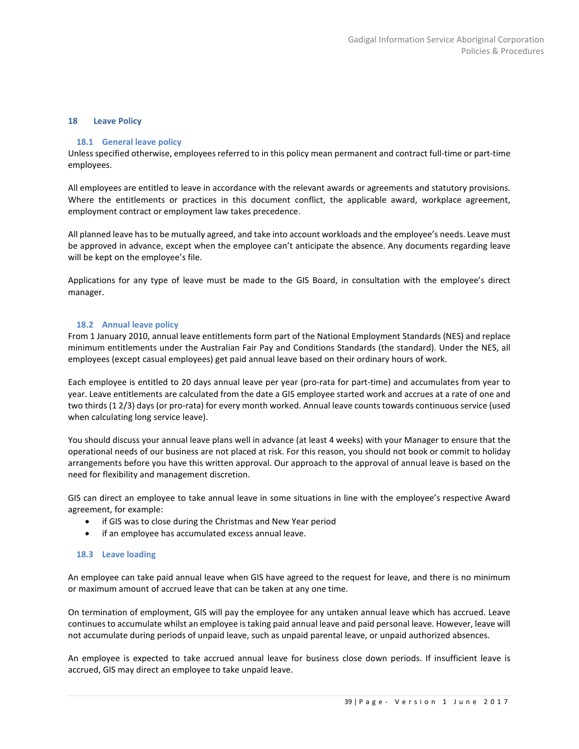## 18 Leave Policy

### 18.1 General leave policy

Unless specified otherwise, employees referred to in this policy mean permanent and contract full-time or part-time employees.

All employees are entitled to leave in accordance with the relevant awards or agreements and statutory provisions. Where the entitlements or practices in this document conflict, the applicable award, workplace agreement, employment contract or employment law takes precedence.

All planned leave has to be mutually agreed, and take into account workloads and the employee's needs. Leave must be approved in advance, except when the employee can't anticipate the absence. Any documents regarding leave will be kept on the employee's file.

Applications for any type of leave must be made to the GIS Board, in consultation with the employee's direct manager.

### 18.2 Annual leave policy

From 1 January 2010, annual leave entitlements form part of the National Employment Standards (NES) and replace minimum entitlements under the Australian Fair Pay and Conditions Standards (the standard). Under the NES, all employees (except casual employees) get paid annual leave based on their ordinary hours of work.

Each employee is entitled to 20 days annual leave per year (pro-rata for part-time) and accumulates from year to year. Leave entitlements are calculated from the date a GIS employee started work and accrues at a rate of one and two thirds (1 2/3) days (or pro-rata) for every month worked. Annual leave counts towards continuous service (used when calculating long service leave).

You should discuss your annual leave plans well in advance (at least 4 weeks) with your Manager to ensure that the operational needs of our business are not placed at risk. For this reason, you should not book or commit to holiday arrangements before you have this written approval. Our approach to the approval of annual leave is based on the need for flexibility and management discretion.

GIS can direct an employee to take annual leave in some situations in line with the employee's respective Award agreement, for example:

- if GIS was to close during the Christmas and New Year period
- if an employee has accumulated excess annual leave.

### 18.3 Leave loading

An employee can take paid annual leave when GIS have agreed to the request for leave, and there is no minimum or maximum amount of accrued leave that can be taken at any one time.

On termination of employment, GIS will pay the employee for any untaken annual leave which has accrued. Leave continues to accumulate whilst an employee is taking paid annual leave and paid personal leave. However, leave will not accumulate during periods of unpaid leave, such as unpaid parental leave, or unpaid authorized absences.

An employee is expected to take accrued annual leave for business close down periods. If insufficient leave is accrued, GIS may direct an employee to take unpaid leave.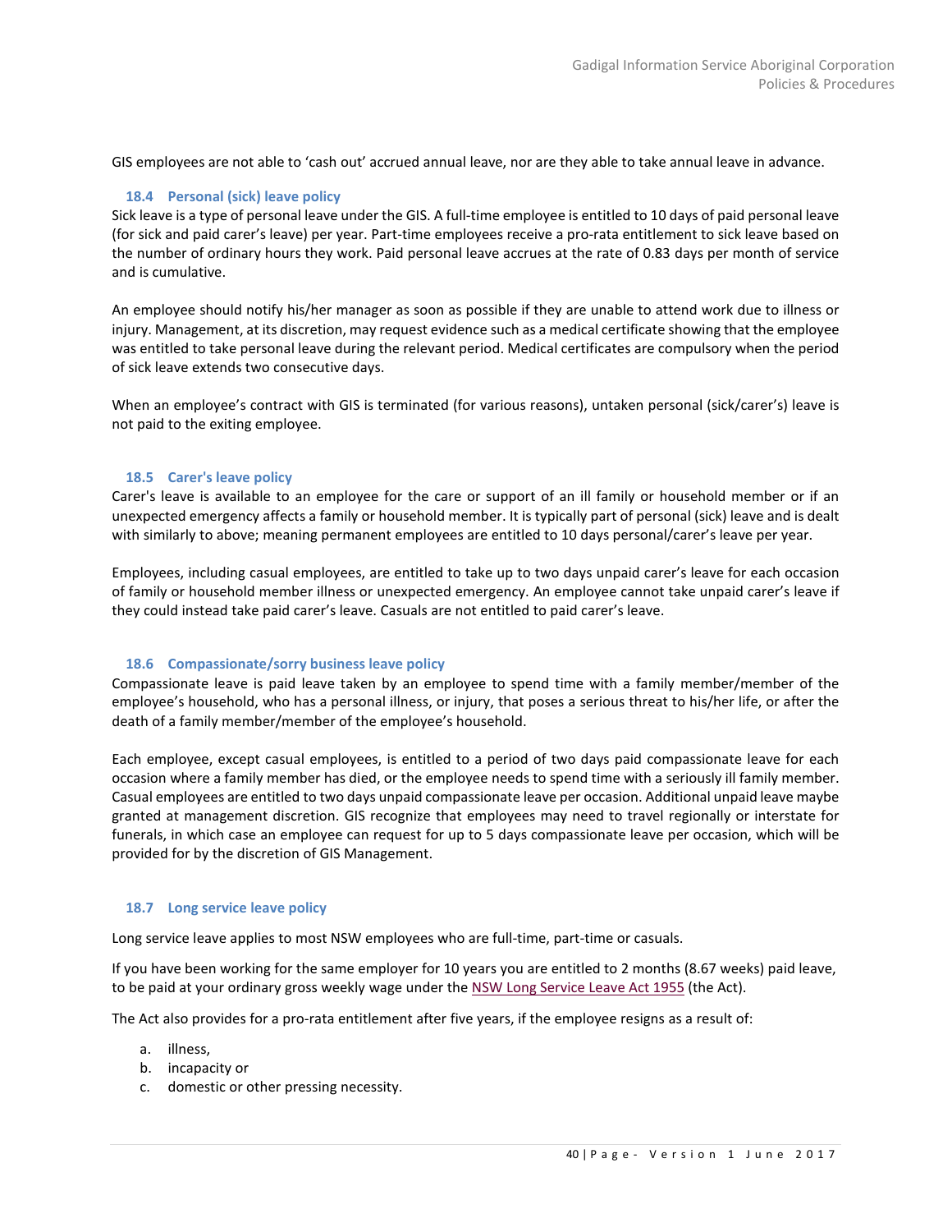GIS employees are not able to 'cash out' accrued annual leave, nor are they able to take annual leave in advance.

### 18.4 Personal (sick) leave policy

Sick leave is a type of personal leave under the GIS. A full-time employee is entitled to 10 days of paid personal leave (for sick and paid carer's leave) per year. Part-time employees receive a pro-rata entitlement to sick leave based on the number of ordinary hours they work. Paid personal leave accrues at the rate of 0.83 days per month of service and is cumulative.

An employee should notify his/her manager as soon as possible if they are unable to attend work due to illness or injury. Management, at its discretion, may request evidence such as a medical certificate showing that the employee was entitled to take personal leave during the relevant period. Medical certificates are compulsory when the period of sick leave extends two consecutive days.

When an employee's contract with GIS is terminated (for various reasons), untaken personal (sick/carer's) leave is not paid to the exiting employee.

### 18.5 Carer's leave policy

Carer's leave is available to an employee for the care or support of an ill family or household member or if an unexpected emergency affects a family or household member. It is typically part of personal (sick) leave and is dealt with similarly to above; meaning permanent employees are entitled to 10 days personal/carer's leave per year.

Employees, including casual employees, are entitled to take up to two days unpaid carer's leave for each occasion of family or household member illness or unexpected emergency. An employee cannot take unpaid carer's leave if they could instead take paid carer's leave. Casuals are not entitled to paid carer's leave.

### 18.6 Compassionate/sorry business leave policy

Compassionate leave is paid leave taken by an employee to spend time with a family member/member of the employee's household, who has a personal illness, or injury, that poses a serious threat to his/her life, or after the death of a family member/member of the employee's household.

Each employee, except casual employees, is entitled to a period of two days paid compassionate leave for each occasion where a family member has died, or the employee needs to spend time with a seriously ill family member. Casual employees are entitled to two days unpaid compassionate leave per occasion. Additional unpaid leave maybe granted at management discretion. GIS recognize that employees may need to travel regionally or interstate for funerals, in which case an employee can request for up to 5 days compassionate leave per occasion, which will be provided for by the discretion of GIS Management.

### 18.7 Long service leave policy

Long service leave applies to most NSW employees who are full-time, part-time or casuals.

If you have been working for the same employer for 10 years you are entitled to 2 months (8.67 weeks) paid leave, to be paid at your ordinary gross weekly wage under the NSW Long Service Leave Act 1955 (the Act).

The Act also provides for a pro-rata entitlement after five years, if the employee resigns as a result of:

a. illness,
b. incapacity or
c. domestic or other pressing necessity.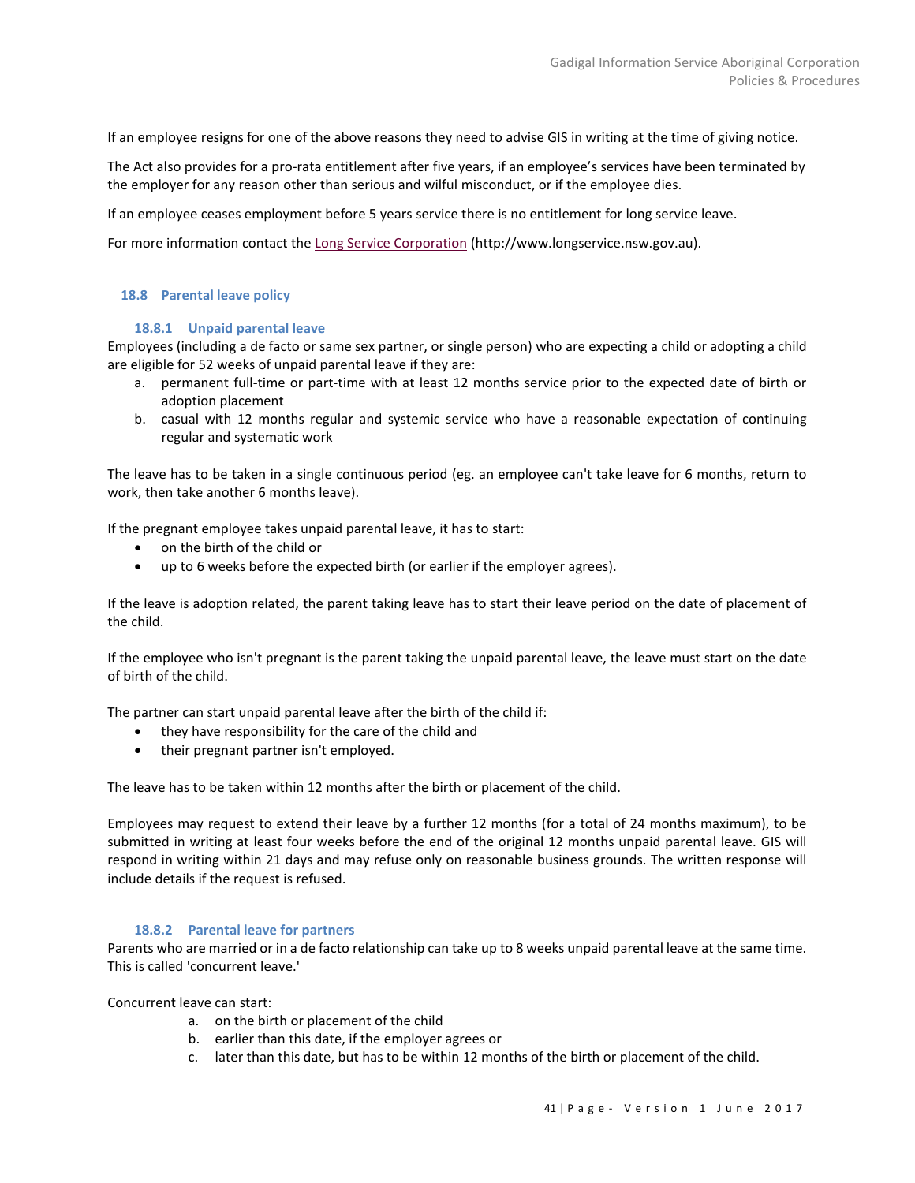If an employee resigns for one of the above reasons they need to advise GIS in writing at the time of giving notice.

The Act also provides for a pro-rata entitlement after five years, if an employee's services have been terminated by the employer for any reason other than serious and wilful misconduct, or if the employee dies.

If an employee ceases employment before 5 years service there is no entitlement for long service leave.

For more information contact the Long Service Corporation (http://www.longservice.nsw.gov.au).

## 18.8 Parental leave policy

### 18.8.1 Unpaid parental leave

Employees (including a de facto or same sex partner, or single person) who are expecting a child or adopting a child are eligible for 52 weeks of unpaid parental leave if they are:

a. permanent full-time or part-time with at least 12 months service prior to the expected date of birth or adoption placement
b. casual with 12 months regular and systemic service who have a reasonable expectation of continuing regular and systematic work

The leave has to be taken in a single continuous period (eg. an employee can't take leave for 6 months, return to work, then take another 6 months leave).

If the pregnant employee takes unpaid parental leave, it has to start:

- on the birth of the child or
- up to 6 weeks before the expected birth (or earlier if the employer agrees).

If the leave is adoption related, the parent taking leave has to start their leave period on the date of placement of the child.

If the employee who isn't pregnant is the parent taking the unpaid parental leave, the leave must start on the date of birth of the child.

The partner can start unpaid parental leave after the birth of the child if:

- they have responsibility for the care of the child and
- their pregnant partner isn't employed.

The leave has to be taken within 12 months after the birth or placement of the child.

Employees may request to extend their leave by a further 12 months (for a total of 24 months maximum), to be submitted in writing at least four weeks before the end of the original 12 months unpaid parental leave. GIS will respond in writing within 21 days and may refuse only on reasonable business grounds. The written response will include details if the request is refused.

### 18.8.2 Parental leave for partners

Parents who are married or in a de facto relationship can take up to 8 weeks unpaid parental leave at the same time. This is called 'concurrent leave.'

Concurrent leave can start:

a. on the birth or placement of the child
b. earlier than this date, if the employer agrees or
c. later than this date, but has to be within 12 months of the birth or placement of the child.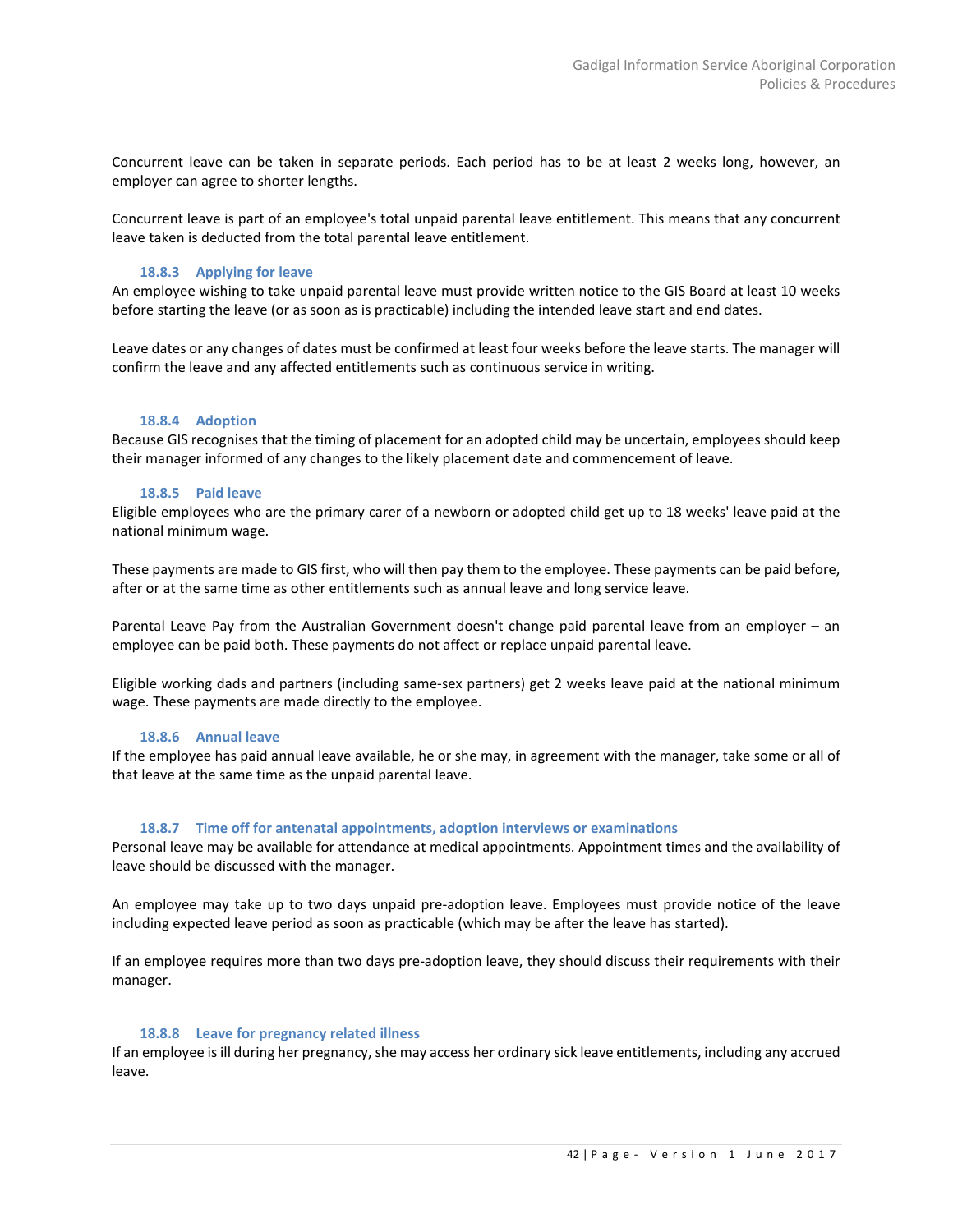Concurrent leave can be taken in separate periods. Each period has to be at least 2 weeks long, however, an employer can agree to shorter lengths.

Concurrent leave is part of an employee's total unpaid parental leave entitlement. This means that any concurrent leave taken is deducted from the total parental leave entitlement.

#### 18.8.3 Applying for leave

An employee wishing to take unpaid parental leave must provide written notice to the GIS Board at least 10 weeks before starting the leave (or as soon as is practicable) including the intended leave start and end dates.

Leave dates or any changes of dates must be confirmed at least four weeks before the leave starts. The manager will confirm the leave and any affected entitlements such as continuous service in writing.

#### 18.8.4 Adoption

Because GIS recognises that the timing of placement for an adopted child may be uncertain, employees should keep their manager informed of any changes to the likely placement date and commencement of leave.

#### 18.8.5 Paid leave

Eligible employees who are the primary carer of a newborn or adopted child get up to 18 weeks' leave paid at the national minimum wage.

These payments are made to GIS first, who will then pay them to the employee. These payments can be paid before, after or at the same time as other entitlements such as annual leave and long service leave.

Parental Leave Pay from the Australian Government doesn't change paid parental leave from an employer – an employee can be paid both. These payments do not affect or replace unpaid parental leave.

Eligible working dads and partners (including same-sex partners) get 2 weeks leave paid at the national minimum wage. These payments are made directly to the employee.

#### 18.8.6 Annual leave

If the employee has paid annual leave available, he or she may, in agreement with the manager, take some or all of that leave at the same time as the unpaid parental leave.

#### 18.8.7 Time off for antenatal appointments, adoption interviews or examinations

Personal leave may be available for attendance at medical appointments. Appointment times and the availability of leave should be discussed with the manager.

An employee may take up to two days unpaid pre-adoption leave. Employees must provide notice of the leave including expected leave period as soon as practicable (which may be after the leave has started).

If an employee requires more than two days pre-adoption leave, they should discuss their requirements with their manager.

#### 18.8.8 Leave for pregnancy related illness

If an employee is ill during her pregnancy, she may access her ordinary sick leave entitlements, including any accrued leave.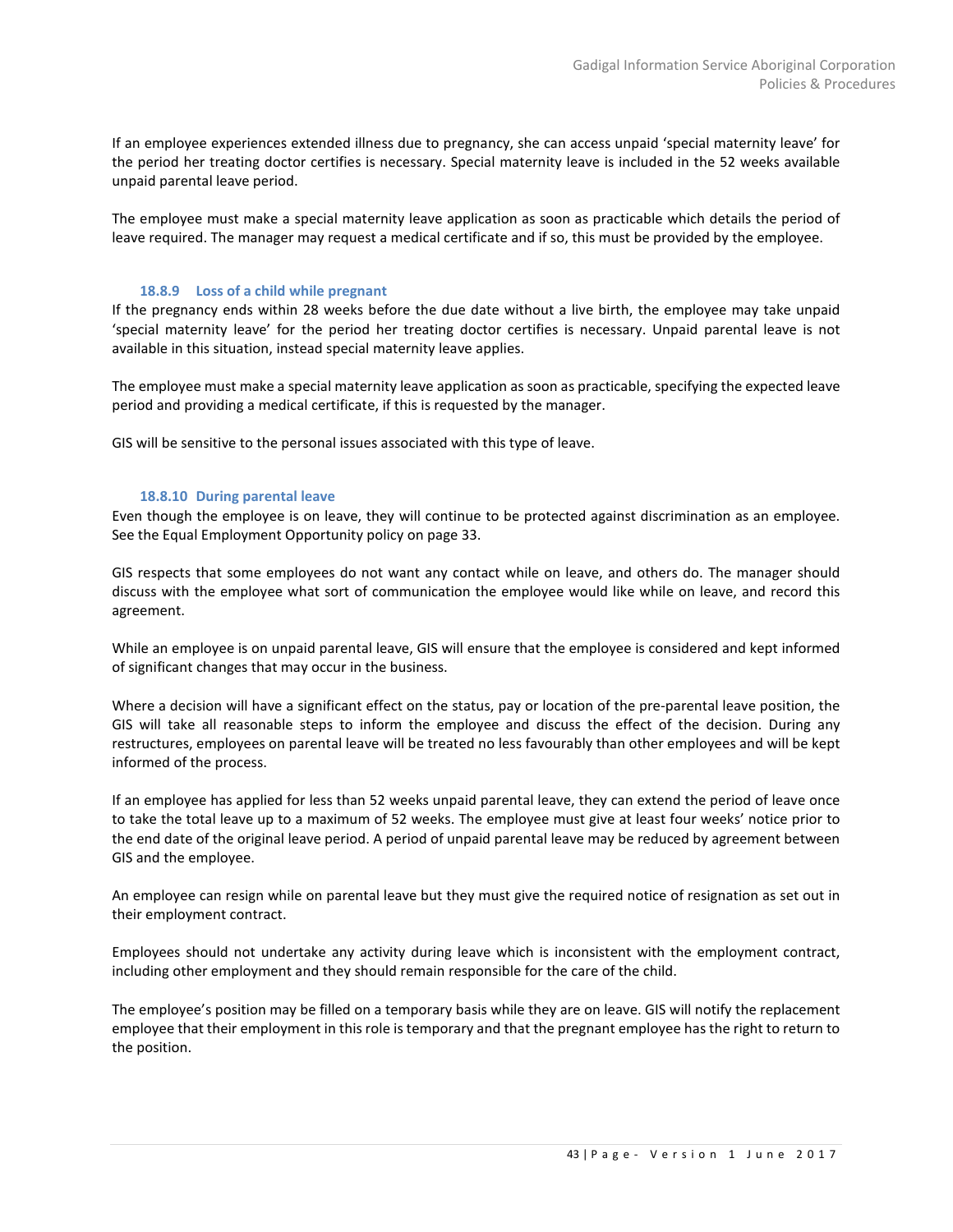If an employee experiences extended illness due to pregnancy, she can access unpaid 'special maternity leave' for the period her treating doctor certifies is necessary. Special maternity leave is included in the 52 weeks available unpaid parental leave period.

The employee must make a special maternity leave application as soon as practicable which details the period of leave required. The manager may request a medical certificate and if so, this must be provided by the employee.

#### 18.8.9 Loss of a child while pregnant

If the pregnancy ends within 28 weeks before the due date without a live birth, the employee may take unpaid 'special maternity leave' for the period her treating doctor certifies is necessary. Unpaid parental leave is not available in this situation, instead special maternity leave applies.

The employee must make a special maternity leave application as soon as practicable, specifying the expected leave period and providing a medical certificate, if this is requested by the manager.

GIS will be sensitive to the personal issues associated with this type of leave.

#### 18.8.10 During parental leave

Even though the employee is on leave, they will continue to be protected against discrimination as an employee. See the Equal Employment Opportunity policy on page 33.

GIS respects that some employees do not want any contact while on leave, and others do. The manager should discuss with the employee what sort of communication the employee would like while on leave, and record this agreement.

While an employee is on unpaid parental leave, GIS will ensure that the employee is considered and kept informed of significant changes that may occur in the business.

Where a decision will have a significant effect on the status, pay or location of the pre-parental leave position, the GIS will take all reasonable steps to inform the employee and discuss the effect of the decision. During any restructures, employees on parental leave will be treated no less favourably than other employees and will be kept informed of the process.

If an employee has applied for less than 52 weeks unpaid parental leave, they can extend the period of leave once to take the total leave up to a maximum of 52 weeks. The employee must give at least four weeks' notice prior to the end date of the original leave period. A period of unpaid parental leave may be reduced by agreement between GIS and the employee.

An employee can resign while on parental leave but they must give the required notice of resignation as set out in their employment contract.

Employees should not undertake any activity during leave which is inconsistent with the employment contract, including other employment and they should remain responsible for the care of the child.

The employee's position may be filled on a temporary basis while they are on leave. GIS will notify the replacement employee that their employment in this role is temporary and that the pregnant employee has the right to return to the position.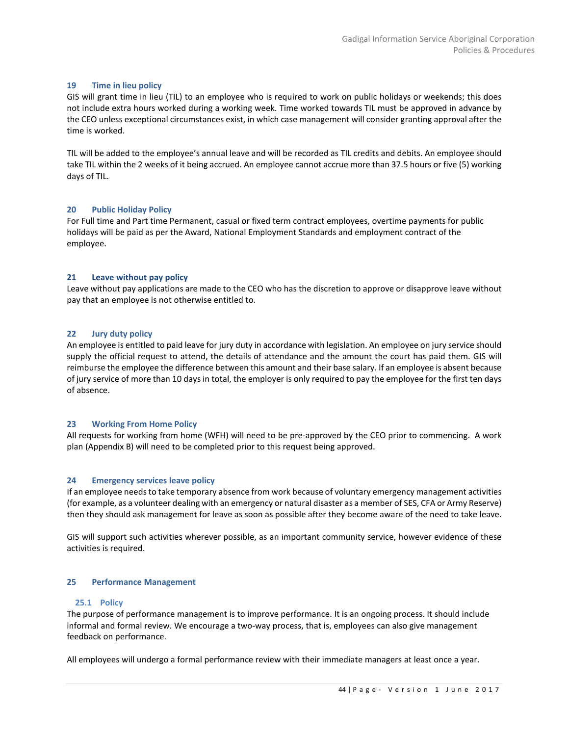## 19 Time in lieu policy

GIS will grant time in lieu (TIL) to an employee who is required to work on public holidays or weekends; this does not include extra hours worked during a working week. Time worked towards TIL must be approved in advance by the CEO unless exceptional circumstances exist, in which case management will consider granting approval after the time is worked.

TIL will be added to the employee's annual leave and will be recorded as TIL credits and debits. An employee should take TIL within the 2 weeks of it being accrued. An employee cannot accrue more than 37.5 hours or five (5) working days of TIL.

## 20 Public Holiday Policy

For Full time and Part time Permanent, casual or fixed term contract employees, overtime payments for public holidays will be paid as per the Award, National Employment Standards and employment contract of the employee.

## 21 Leave without pay policy

Leave without pay applications are made to the CEO who has the discretion to approve or disapprove leave without pay that an employee is not otherwise entitled to.

## 22 Jury duty policy

An employee is entitled to paid leave for jury duty in accordance with legislation. An employee on jury service should supply the official request to attend, the details of attendance and the amount the court has paid them. GIS will reimburse the employee the difference between this amount and their base salary. If an employee is absent because of jury service of more than 10 days in total, the employer is only required to pay the employee for the first ten days of absence.

## 23 Working From Home Policy

All requests for working from home (WFH) will need to be pre-approved by the CEO prior to commencing. A work plan (Appendix B) will need to be completed prior to this request being approved.

## 24 Emergency services leave policy

If an employee needs to take temporary absence from work because of voluntary emergency management activities (for example, as a volunteer dealing with an emergency or natural disaster as a member of SES, CFA or Army Reserve) then they should ask management for leave as soon as possible after they become aware of the need to take leave.

GIS will support such activities wherever possible, as an important community service, however evidence of these activities is required.

## 25 Performance Management

### 25.1 Policy

The purpose of performance management is to improve performance. It is an ongoing process. It should include informal and formal review. We encourage a two-way process, that is, employees can also give management feedback on performance.

All employees will undergo a formal performance review with their immediate managers at least once a year.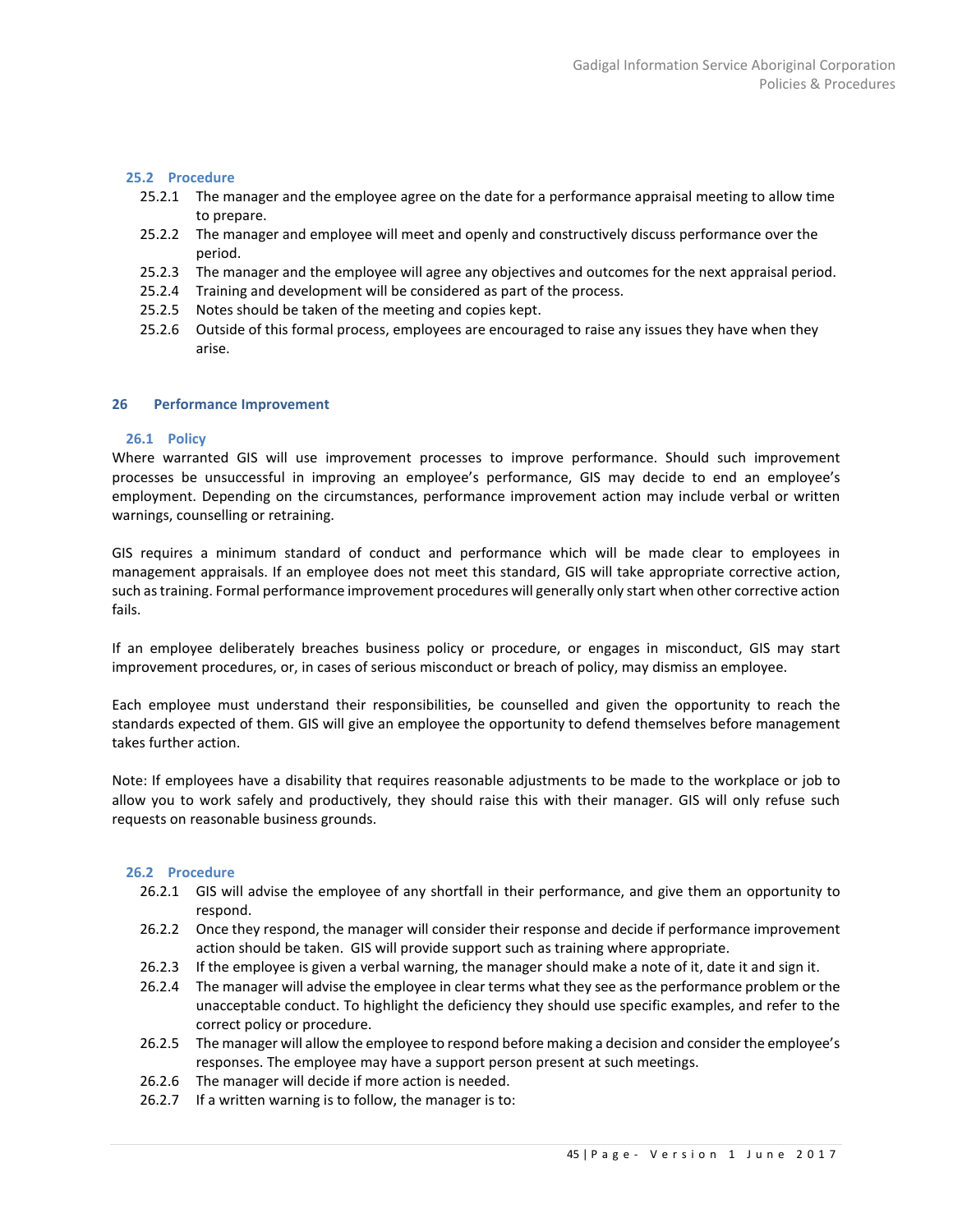### 25.2 Procedure

25.2.1 The manager and the employee agree on the date for a performance appraisal meeting to allow time to prepare.

25.2.2 The manager and employee will meet and openly and constructively discuss performance over the period.

25.2.3 The manager and the employee will agree any objectives and outcomes for the next appraisal period.

25.2.4 Training and development will be considered as part of the process.

25.2.5 Notes should be taken of the meeting and copies kept.

25.2.6 Outside of this formal process, employees are encouraged to raise any issues they have when they arise.

## 26 Performance Improvement

### 26.1 Policy

Where warranted GIS will use improvement processes to improve performance. Should such improvement processes be unsuccessful in improving an employee's performance, GIS may decide to end an employee's employment. Depending on the circumstances, performance improvement action may include verbal or written warnings, counselling or retraining.

GIS requires a minimum standard of conduct and performance which will be made clear to employees in management appraisals. If an employee does not meet this standard, GIS will take appropriate corrective action, such as training. Formal performance improvement procedures will generally only start when other corrective action fails.

If an employee deliberately breaches business policy or procedure, or engages in misconduct, GIS may start improvement procedures, or, in cases of serious misconduct or breach of policy, may dismiss an employee.

Each employee must understand their responsibilities, be counselled and given the opportunity to reach the standards expected of them. GIS will give an employee the opportunity to defend themselves before management takes further action.

Note: If employees have a disability that requires reasonable adjustments to be made to the workplace or job to allow you to work safely and productively, they should raise this with their manager. GIS will only refuse such requests on reasonable business grounds.

### 26.2 Procedure

26.2.1 GIS will advise the employee of any shortfall in their performance, and give them an opportunity to respond.

26.2.2 Once they respond, the manager will consider their response and decide if performance improvement action should be taken. GIS will provide support such as training where appropriate.

26.2.3 If the employee is given a verbal warning, the manager should make a note of it, date it and sign it.

26.2.4 The manager will advise the employee in clear terms what they see as the performance problem or the unacceptable conduct. To highlight the deficiency they should use specific examples, and refer to the correct policy or procedure.

26.2.5 The manager will allow the employee to respond before making a decision and consider the employee's responses. The employee may have a support person present at such meetings.

26.2.6 The manager will decide if more action is needed.

26.2.7 If a written warning is to follow, the manager is to: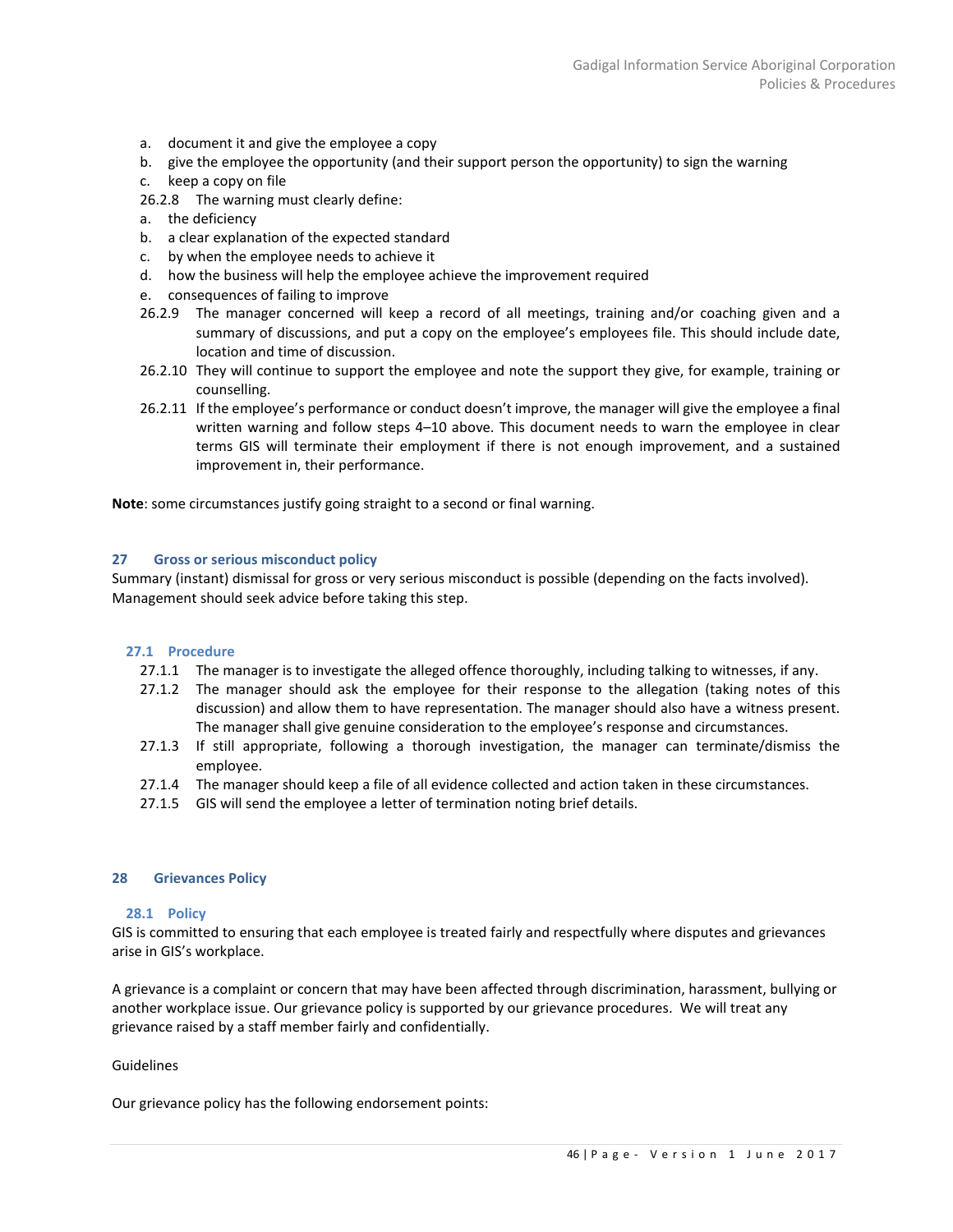a. document it and give the employee a copy
b. give the employee the opportunity (and their support person the opportunity) to sign the warning
c. keep a copy on file

26.2.8 The warning must clearly define:

a. the deficiency
b. a clear explanation of the expected standard
c. by when the employee needs to achieve it
d. how the business will help the employee achieve the improvement required
e. consequences of failing to improve

26.2.9 The manager concerned will keep a record of all meetings, training and/or coaching given and a summary of discussions, and put a copy on the employee's employees file. This should include date, location and time of discussion.

26.2.10 They will continue to support the employee and note the support they give, for example, training or counselling.

26.2.11 If the employee's performance or conduct doesn't improve, the manager will give the employee a final written warning and follow steps 4–10 above. This document needs to warn the employee in clear terms GIS will terminate their employment if there is not enough improvement, and a sustained improvement in, their performance.

**Note**: some circumstances justify going straight to a second or final warning.

## 27 Gross or serious misconduct policy

Summary (instant) dismissal for gross or very serious misconduct is possible (depending on the facts involved). Management should seek advice before taking this step.

### 27.1 Procedure

27.1.1 The manager is to investigate the alleged offence thoroughly, including talking to witnesses, if any.

27.1.2 The manager should ask the employee for their response to the allegation (taking notes of this discussion) and allow them to have representation. The manager should also have a witness present. The manager shall give genuine consideration to the employee's response and circumstances.

27.1.3 If still appropriate, following a thorough investigation, the manager can terminate/dismiss the employee.

27.1.4 The manager should keep a file of all evidence collected and action taken in these circumstances.

27.1.5 GIS will send the employee a letter of termination noting brief details.

## 28 Grievances Policy

### 28.1 Policy

GIS is committed to ensuring that each employee is treated fairly and respectfully where disputes and grievances arise in GIS's workplace.

A grievance is a complaint or concern that may have been affected through discrimination, harassment, bullying or another workplace issue. Our grievance policy is supported by our grievance procedures. We will treat any grievance raised by a staff member fairly and confidentially.

Guidelines

Our grievance policy has the following endorsement points: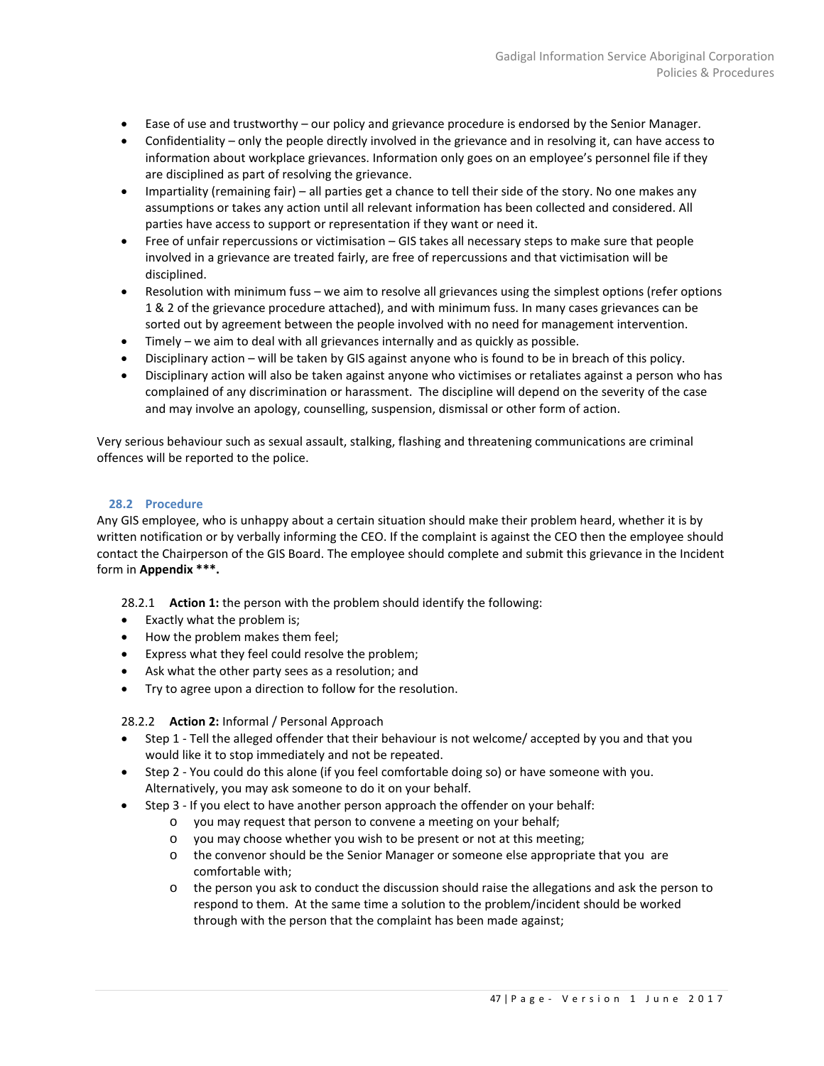- Ease of use and trustworthy – our policy and grievance procedure is endorsed by the Senior Manager.
- Confidentiality – only the people directly involved in the grievance and in resolving it, can have access to information about workplace grievances. Information only goes on an employee's personnel file if they are disciplined as part of resolving the grievance.
- Impartiality (remaining fair) – all parties get a chance to tell their side of the story. No one makes any assumptions or takes any action until all relevant information has been collected and considered. All parties have access to support or representation if they want or need it.
- Free of unfair repercussions or victimisation – GIS takes all necessary steps to make sure that people involved in a grievance are treated fairly, are free of repercussions and that victimisation will be disciplined.
- Resolution with minimum fuss – we aim to resolve all grievances using the simplest options (refer options 1 & 2 of the grievance procedure attached), and with minimum fuss. In many cases grievances can be sorted out by agreement between the people involved with no need for management intervention.
- Timely – we aim to deal with all grievances internally and as quickly as possible.
- Disciplinary action – will be taken by GIS against anyone who is found to be in breach of this policy.
- Disciplinary action will also be taken against anyone who victimises or retaliates against a person who has complained of any discrimination or harassment. The discipline will depend on the severity of the case and may involve an apology, counselling, suspension, dismissal or other form of action.

Very serious behaviour such as sexual assault, stalking, flashing and threatening communications are criminal offences will be reported to the police.

### 28.2 Procedure

Any GIS employee, who is unhappy about a certain situation should make their problem heard, whether it is by written notification or by verbally informing the CEO. If the complaint is against the CEO then the employee should contact the Chairperson of the GIS Board. The employee should complete and submit this grievance in the Incident form in **Appendix \*\*\*.**

28.2.1 **Action 1:** the person with the problem should identify the following:

- Exactly what the problem is;
- How the problem makes them feel;
- Express what they feel could resolve the problem;
- Ask what the other party sees as a resolution; and
- Try to agree upon a direction to follow for the resolution.

28.2.2 **Action 2:** Informal / Personal Approach

- Step 1 - Tell the alleged offender that their behaviour is not welcome/ accepted by you and that you would like it to stop immediately and not be repeated.
- Step 2 - You could do this alone (if you feel comfortable doing so) or have someone with you. Alternatively, you may ask someone to do it on your behalf.
- Step 3 - If you elect to have another person approach the offender on your behalf:
  - you may request that person to convene a meeting on your behalf;
  - you may choose whether you wish to be present or not at this meeting;
  - the convenor should be the Senior Manager or someone else appropriate that you are comfortable with;
  - the person you ask to conduct the discussion should raise the allegations and ask the person to respond to them. At the same time a solution to the problem/incident should be worked through with the person that the complaint has been made against;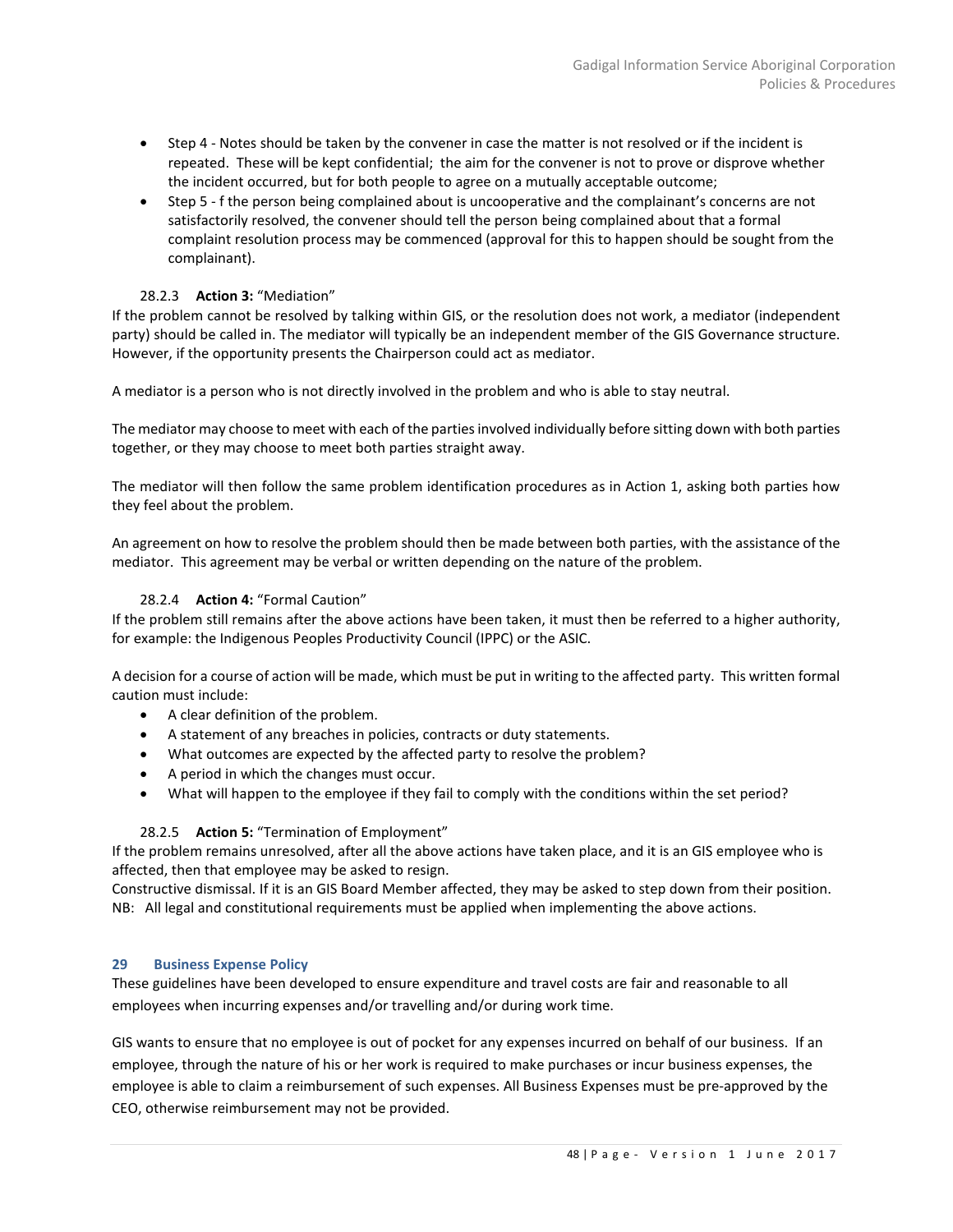- Step 4 - Notes should be taken by the convener in case the matter is not resolved or if the incident is repeated. These will be kept confidential; the aim for the convener is not to prove or disprove whether the incident occurred, but for both people to agree on a mutually acceptable outcome;
- Step 5 - f the person being complained about is uncooperative and the complainant's concerns are not satisfactorily resolved, the convener should tell the person being complained about that a formal complaint resolution process may be commenced (approval for this to happen should be sought from the complainant).

#### 28.2.3 **Action 3:** "Mediation"

If the problem cannot be resolved by talking within GIS, or the resolution does not work, a mediator (independent party) should be called in. The mediator will typically be an independent member of the GIS Governance structure. However, if the opportunity presents the Chairperson could act as mediator.

A mediator is a person who is not directly involved in the problem and who is able to stay neutral.

The mediator may choose to meet with each of the parties involved individually before sitting down with both parties together, or they may choose to meet both parties straight away.

The mediator will then follow the same problem identification procedures as in Action 1, asking both parties how they feel about the problem.

An agreement on how to resolve the problem should then be made between both parties, with the assistance of the mediator. This agreement may be verbal or written depending on the nature of the problem.

#### 28.2.4 **Action 4:** "Formal Caution"

If the problem still remains after the above actions have been taken, it must then be referred to a higher authority, for example: the Indigenous Peoples Productivity Council (IPPC) or the ASIC.

A decision for a course of action will be made, which must be put in writing to the affected party. This written formal caution must include:

- A clear definition of the problem.
- A statement of any breaches in policies, contracts or duty statements.
- What outcomes are expected by the affected party to resolve the problem?
- A period in which the changes must occur.
- What will happen to the employee if they fail to comply with the conditions within the set period?

#### 28.2.5 **Action 5:** "Termination of Employment"

If the problem remains unresolved, after all the above actions have taken place, and it is an GIS employee who is affected, then that employee may be asked to resign.
Constructive dismissal. If it is an GIS Board Member affected, they may be asked to step down from their position.
NB: All legal and constitutional requirements must be applied when implementing the above actions.

## 29 Business Expense Policy

These guidelines have been developed to ensure expenditure and travel costs are fair and reasonable to all employees when incurring expenses and/or travelling and/or during work time.

GIS wants to ensure that no employee is out of pocket for any expenses incurred on behalf of our business. If an employee, through the nature of his or her work is required to make purchases or incur business expenses, the employee is able to claim a reimbursement of such expenses. All Business Expenses must be pre-approved by the CEO, otherwise reimbursement may not be provided.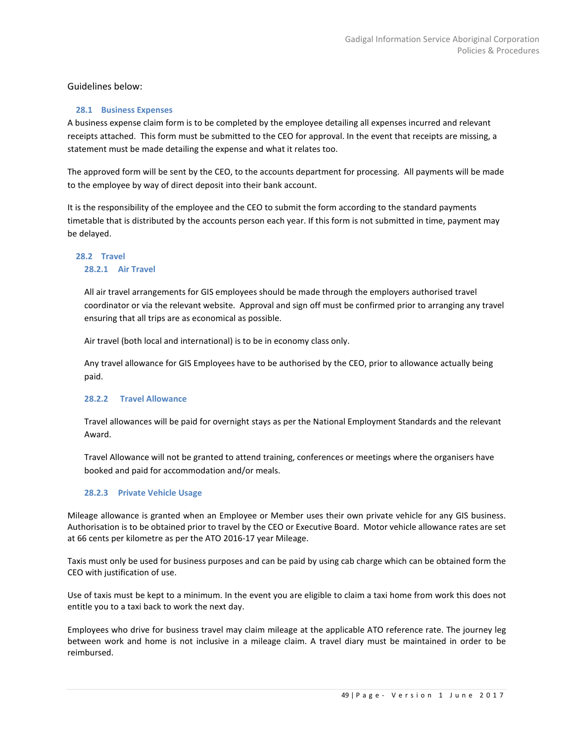Guidelines below:

### 28.1 Business Expenses

A business expense claim form is to be completed by the employee detailing all expenses incurred and relevant receipts attached. This form must be submitted to the CEO for approval. In the event that receipts are missing, a statement must be made detailing the expense and what it relates too.

The approved form will be sent by the CEO, to the accounts department for processing. All payments will be made to the employee by way of direct deposit into their bank account.

It is the responsibility of the employee and the CEO to submit the form according to the standard payments timetable that is distributed by the accounts person each year. If this form is not submitted in time, payment may be delayed.

### 28.2 Travel

#### 28.2.1 Air Travel

All air travel arrangements for GIS employees should be made through the employers authorised travel coordinator or via the relevant website. Approval and sign off must be confirmed prior to arranging any travel ensuring that all trips are as economical as possible.

Air travel (both local and international) is to be in economy class only.

Any travel allowance for GIS Employees have to be authorised by the CEO, prior to allowance actually being paid.

#### 28.2.2 Travel Allowance

Travel allowances will be paid for overnight stays as per the National Employment Standards and the relevant Award.

Travel Allowance will not be granted to attend training, conferences or meetings where the organisers have booked and paid for accommodation and/or meals.

#### 28.2.3 Private Vehicle Usage

Mileage allowance is granted when an Employee or Member uses their own private vehicle for any GIS business. Authorisation is to be obtained prior to travel by the CEO or Executive Board. Motor vehicle allowance rates are set at 66 cents per kilometre as per the ATO 2016-17 year Mileage.

Taxis must only be used for business purposes and can be paid by using cab charge which can be obtained form the CEO with justification of use.

Use of taxis must be kept to a minimum. In the event you are eligible to claim a taxi home from work this does not entitle you to a taxi back to work the next day.

Employees who drive for business travel may claim mileage at the applicable ATO reference rate. The journey leg between work and home is not inclusive in a mileage claim. A travel diary must be maintained in order to be reimbursed.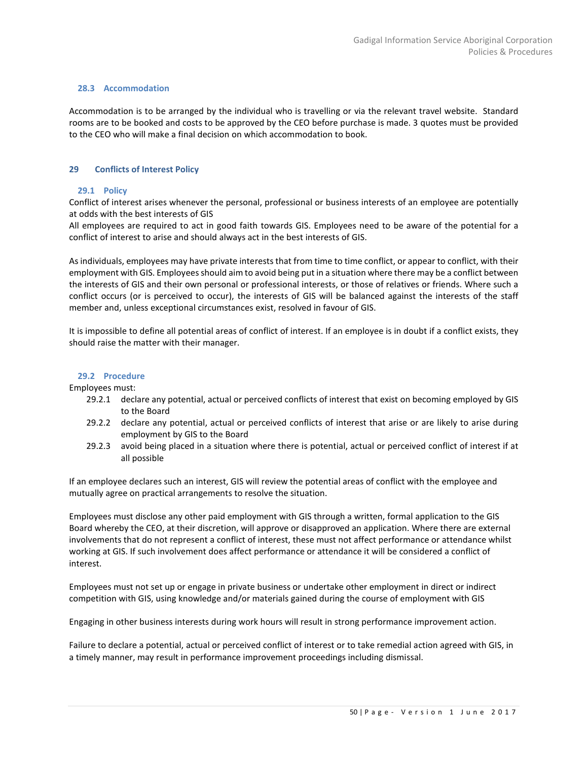### 28.3 Accommodation

Accommodation is to be arranged by the individual who is travelling or via the relevant travel website. Standard rooms are to be booked and costs to be approved by the CEO before purchase is made. 3 quotes must be provided to the CEO who will make a final decision on which accommodation to book.

## 29 Conflicts of Interest Policy

### 29.1 Policy

Conflict of interest arises whenever the personal, professional or business interests of an employee are potentially at odds with the best interests of GIS

All employees are required to act in good faith towards GIS. Employees need to be aware of the potential for a conflict of interest to arise and should always act in the best interests of GIS.

As individuals, employees may have private interests that from time to time conflict, or appear to conflict, with their employment with GIS. Employees should aim to avoid being put in a situation where there may be a conflict between the interests of GIS and their own personal or professional interests, or those of relatives or friends. Where such a conflict occurs (or is perceived to occur), the interests of GIS will be balanced against the interests of the staff member and, unless exceptional circumstances exist, resolved in favour of GIS.

It is impossible to define all potential areas of conflict of interest. If an employee is in doubt if a conflict exists, they should raise the matter with their manager.

### 29.2 Procedure

Employees must:

- 29.2.1 declare any potential, actual or perceived conflicts of interest that exist on becoming employed by GIS to the Board
- 29.2.2 declare any potential, actual or perceived conflicts of interest that arise or are likely to arise during employment by GIS to the Board
- 29.2.3 avoid being placed in a situation where there is potential, actual or perceived conflict of interest if at all possible

If an employee declares such an interest, GIS will review the potential areas of conflict with the employee and mutually agree on practical arrangements to resolve the situation.

Employees must disclose any other paid employment with GIS through a written, formal application to the GIS Board whereby the CEO, at their discretion, will approve or disapproved an application. Where there are external involvements that do not represent a conflict of interest, these must not affect performance or attendance whilst working at GIS. If such involvement does affect performance or attendance it will be considered a conflict of interest.

Employees must not set up or engage in private business or undertake other employment in direct or indirect competition with GIS, using knowledge and/or materials gained during the course of employment with GIS

Engaging in other business interests during work hours will result in strong performance improvement action.

Failure to declare a potential, actual or perceived conflict of interest or to take remedial action agreed with GIS, in a timely manner, may result in performance improvement proceedings including dismissal.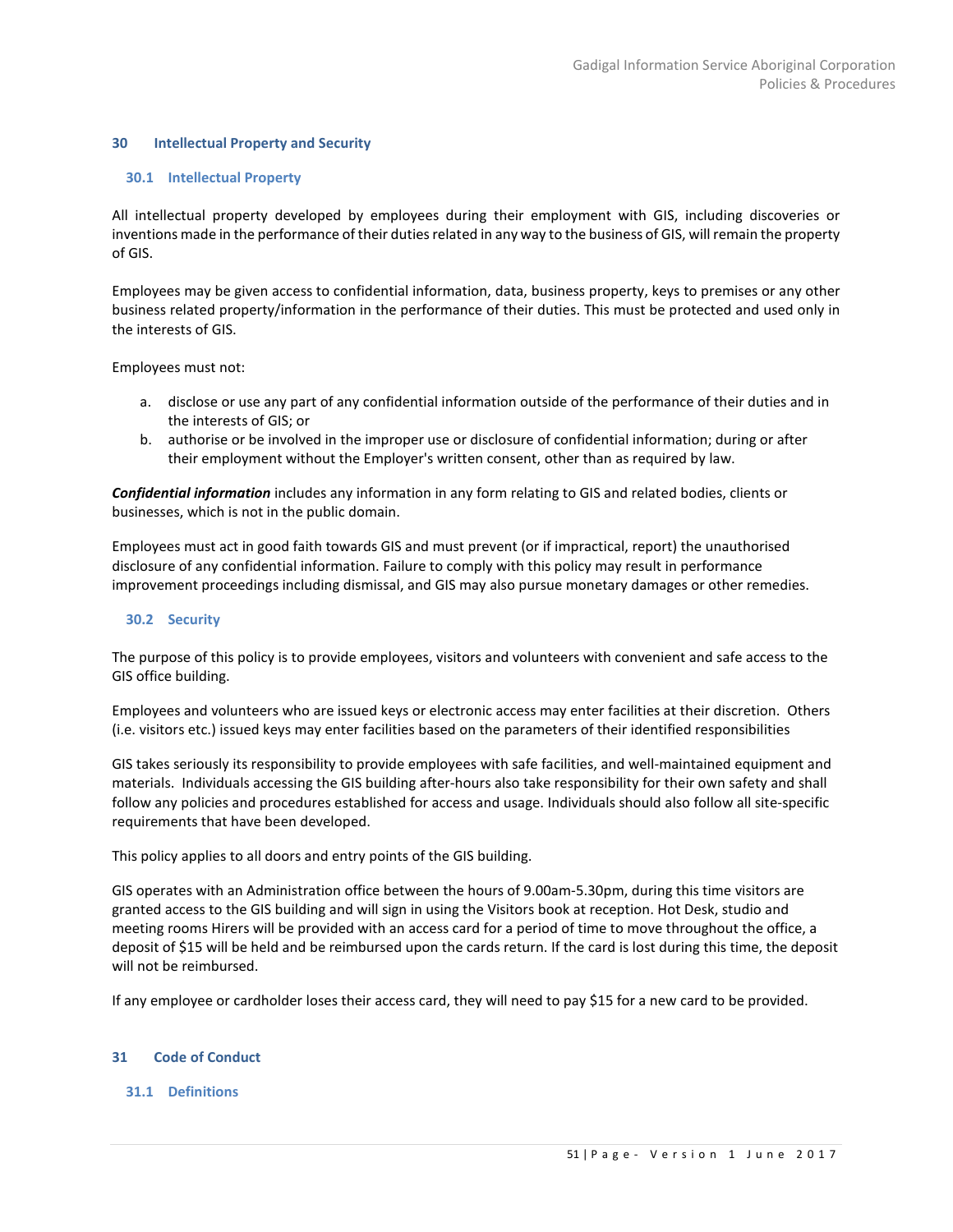## 30 Intellectual Property and Security

### 30.1 Intellectual Property

All intellectual property developed by employees during their employment with GIS, including discoveries or inventions made in the performance of their duties related in any way to the business of GIS, will remain the property of GIS.

Employees may be given access to confidential information, data, business property, keys to premises or any other business related property/information in the performance of their duties. This must be protected and used only in the interests of GIS.

Employees must not:

a. disclose or use any part of any confidential information outside of the performance of their duties and in the interests of GIS; or
b. authorise or be involved in the improper use or disclosure of confidential information; during or after their employment without the Employer's written consent, other than as required by law.

***Confidential information*** includes any information in any form relating to GIS and related bodies, clients or businesses, which is not in the public domain.

Employees must act in good faith towards GIS and must prevent (or if impractical, report) the unauthorised disclosure of any confidential information. Failure to comply with this policy may result in performance improvement proceedings including dismissal, and GIS may also pursue monetary damages or other remedies.

### 30.2 Security

The purpose of this policy is to provide employees, visitors and volunteers with convenient and safe access to the GIS office building.

Employees and volunteers who are issued keys or electronic access may enter facilities at their discretion. Others (i.e. visitors etc.) issued keys may enter facilities based on the parameters of their identified responsibilities

GIS takes seriously its responsibility to provide employees with safe facilities, and well-maintained equipment and materials. Individuals accessing the GIS building after-hours also take responsibility for their own safety and shall follow any policies and procedures established for access and usage. Individuals should also follow all site-specific requirements that have been developed.

This policy applies to all doors and entry points of the GIS building.

GIS operates with an Administration office between the hours of 9.00am-5.30pm, during this time visitors are granted access to the GIS building and will sign in using the Visitors book at reception. Hot Desk, studio and meeting rooms Hirers will be provided with an access card for a period of time to move throughout the office, a deposit of $15 will be held and be reimbursed upon the cards return. If the card is lost during this time, the deposit will not be reimbursed.

If any employee or cardholder loses their access card, they will need to pay $15 for a new card to be provided.

## 31 Code of Conduct

### 31.1 Definitions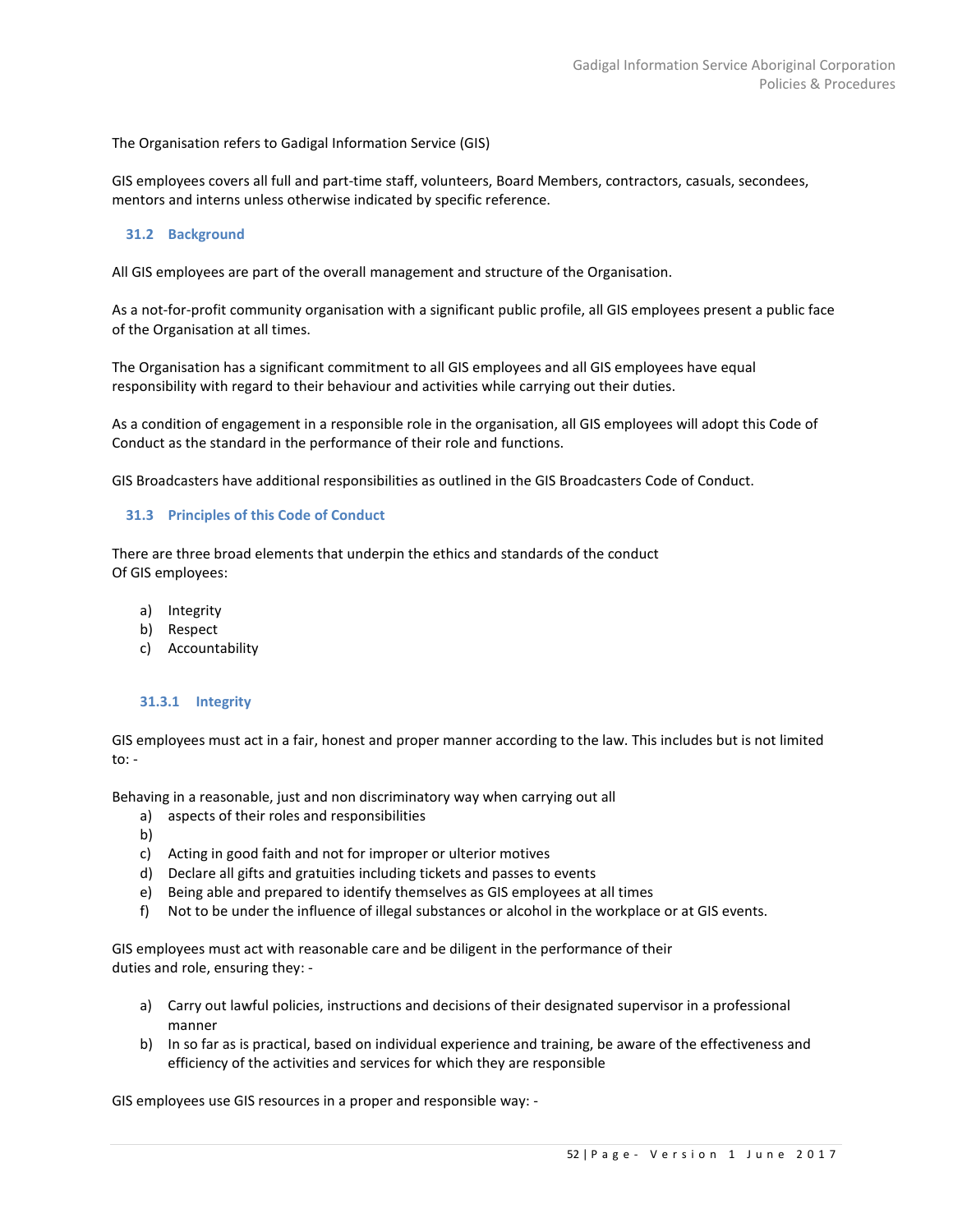The Organisation refers to Gadigal Information Service (GIS)

GIS employees covers all full and part-time staff, volunteers, Board Members, contractors, casuals, secondees, mentors and interns unless otherwise indicated by specific reference.

## 31.2 Background

All GIS employees are part of the overall management and structure of the Organisation.

As a not-for-profit community organisation with a significant public profile, all GIS employees present a public face of the Organisation at all times.

The Organisation has a significant commitment to all GIS employees and all GIS employees have equal responsibility with regard to their behaviour and activities while carrying out their duties.

As a condition of engagement in a responsible role in the organisation, all GIS employees will adopt this Code of Conduct as the standard in the performance of their role and functions.

GIS Broadcasters have additional responsibilities as outlined in the GIS Broadcasters Code of Conduct.

## 31.3 Principles of this Code of Conduct

There are three broad elements that underpin the ethics and standards of the conduct
Of GIS employees:

a) Integrity
b) Respect
c) Accountability

### 31.3.1 Integrity

GIS employees must act in a fair, honest and proper manner according to the law. This includes but is not limited to: -

Behaving in a reasonable, just and non discriminatory way when carrying out all

a) aspects of their roles and responsibilities
b)
c) Acting in good faith and not for improper or ulterior motives
d) Declare all gifts and gratuities including tickets and passes to events
e) Being able and prepared to identify themselves as GIS employees at all times
f) Not to be under the influence of illegal substances or alcohol in the workplace or at GIS events.

GIS employees must act with reasonable care and be diligent in the performance of their duties and role, ensuring they: -

a) Carry out lawful policies, instructions and decisions of their designated supervisor in a professional manner
b) In so far as is practical, based on individual experience and training, be aware of the effectiveness and efficiency of the activities and services for which they are responsible

GIS employees use GIS resources in a proper and responsible way: -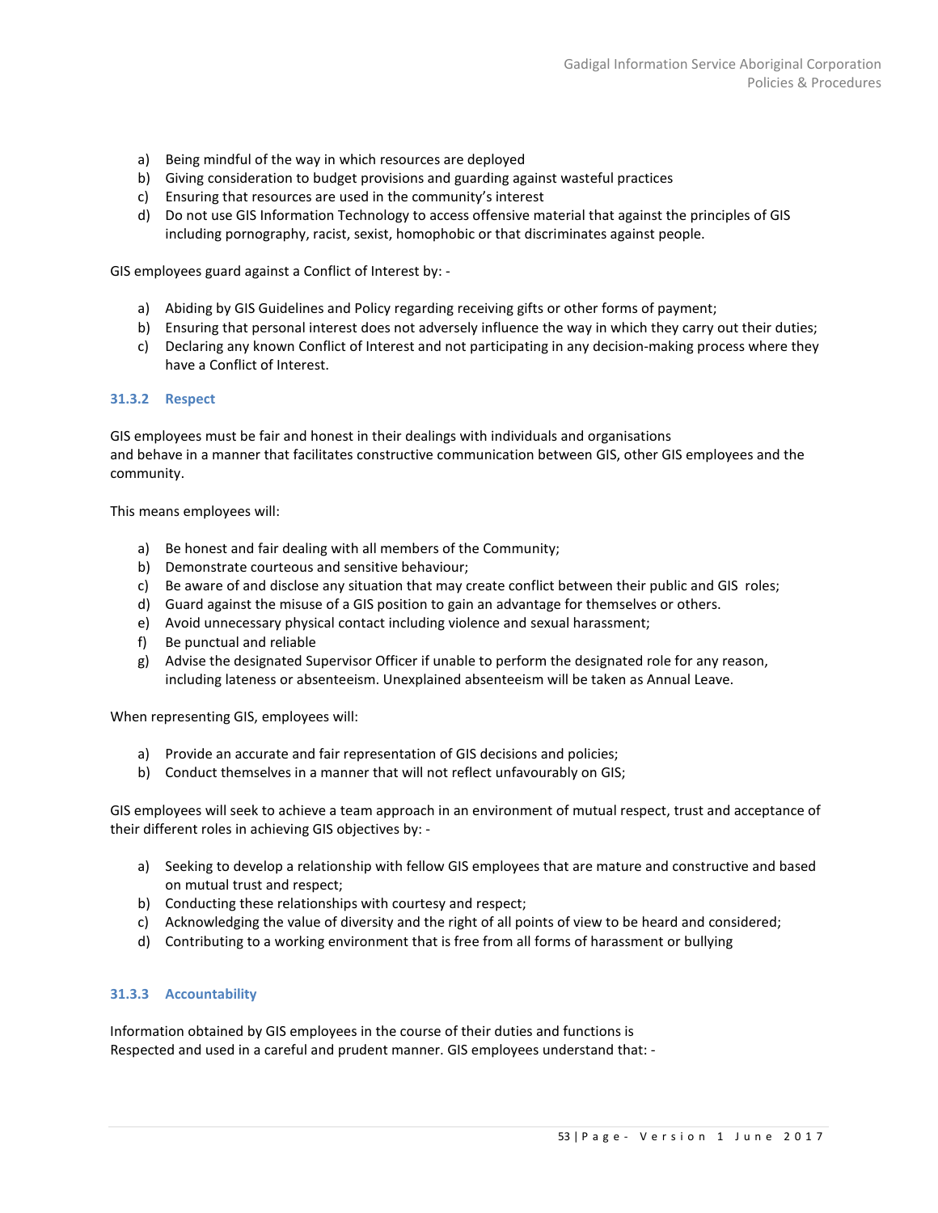a) Being mindful of the way in which resources are deployed
b) Giving consideration to budget provisions and guarding against wasteful practices
c) Ensuring that resources are used in the community's interest
d) Do not use GIS Information Technology to access offensive material that against the principles of GIS including pornography, racist, sexist, homophobic or that discriminates against people.

GIS employees guard against a Conflict of Interest by: -

a) Abiding by GIS Guidelines and Policy regarding receiving gifts or other forms of payment;
b) Ensuring that personal interest does not adversely influence the way in which they carry out their duties;
c) Declaring any known Conflict of Interest and not participating in any decision-making process where they have a Conflict of Interest.

### 31.3.2 Respect

GIS employees must be fair and honest in their dealings with individuals and organisations and behave in a manner that facilitates constructive communication between GIS, other GIS employees and the community.

This means employees will:

a) Be honest and fair dealing with all members of the Community;
b) Demonstrate courteous and sensitive behaviour;
c) Be aware of and disclose any situation that may create conflict between their public and GIS roles;
d) Guard against the misuse of a GIS position to gain an advantage for themselves or others.
e) Avoid unnecessary physical contact including violence and sexual harassment;
f) Be punctual and reliable
g) Advise the designated Supervisor Officer if unable to perform the designated role for any reason, including lateness or absenteeism. Unexplained absenteeism will be taken as Annual Leave.

When representing GIS, employees will:

a) Provide an accurate and fair representation of GIS decisions and policies;
b) Conduct themselves in a manner that will not reflect unfavourably on GIS;

GIS employees will seek to achieve a team approach in an environment of mutual respect, trust and acceptance of their different roles in achieving GIS objectives by: -

a) Seeking to develop a relationship with fellow GIS employees that are mature and constructive and based on mutual trust and respect;
b) Conducting these relationships with courtesy and respect;
c) Acknowledging the value of diversity and the right of all points of view to be heard and considered;
d) Contributing to a working environment that is free from all forms of harassment or bullying

### 31.3.3 Accountability

Information obtained by GIS employees in the course of their duties and functions is Respected and used in a careful and prudent manner. GIS employees understand that: -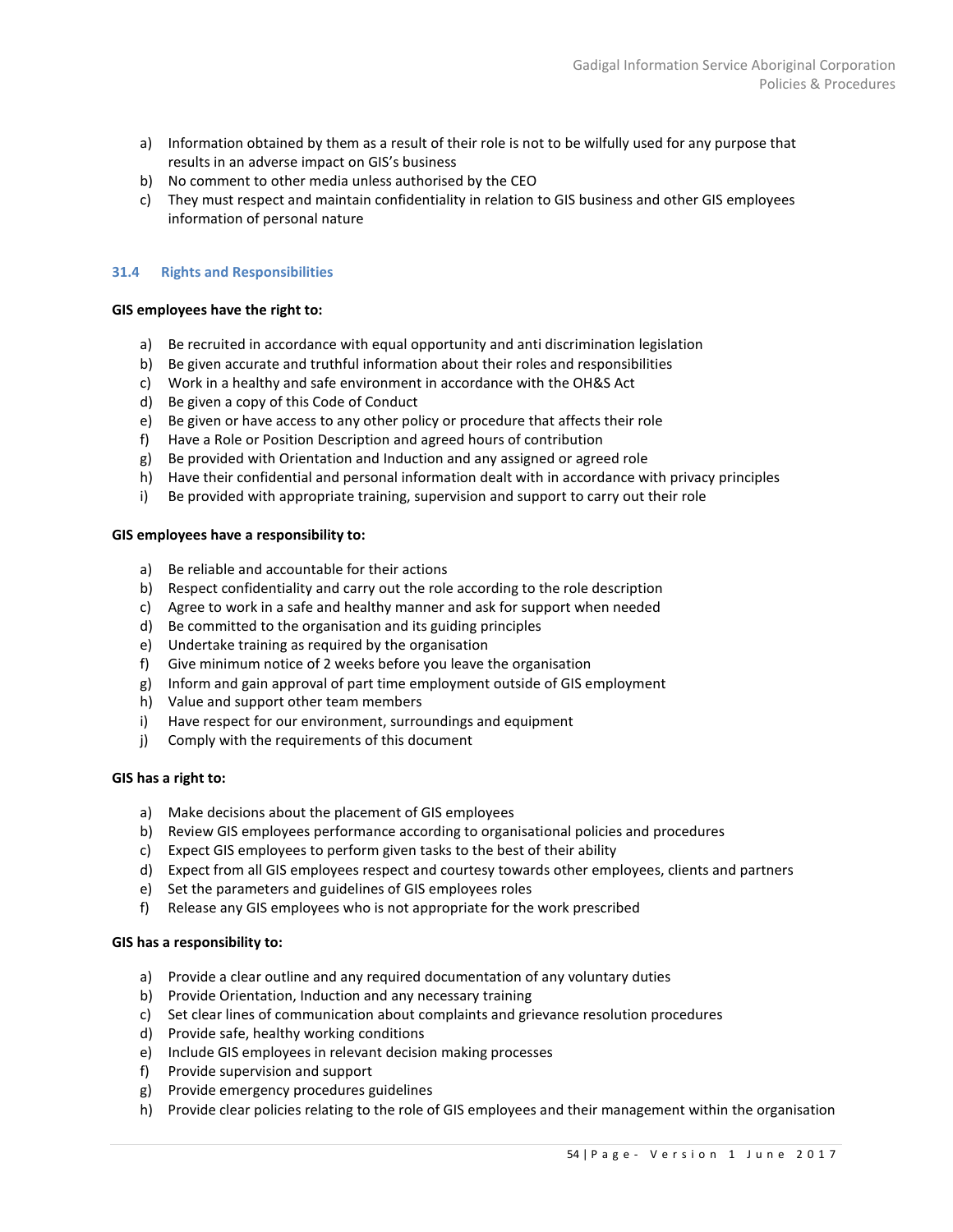a) Information obtained by them as a result of their role is not to be wilfully used for any purpose that results in an adverse impact on GIS's business
b) No comment to other media unless authorised by the CEO
c) They must respect and maintain confidentiality in relation to GIS business and other GIS employees information of personal nature

### 31.4 Rights and Responsibilities

**GIS employees have the right to:**

a) Be recruited in accordance with equal opportunity and anti discrimination legislation
b) Be given accurate and truthful information about their roles and responsibilities
c) Work in a healthy and safe environment in accordance with the OH&S Act
d) Be given a copy of this Code of Conduct
e) Be given or have access to any other policy or procedure that affects their role
f) Have a Role or Position Description and agreed hours of contribution
g) Be provided with Orientation and Induction and any assigned or agreed role
h) Have their confidential and personal information dealt with in accordance with privacy principles
i) Be provided with appropriate training, supervision and support to carry out their role

**GIS employees have a responsibility to:**

a) Be reliable and accountable for their actions
b) Respect confidentiality and carry out the role according to the role description
c) Agree to work in a safe and healthy manner and ask for support when needed
d) Be committed to the organisation and its guiding principles
e) Undertake training as required by the organisation
f) Give minimum notice of 2 weeks before you leave the organisation
g) Inform and gain approval of part time employment outside of GIS employment
h) Value and support other team members
i) Have respect for our environment, surroundings and equipment
j) Comply with the requirements of this document

**GIS has a right to:**

a) Make decisions about the placement of GIS employees
b) Review GIS employees performance according to organisational policies and procedures
c) Expect GIS employees to perform given tasks to the best of their ability
d) Expect from all GIS employees respect and courtesy towards other employees, clients and partners
e) Set the parameters and guidelines of GIS employees roles
f) Release any GIS employees who is not appropriate for the work prescribed

**GIS has a responsibility to:**

a) Provide a clear outline and any required documentation of any voluntary duties
b) Provide Orientation, Induction and any necessary training
c) Set clear lines of communication about complaints and grievance resolution procedures
d) Provide safe, healthy working conditions
e) Include GIS employees in relevant decision making processes
f) Provide supervision and support
g) Provide emergency procedures guidelines
h) Provide clear policies relating to the role of GIS employees and their management within the organisation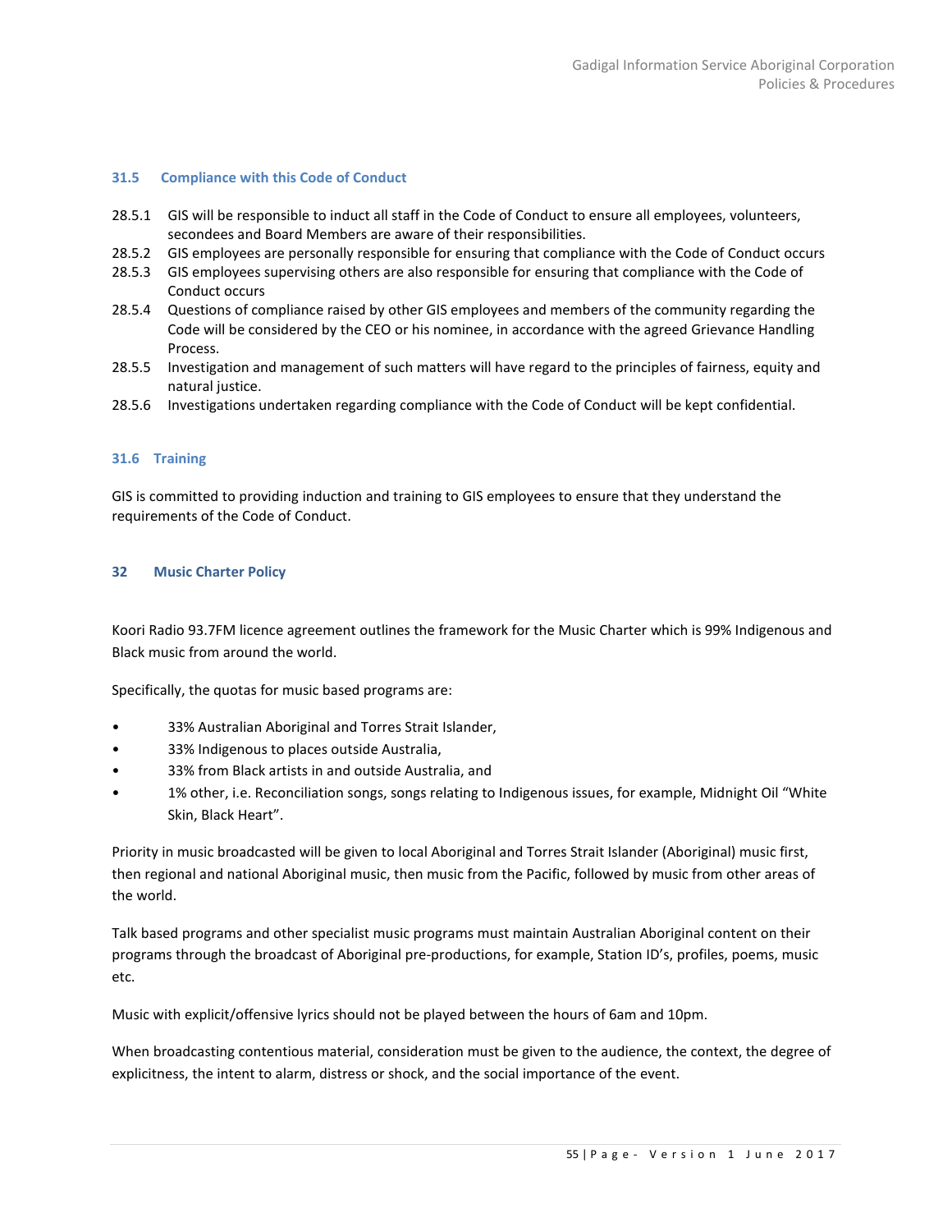### 31.5 Compliance with this Code of Conduct

28.5.1 GIS will be responsible to induct all staff in the Code of Conduct to ensure all employees, volunteers, secondees and Board Members are aware of their responsibilities.

28.5.2 GIS employees are personally responsible for ensuring that compliance with the Code of Conduct occurs

28.5.3 GIS employees supervising others are also responsible for ensuring that compliance with the Code of Conduct occurs

28.5.4 Questions of compliance raised by other GIS employees and members of the community regarding the Code will be considered by the CEO or his nominee, in accordance with the agreed Grievance Handling Process.

28.5.5 Investigation and management of such matters will have regard to the principles of fairness, equity and natural justice.

28.5.6 Investigations undertaken regarding compliance with the Code of Conduct will be kept confidential.

### 31.6 Training

GIS is committed to providing induction and training to GIS employees to ensure that they understand the requirements of the Code of Conduct.

## 32 Music Charter Policy

Koori Radio 93.7FM licence agreement outlines the framework for the Music Charter which is 99% Indigenous and Black music from around the world.

Specifically, the quotas for music based programs are:

- 33% Australian Aboriginal and Torres Strait Islander,
- 33% Indigenous to places outside Australia,
- 33% from Black artists in and outside Australia, and
- 1% other, i.e. Reconciliation songs, songs relating to Indigenous issues, for example, Midnight Oil "White Skin, Black Heart".

Priority in music broadcasted will be given to local Aboriginal and Torres Strait Islander (Aboriginal) music first, then regional and national Aboriginal music, then music from the Pacific, followed by music from other areas of the world.

Talk based programs and other specialist music programs must maintain Australian Aboriginal content on their programs through the broadcast of Aboriginal pre-productions, for example, Station ID's, profiles, poems, music etc.

Music with explicit/offensive lyrics should not be played between the hours of 6am and 10pm.

When broadcasting contentious material, consideration must be given to the audience, the context, the degree of explicitness, the intent to alarm, distress or shock, and the social importance of the event.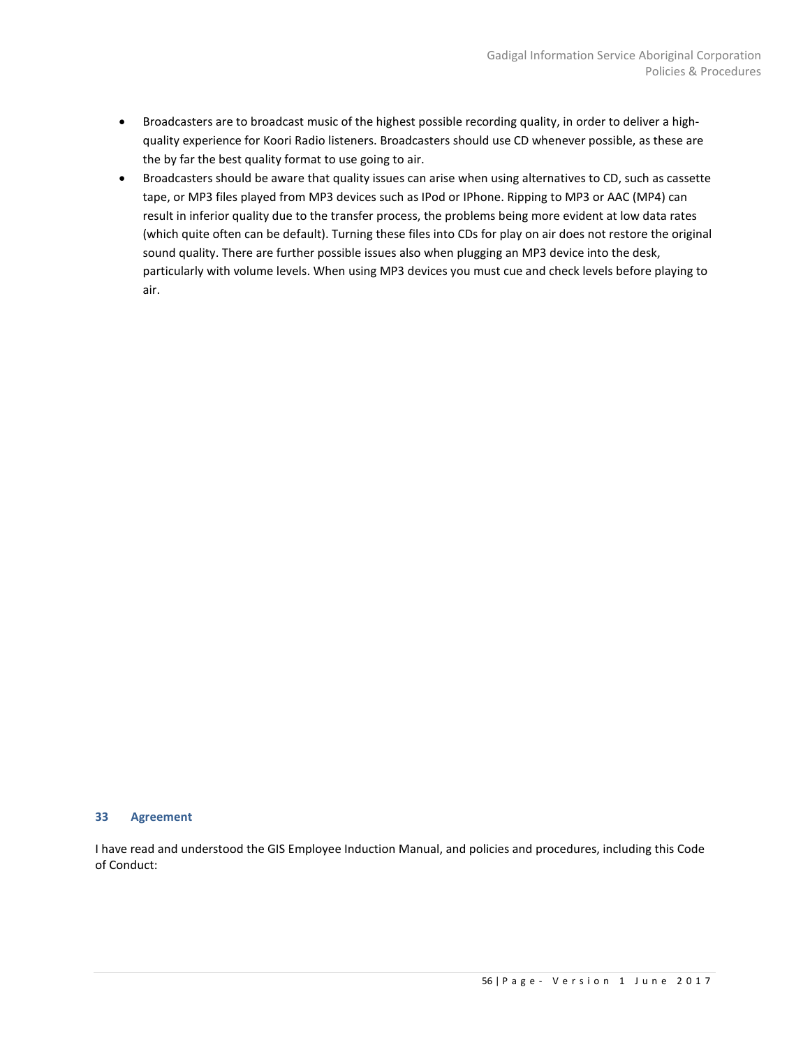- Broadcasters are to broadcast music of the highest possible recording quality, in order to deliver a high-quality experience for Koori Radio listeners. Broadcasters should use CD whenever possible, as these are the by far the best quality format to use going to air.
- Broadcasters should be aware that quality issues can arise when using alternatives to CD, such as cassette tape, or MP3 files played from MP3 devices such as IPod or IPhone. Ripping to MP3 or AAC (MP4) can result in inferior quality due to the transfer process, the problems being more evident at low data rates (which quite often can be default). Turning these files into CDs for play on air does not restore the original sound quality. There are further possible issues also when plugging an MP3 device into the desk, particularly with volume levels. When using MP3 devices you must cue and check levels before playing to air.

## 33 Agreement

I have read and understood the GIS Employee Induction Manual, and policies and procedures, including this Code of Conduct: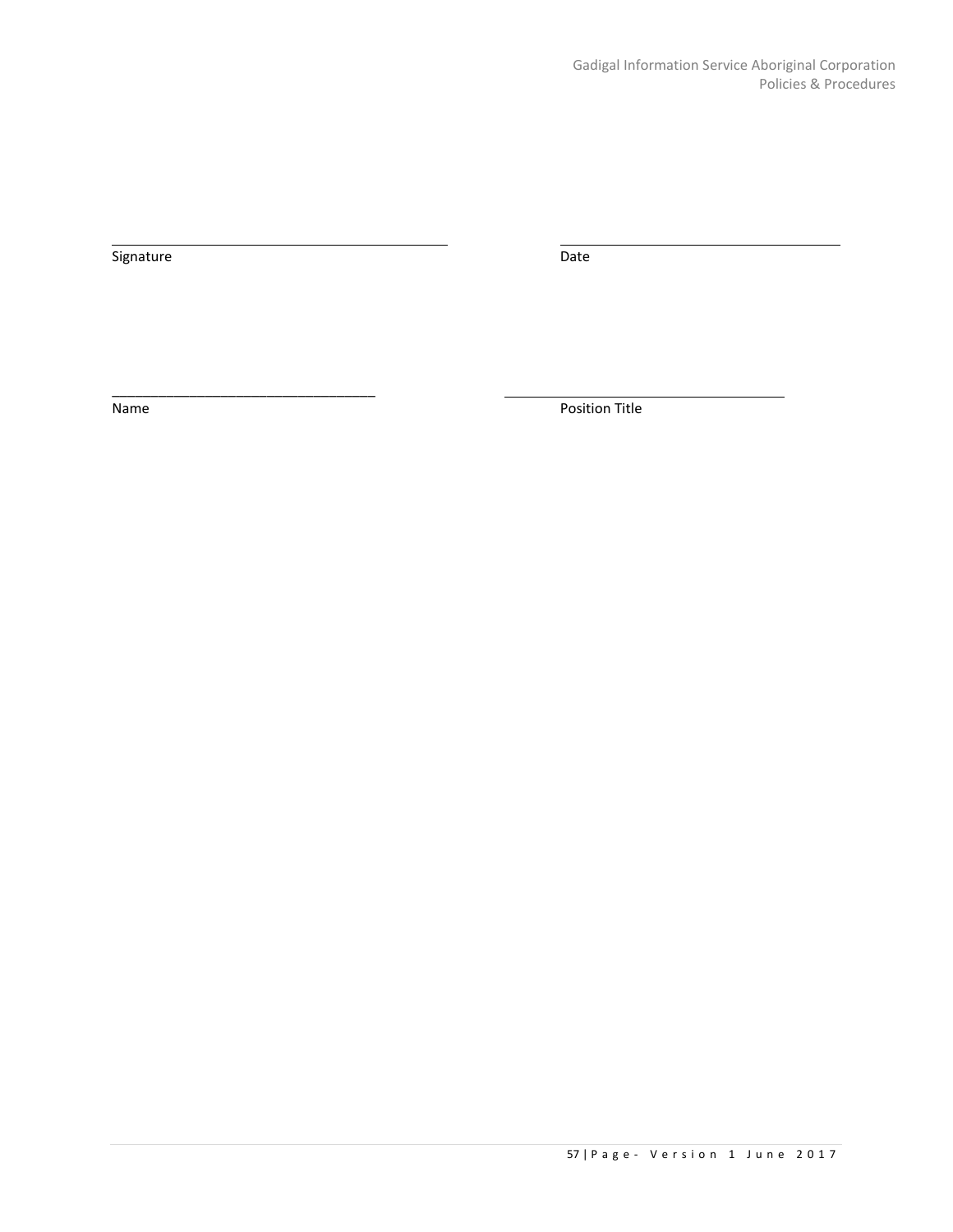\_\_\_\_\_\_\_\_\_\_\_\_\_\_\_\_\_\_\_\_\_\_\_\_\_\_\_\_\_\_\_\_\_\_\_\_\_\_\_\_ &nbsp;&nbsp;&nbsp;&nbsp;&nbsp;&nbsp;&nbsp;&nbsp;&nbsp;&nbsp;&nbsp;&nbsp; \_\_\_\_\_\_\_\_\_\_\_\_\_\_\_\_\_\_\_\_\_\_\_\_\_\_\_\_\_\_\_\_\_\_

Signature &nbsp;&nbsp;&nbsp;&nbsp;&nbsp;&nbsp;&nbsp;&nbsp;&nbsp;&nbsp;&nbsp;&nbsp;&nbsp;&nbsp;&nbsp;&nbsp;&nbsp;&nbsp;&nbsp;&nbsp;&nbsp;&nbsp;&nbsp;&nbsp;&nbsp;&nbsp;&nbsp;&nbsp;&nbsp;&nbsp;&nbsp;&nbsp;&nbsp;&nbsp;&nbsp;&nbsp;&nbsp;&nbsp;&nbsp;&nbsp;&nbsp;&nbsp;&nbsp;&nbsp;&nbsp;&nbsp;&nbsp;&nbsp; Date

\_\_\_\_\_\_\_\_\_\_\_\_\_\_\_\_\_\_\_\_\_\_\_\_\_\_\_\_\_\_\_\_\_ &nbsp;&nbsp;&nbsp;&nbsp;&nbsp;&nbsp;&nbsp;&nbsp;&nbsp;&nbsp;&nbsp;&nbsp; \_\_\_\_\_\_\_\_\_\_\_\_\_\_\_\_\_\_\_\_\_\_\_\_\_\_\_\_\_\_\_\_\_\_

Name &nbsp;&nbsp;&nbsp;&nbsp;&nbsp;&nbsp;&nbsp;&nbsp;&nbsp;&nbsp;&nbsp;&nbsp;&nbsp;&nbsp;&nbsp;&nbsp;&nbsp;&nbsp;&nbsp;&nbsp;&nbsp;&nbsp;&nbsp;&nbsp;&nbsp;&nbsp;&nbsp;&nbsp;&nbsp;&nbsp;&nbsp;&nbsp;&nbsp;&nbsp;&nbsp;&nbsp;&nbsp;&nbsp;&nbsp;&nbsp;&nbsp;&nbsp;&nbsp;&nbsp;&nbsp;&nbsp;&nbsp;&nbsp;&nbsp;&nbsp;&nbsp;&nbsp; Position Title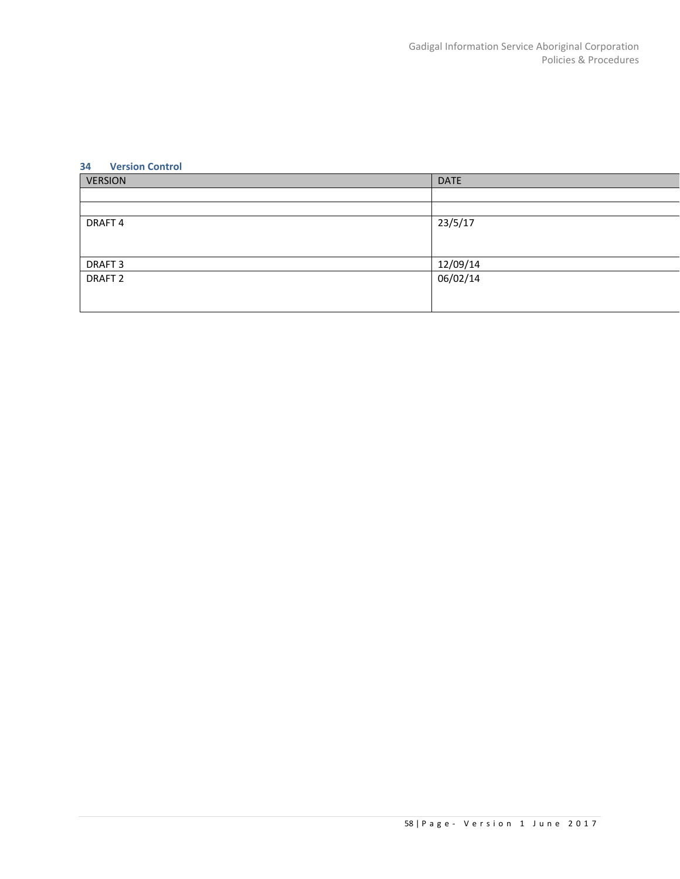## 34 Version Control

| VERSION | DATE |
|---|---|
| | |
| | |
| DRAFT 4 | 23/5/17 |
| DRAFT 3 | 12/09/14 |
| DRAFT 2 | 06/02/14 |